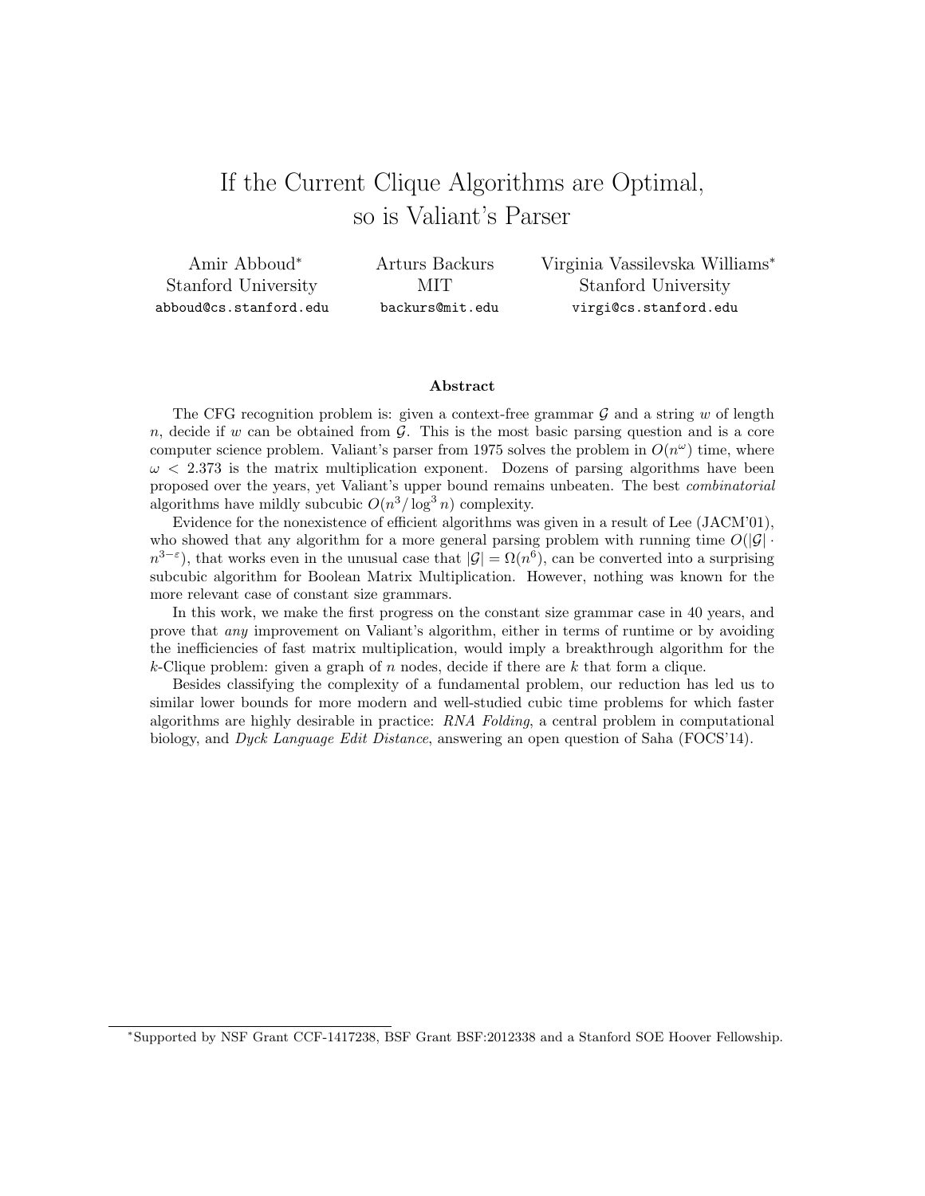# If the Current Clique Algorithms are Optimal, so is Valiant's Parser

Amir Abboud[*]
Stanford University
abboud@cs.stanford.edu

Arturs Backurs
MIT
backurs@mit.edu

Virginia Vassilevska Williams[*]
Stanford University
virgi@cs.stanford.edu

### Abstract

The CFG recognition problem is: given a context-free grammar $\mathcal{G}$ and a string $w$ of length $n$, decide if $w$ can be obtained from $\mathcal{G}$. This is the most basic parsing question and is a core computer science problem. Valiant's parser from 1975 solves the problem in $O(n^\omega)$ time, where $\omega < 2.373$ is the matrix multiplication exponent. Dozens of parsing algorithms have been proposed over the years, yet Valiant's upper bound remains unbeaten. The best *combinatorial* algorithms have mildly subcubic $O(n^3/\log^3 n)$ complexity.

Evidence for the nonexistence of efficient algorithms was given in a result of Lee (JACM'01), who showed that any algorithm for a more general parsing problem with running time $O(|\mathcal{G}| \cdot n^{3-\varepsilon})$, that works even in the unusual case that $|\mathcal{G}| = \Omega(n^6)$, can be converted into a surprising subcubic algorithm for Boolean Matrix Multiplication. However, nothing was known for the more relevant case of constant size grammars.

In this work, we make the first progress on the constant size grammar case in 40 years, and prove that *any* improvement on Valiant's algorithm, either in terms of runtime or by avoiding the inefficiencies of fast matrix multiplication, would imply a breakthrough algorithm for the $k$-Clique problem: given a graph of $n$ nodes, decide if there are $k$ that form a clique.

Besides classifying the complexity of a fundamental problem, our reduction has led us to similar lower bounds for more modern and well-studied cubic time problems for which faster algorithms are highly desirable in practice: *RNA Folding*, a central problem in computational biology, and *Dyck Language Edit Distance*, answering an open question of Saha (FOCS'14).

[*] Supported by NSF Grant CCF-1417238, BSF Grant BSF:2012338 and a Stanford SOE Hoover Fellowship.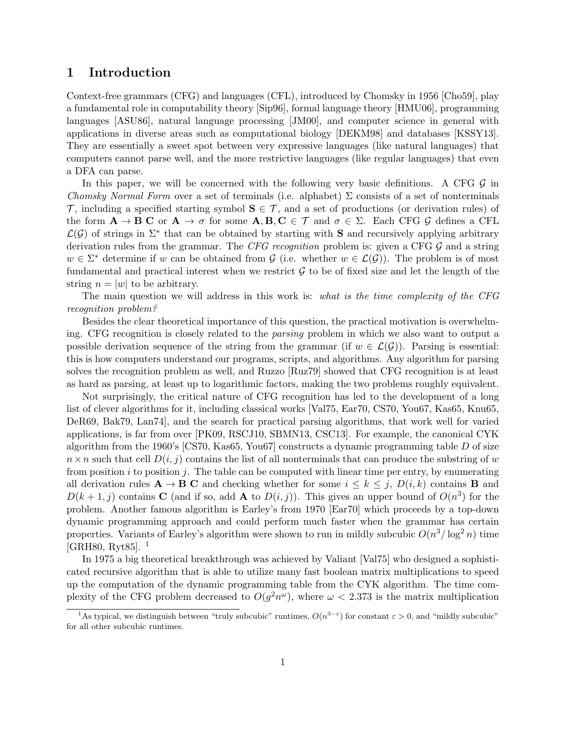# 1 Introduction

Context-free grammars (CFG) and languages (CFL), introduced by Chomsky in 1956 [Cho59], play a fundamental role in computability theory [Sip96], formal language theory [HMU06], programming languages [ASU86], natural language processing [JM00], and computer science in general with applications in diverse areas such as computational biology [DEKM98] and databases [KSSY13]. They are essentially a sweet spot between very expressive languages (like natural languages) that computers cannot parse well, and the more restrictive languages (like regular languages) that even a DFA can parse.

In this paper, we will be concerned with the following very basic definitions. A CFG $\mathcal{G}$ in *Chomsky Normal Form* over a set of terminals (i.e. alphabet) $\Sigma$ consists of a set of nonterminals $\mathcal{T}$, including a specified starting symbol $\mathbf{S} \in \mathcal{T}$, and a set of productions (or derivation rules) of the form $\mathbf{A} \to \mathbf{B}\ \mathbf{C}$ or $\mathbf{A} \to \sigma$ for some $\mathbf{A}, \mathbf{B}, \mathbf{C} \in \mathcal{T}$ and $\sigma \in \Sigma$. Each CFG $\mathcal{G}$ defines a CFL $\mathcal{L}(\mathcal{G})$ of strings in $\Sigma^*$ that can be obtained by starting with $\mathbf{S}$ and recursively applying arbitrary derivation rules from the grammar. The *CFG recognition* problem is: given a CFG $\mathcal{G}$ and a string $w \in \Sigma^*$ determine if $w$ can be obtained from $\mathcal{G}$ (i.e. whether $w \in \mathcal{L}(\mathcal{G})$). The problem is of most fundamental and practical interest when we restrict $\mathcal{G}$ to be of fixed size and let the length of the string $n = |w|$ to be arbitrary.

The main question we will address in this work is: *what is the time complexity of the CFG recognition problem?*

Besides the clear theoretical importance of this question, the practical motivation is overwhelming. CFG recognition is closely related to the *parsing* problem in which we also want to output a possible derivation sequence of the string from the grammar (if $w \in \mathcal{L}(\mathcal{G})$). Parsing is essential: this is how computers understand our programs, scripts, and algorithms. Any algorithm for parsing solves the recognition problem as well, and Ruzzo [Ruz79] showed that CFG recognition is at least as hard as parsing, at least up to logarithmic factors, making the two problems roughly equivalent.

Not surprisingly, the critical nature of CFG recognition has led to the development of a long list of clever algorithms for it, including classical works [Val75, Ear70, CS70, You67, Kas65, Knu65, DeR69, Bak79, Lan74], and the search for practical parsing algorithms, that work well for varied applications, is far from over [PK09, RSCJ10, SBMN13, CSC13]. For example, the canonical CYK algorithm from the 1960's [CS70, Kas65, You67] constructs a dynamic programming table $D$ of size $n \times n$ such that cell $D(i, j)$ contains the list of all nonterminals that can produce the substring of $w$ from position $i$ to position $j$. The table can be computed with linear time per entry, by enumerating all derivation rules $\mathbf{A} \to \mathbf{B}\ \mathbf{C}$ and checking whether for some $i \leq k \leq j$, $D(i, k)$ contains $\mathbf{B}$ and $D(k+1, j)$ contains $\mathbf{C}$ (and if so, add $\mathbf{A}$ to $D(i, j)$). This gives an upper bound of $O(n^3)$ for the problem. Another famous algorithm is Earley's from 1970 [Ear70] which proceeds by a top-down dynamic programming approach and could perform much faster when the grammar has certain properties. Variants of Earley's algorithm were shown to run in mildly subcubic $O(n^3/\log^2 n)$ time [GRH80, Ryt85]. [1]

In 1975 a big theoretical breakthrough was achieved by Valiant [Val75] who designed a sophisticated recursive algorithm that is able to utilize many fast boolean matrix multiplications to speed up the computation of the dynamic programming table from the CYK algorithm. The time complexity of the CFG problem decreased to $O(g^2 n^\omega)$, where $\omega < 2.373$ is the matrix multiplication

[1] As typical, we distinguish between "truly subcubic" runtimes, $O(n^{3-\varepsilon})$ for constant $\varepsilon > 0$, and "mildly subcubic" for all other subcubic runtimes.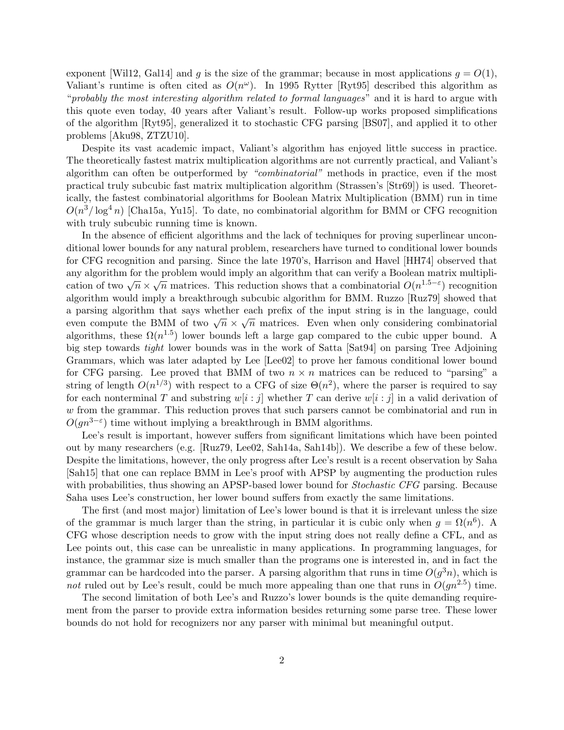exponent [Wil12, Gal14] and $g$ is the size of the grammar; because in most applications $g = O(1)$, Valiant's runtime is often cited as $O(n^\omega)$. In 1995 Rytter [Ryt95] described this algorithm as "*probably the most interesting algorithm related to formal languages*" and it is hard to argue with this quote even today, 40 years after Valiant's result. Follow-up works proposed simplifications of the algorithm [Ryt95], generalized it to stochastic CFG parsing [BS07], and applied it to other problems [Aku98, ZTZU10].

Despite its vast academic impact, Valiant's algorithm has enjoyed little success in practice. The theoretically fastest matrix multiplication algorithms are not currently practical, and Valiant's algorithm can often be outperformed by *"combinatorial"* methods in practice, even if the most practical truly subcubic fast matrix multiplication algorithm (Strassen's [Str69]) is used. Theoretically, the fastest combinatorial algorithms for Boolean Matrix Multiplication (BMM) run in time $O(n^3/\log^4 n)$ [Cha15a, Yu15]. To date, no combinatorial algorithm for BMM or CFG recognition with truly subcubic running time is known.

In the absence of efficient algorithms and the lack of techniques for proving superlinear unconditional lower bounds for any natural problem, researchers have turned to conditional lower bounds for CFG recognition and parsing. Since the late 1970's, Harrison and Havel [HH74] observed that any algorithm for the problem would imply an algorithm that can verify a Boolean matrix multiplication of two $\sqrt{n} \times \sqrt{n}$ matrices. This reduction shows that a combinatorial $O(n^{1.5-\varepsilon})$ recognition algorithm would imply a breakthrough subcubic algorithm for BMM. Ruzzo [Ruz79] showed that a parsing algorithm that says whether each prefix of the input string is in the language, could even compute the BMM of two $\sqrt{n} \times \sqrt{n}$ matrices. Even when only considering combinatorial algorithms, these $\Omega(n^{1.5})$ lower bounds left a large gap compared to the cubic upper bound. A big step towards *tight* lower bounds was in the work of Satta [Sat94] on parsing Tree Adjoining Grammars, which was later adapted by Lee [Lee02] to prove her famous conditional lower bound for CFG parsing. Lee proved that BMM of two $n \times n$ matrices can be reduced to "parsing" a string of length $O(n^{1/3})$ with respect to a CFG of size $\Theta(n^2)$, where the parser is required to say for each nonterminal $T$ and substring $w[i:j]$ whether $T$ can derive $w[i:j]$ in a valid derivation of $w$ from the grammar. This reduction proves that such parsers cannot be combinatorial and run in $O(gn^{3-\varepsilon})$ time without implying a breakthrough in BMM algorithms.

Lee's result is important, however suffers from significant limitations which have been pointed out by many researchers (e.g. [Ruz79, Lee02, Sah14a, Sah14b]). We describe a few of these below. Despite the limitations, however, the only progress after Lee's result is a recent observation by Saha [Sah15] that one can replace BMM in Lee's proof with APSP by augmenting the production rules with probabilities, thus showing an APSP-based lower bound for *Stochastic CFG* parsing. Because Saha uses Lee's construction, her lower bound suffers from exactly the same limitations.

The first (and most major) limitation of Lee's lower bound is that it is irrelevant unless the size of the grammar is much larger than the string, in particular it is cubic only when $g = \Omega(n^6)$. A CFG whose description needs to grow with the input string does not really define a CFL, and as Lee points out, this case can be unrealistic in many applications. In programming languages, for instance, the grammar size is much smaller than the programs one is interested in, and in fact the grammar can be hardcoded into the parser. A parsing algorithm that runs in time $O(g^3 n)$, which is *not* ruled out by Lee's result, could be much more appealing than one that runs in $O(gn^{2.5})$ time.

The second limitation of both Lee's and Ruzzo's lower bounds is the quite demanding requirement from the parser to provide extra information besides returning some parse tree. These lower bounds do not hold for recognizers nor any parser with minimal but meaningful output.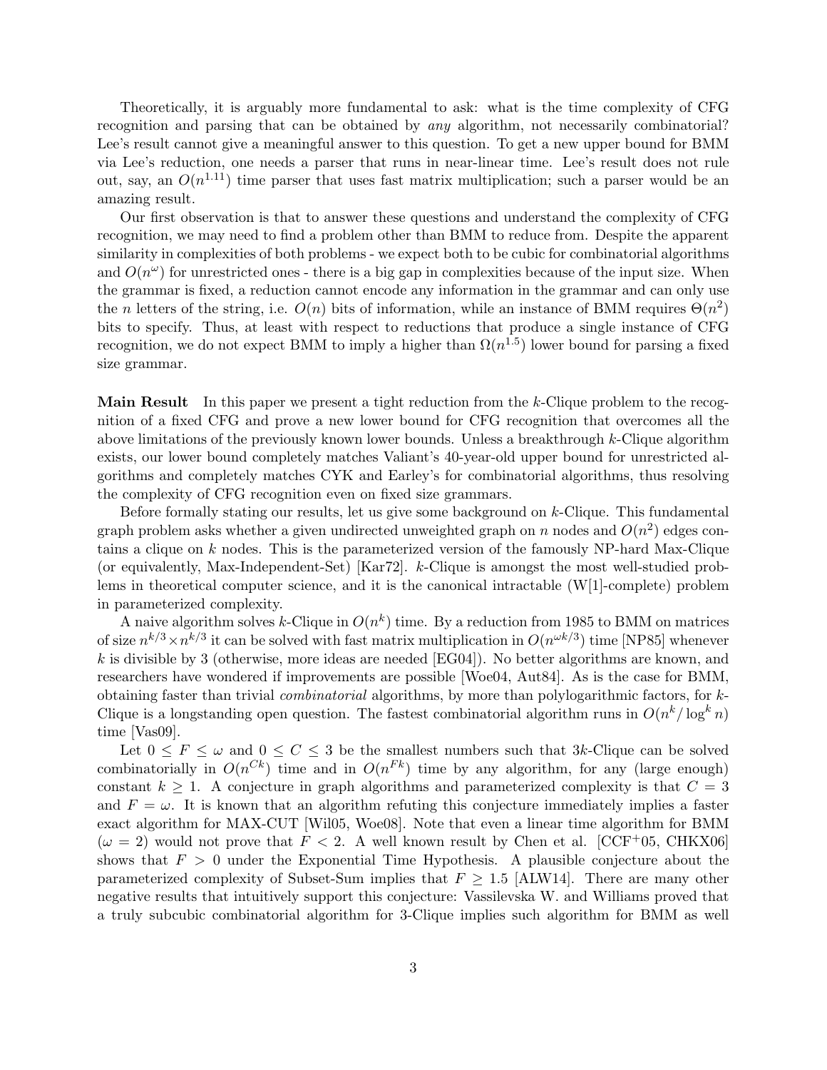Theoretically, it is arguably more fundamental to ask: what is the time complexity of CFG recognition and parsing that can be obtained by *any* algorithm, not necessarily combinatorial? Lee's result cannot give a meaningful answer to this question. To get a new upper bound for BMM via Lee's reduction, one needs a parser that runs in near-linear time. Lee's result does not rule out, say, an $O(n^{1.11})$ time parser that uses fast matrix multiplication; such a parser would be an amazing result.

Our first observation is that to answer these questions and understand the complexity of CFG recognition, we may need to find a problem other than BMM to reduce from. Despite the apparent similarity in complexities of both problems - we expect both to be cubic for combinatorial algorithms and $O(n^{\omega})$ for unrestricted ones - there is a big gap in complexities because of the input size. When the grammar is fixed, a reduction cannot encode any information in the grammar and can only use the $n$ letters of the string, i.e. $O(n)$ bits of information, while an instance of BMM requires $\Theta(n^2)$ bits to specify. Thus, at least with respect to reductions that produce a single instance of CFG recognition, we do not expect BMM to imply a higher than $\Omega(n^{1.5})$ lower bound for parsing a fixed size grammar.

**Main Result** In this paper we present a tight reduction from the $k$-Clique problem to the recognition of a fixed CFG and prove a new lower bound for CFG recognition that overcomes all the above limitations of the previously known lower bounds. Unless a breakthrough $k$-Clique algorithm exists, our lower bound completely matches Valiant's 40-year-old upper bound for unrestricted algorithms and completely matches CYK and Earley's for combinatorial algorithms, thus resolving the complexity of CFG recognition even on fixed size grammars.

Before formally stating our results, let us give some background on $k$-Clique. This fundamental graph problem asks whether a given undirected unweighted graph on $n$ nodes and $O(n^2)$ edges contains a clique on $k$ nodes. This is the parameterized version of the famously NP-hard Max-Clique (or equivalently, Max-Independent-Set) [Kar72]. $k$-Clique is amongst the most well-studied problems in theoretical computer science, and it is the canonical intractable (W[1]-complete) problem in parameterized complexity.

A naive algorithm solves $k$-Clique in $O(n^k)$ time. By a reduction from 1985 to BMM on matrices of size $n^{k/3} \times n^{k/3}$ it can be solved with fast matrix multiplication in $O(n^{\omega k/3})$ time [NP85] whenever $k$ is divisible by 3 (otherwise, more ideas are needed [EG04]). No better algorithms are known, and researchers have wondered if improvements are possible [Woe04, Aut84]. As is the case for BMM, obtaining faster than trivial *combinatorial* algorithms, by more than polylogarithmic factors, for $k$-Clique is a longstanding open question. The fastest combinatorial algorithm runs in $O(n^k/\log^k n)$ time [Vas09].

Let $0 \leq F \leq \omega$ and $0 \leq C \leq 3$ be the smallest numbers such that $3k$-Clique can be solved combinatorially in $O(n^{Ck})$ time and in $O(n^{Fk})$ time by any algorithm, for any (large enough) constant $k \geq 1$. A conjecture in graph algorithms and parameterized complexity is that $C = 3$ and $F = \omega$. It is known that an algorithm refuting this conjecture immediately implies a faster exact algorithm for MAX-CUT [Wil05, Woe08]. Note that even a linear time algorithm for BMM ($\omega = 2$) would not prove that $F < 2$. A well known result by Chen et al. [CCF+05, CHKX06] shows that $F > 0$ under the Exponential Time Hypothesis. A plausible conjecture about the parameterized complexity of Subset-Sum implies that $F \geq 1.5$ [ALW14]. There are many other negative results that intuitively support this conjecture: Vassilevska W. and Williams proved that a truly subcubic combinatorial algorithm for 3-Clique implies such algorithm for BMM as well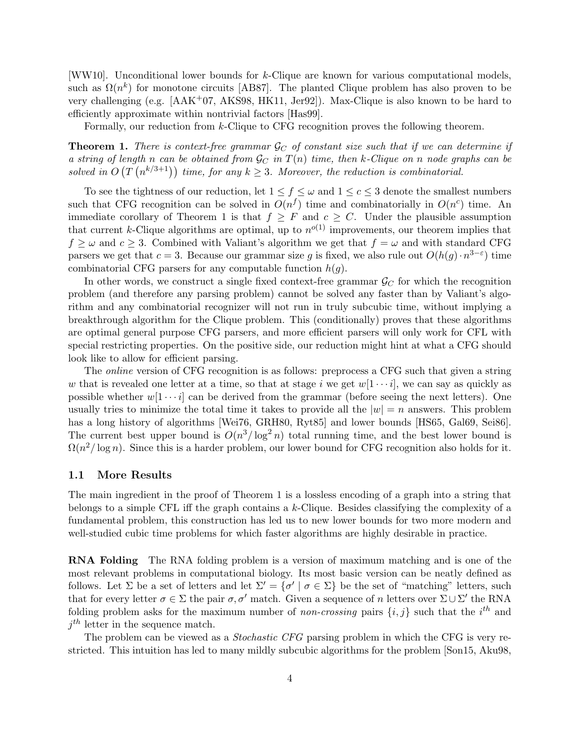[WW10]. Unconditional lower bounds for $k$-Clique are known for various computational models, such as $\Omega(n^k)$ for monotone circuits [AB87]. The planted Clique problem has also proven to be very challenging (e.g. [AAK+07, AKS98, HK11, Jer92]). Max-Clique is also known to be hard to efficiently approximate within nontrivial factors [Has99].

Formally, our reduction from $k$-Clique to CFG recognition proves the following theorem.

**Theorem 1.** *There is context-free grammar $\mathcal{G}_C$ of constant size such that if we can determine if a string of length $n$ can be obtained from $\mathcal{G}_C$ in $T(n)$ time, then $k$-Clique on $n$ node graphs can be solved in $O\left(T\left(n^{k/3+1}\right)\right)$ time, for any $k \geq 3$. Moreover, the reduction is combinatorial.*

To see the tightness of our reduction, let $1 \leq f \leq \omega$ and $1 \leq c \leq 3$ denote the smallest numbers such that CFG recognition can be solved in $O(n^f)$ time and combinatorially in $O(n^c)$ time. An immediate corollary of Theorem 1 is that $f \geq F$ and $c \geq C$. Under the plausible assumption that current $k$-Clique algorithms are optimal, up to $n^{o(1)}$ improvements, our theorem implies that $f \geq \omega$ and $c \geq 3$. Combined with Valiant's algorithm we get that $f = \omega$ and with standard CFG parsers we get that $c = 3$. Because our grammar size $g$ is fixed, we also rule out $O(h(g) \cdot n^{3-\varepsilon})$ time combinatorial CFG parsers for any computable function $h(g)$.

In other words, we construct a single fixed context-free grammar $\mathcal{G}_C$ for which the recognition problem (and therefore any parsing problem) cannot be solved any faster than by Valiant's algorithm and any combinatorial recognizer will not run in truly subcubic time, without implying a breakthrough algorithm for the Clique problem. This (conditionally) proves that these algorithms are optimal general purpose CFG parsers, and more efficient parsers will only work for CFL with special restricting properties. On the positive side, our reduction might hint at what a CFG should look like to allow for efficient parsing.

The *online* version of CFG recognition is as follows: preprocess a CFG such that given a string $w$ that is revealed one letter at a time, so that at stage $i$ we get $w[1 \cdots i]$, we can say as quickly as possible whether $w[1 \cdots i]$ can be derived from the grammar (before seeing the next letters). One usually tries to minimize the total time it takes to provide all the $|w| = n$ answers. This problem has a long history of algorithms [Wei76, GRH80, Ryt85] and lower bounds [HS65, Gal69, Sei86]. The current best upper bound is $O(n^3/\log^2 n)$ total running time, and the best lower bound is $\Omega(n^2/\log n)$. Since this is a harder problem, our lower bound for CFG recognition also holds for it.

## 1.1 More Results

The main ingredient in the proof of Theorem 1 is a lossless encoding of a graph into a string that belongs to a simple CFL iff the graph contains a $k$-Clique. Besides classifying the complexity of a fundamental problem, this construction has led us to new lower bounds for two more modern and well-studied cubic time problems for which faster algorithms are highly desirable in practice.

**RNA Folding** The RNA folding problem is a version of maximum matching and is one of the most relevant problems in computational biology. Its most basic version can be neatly defined as follows. Let $\Sigma$ be a set of letters and let $\Sigma' = \{\sigma' \mid \sigma \in \Sigma\}$ be the set of "matching" letters, such that for every letter $\sigma \in \Sigma$ the pair $\sigma, \sigma'$ match. Given a sequence of $n$ letters over $\Sigma \cup \Sigma'$ the RNA folding problem asks for the maximum number of *non-crossing* pairs $\{i, j\}$ such that the $i^{th}$ and $j^{th}$ letter in the sequence match.

The problem can be viewed as a *Stochastic CFG* parsing problem in which the CFG is very restricted. This intuition has led to many mildly subcubic algorithms for the problem [Son15, Aku98,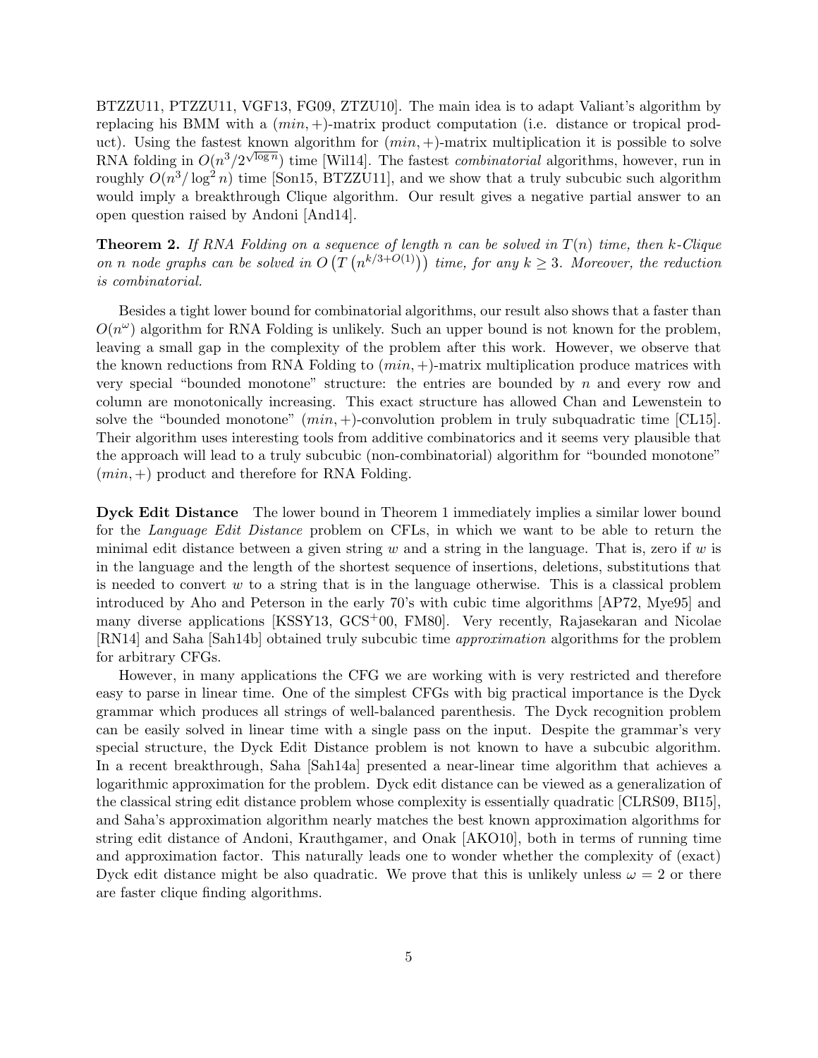BTZZU11, PTZZU11, VGF13, FG09, ZTZU10]. The main idea is to adapt Valiant's algorithm by replacing his BMM with a $(min, +)$-matrix product computation (i.e. distance or tropical product). Using the fastest known algorithm for $(min, +)$-matrix multiplication it is possible to solve RNA folding in $O(n^3/2^{\sqrt{\log n}})$ time [Wil14]. The fastest *combinatorial* algorithms, however, run in roughly $O(n^3/\log^2 n)$ time [Son15, BTZZU11], and we show that a truly subcubic such algorithm would imply a breakthrough Clique algorithm. Our result gives a negative partial answer to an open question raised by Andoni [And14].

**Theorem 2.** *If RNA Folding on a sequence of length $n$ can be solved in $T(n)$ time, then $k$-Clique on $n$ node graphs can be solved in $O\left(T\left(n^{k/3+O(1)}\right)\right)$ time, for any $k \geq 3$. Moreover, the reduction is combinatorial.*

Besides a tight lower bound for combinatorial algorithms, our result also shows that a faster than $O(n^\omega)$ algorithm for RNA Folding is unlikely. Such an upper bound is not known for the problem, leaving a small gap in the complexity of the problem after this work. However, we observe that the known reductions from RNA Folding to $(min, +)$-matrix multiplication produce matrices with very special "bounded monotone" structure: the entries are bounded by $n$ and every row and column are monotonically increasing. This exact structure has allowed Chan and Lewenstein to solve the "bounded monotone" $(min, +)$-convolution problem in truly subquadratic time [CL15]. Their algorithm uses interesting tools from additive combinatorics and it seems very plausible that the approach will lead to a truly subcubic (non-combinatorial) algorithm for "bounded monotone" $(min, +)$ product and therefore for RNA Folding.

**Dyck Edit Distance** The lower bound in Theorem 1 immediately implies a similar lower bound for the *Language Edit Distance* problem on CFLs, in which we want to be able to return the minimal edit distance between a given string $w$ and a string in the language. That is, zero if $w$ is in the language and the length of the shortest sequence of insertions, deletions, substitutions that is needed to convert $w$ to a string that is in the language otherwise. This is a classical problem introduced by Aho and Peterson in the early 70's with cubic time algorithms [AP72, Mye95] and many diverse applications [KSSY13, GCS+00, FM80]. Very recently, Rajasekaran and Nicolae [RN14] and Saha [Sah14b] obtained truly subcubic time *approximation* algorithms for the problem for arbitrary CFGs.

However, in many applications the CFG we are working with is very restricted and therefore easy to parse in linear time. One of the simplest CFGs with big practical importance is the Dyck grammar which produces all strings of well-balanced parenthesis. The Dyck recognition problem can be easily solved in linear time with a single pass on the input. Despite the grammar's very special structure, the Dyck Edit Distance problem is not known to have a subcubic algorithm. In a recent breakthrough, Saha [Sah14a] presented a near-linear time algorithm that achieves a logarithmic approximation for the problem. Dyck edit distance can be viewed as a generalization of the classical string edit distance problem whose complexity is essentially quadratic [CLRS09, BI15], and Saha's approximation algorithm nearly matches the best known approximation algorithms for string edit distance of Andoni, Krauthgamer, and Onak [AKO10], both in terms of running time and approximation factor. This naturally leads one to wonder whether the complexity of (exact) Dyck edit distance might be also quadratic. We prove that this is unlikely unless $\omega = 2$ or there are faster clique finding algorithms.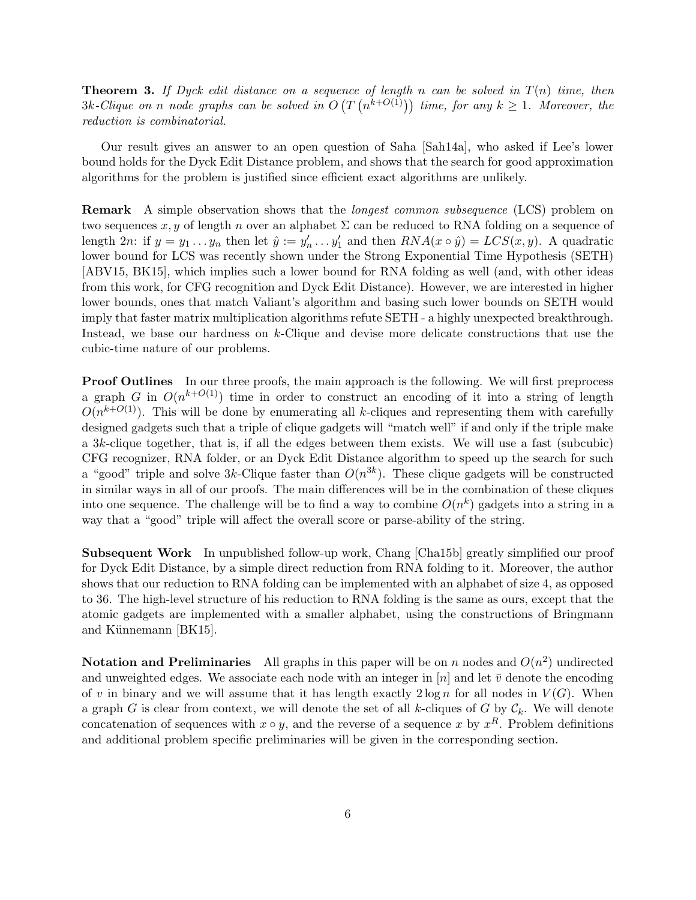**Theorem 3.** *If Dyck edit distance on a sequence of length $n$ can be solved in $T(n)$ time, then $3k$-Clique on $n$ node graphs can be solved in $O\left(T\left(n^{k+O(1)}\right)\right)$ time, for any $k \geq 1$. Moreover, the reduction is combinatorial.*

Our result gives an answer to an open question of Saha [Sah14a], who asked if Lee's lower bound holds for the Dyck Edit Distance problem, and shows that the search for good approximation algorithms for the problem is justified since efficient exact algorithms are unlikely.

**Remark** A simple observation shows that the *longest common subsequence* (LCS) problem on two sequences $x, y$ of length $n$ over an alphabet $\Sigma$ can be reduced to RNA folding on a sequence of length $2n$: if $y = y_1 \dots y_n$ then let $\hat{y} := y_n' \dots y_1'$ and then $RNA(x \circ \hat{y}) = LCS(x, y)$. A quadratic lower bound for LCS was recently shown under the Strong Exponential Time Hypothesis (SETH) [ABV15, BK15], which implies such a lower bound for RNA folding as well (and, with other ideas from this work, for CFG recognition and Dyck Edit Distance). However, we are interested in higher lower bounds, ones that match Valiant's algorithm and basing such lower bounds on SETH would imply that faster matrix multiplication algorithms refute SETH - a highly unexpected breakthrough. Instead, we base our hardness on $k$-Clique and devise more delicate constructions that use the cubic-time nature of our problems.

**Proof Outlines** In our three proofs, the main approach is the following. We will first preprocess a graph $G$ in $O(n^{k+O(1)})$ time in order to construct an encoding of it into a string of length $O(n^{k+O(1)})$. This will be done by enumerating all $k$-cliques and representing them with carefully designed gadgets such that a triple of clique gadgets will "match well" if and only if the triple make a $3k$-clique together, that is, if all the edges between them exists. We will use a fast (subcubic) CFG recognizer, RNA folder, or an Dyck Edit Distance algorithm to speed up the search for such a "good" triple and solve $3k$-Clique faster than $O(n^{3k})$. These clique gadgets will be constructed in similar ways in all of our proofs. The main differences will be in the combination of these cliques into one sequence. The challenge will be to find a way to combine $O(n^k)$ gadgets into a string in a way that a "good" triple will affect the overall score or parse-ability of the string.

**Subsequent Work** In unpublished follow-up work, Chang [Cha15b] greatly simplified our proof for Dyck Edit Distance, by a simple direct reduction from RNA folding to it. Moreover, the author shows that our reduction to RNA folding can be implemented with an alphabet of size 4, as opposed to 36. The high-level structure of his reduction to RNA folding is the same as ours, except that the atomic gadgets are implemented with a smaller alphabet, using the constructions of Bringmann and Künnemann [BK15].

**Notation and Preliminaries** All graphs in this paper will be on $n$ nodes and $O(n^2)$ undirected and unweighted edges. We associate each node with an integer in $[n]$ and let $\bar{v}$ denote the encoding of $v$ in binary and we will assume that it has length exactly $2 \log n$ for all nodes in $V(G)$. When a graph $G$ is clear from context, we will denote the set of all $k$-cliques of $G$ by $\mathcal{C}_k$. We will denote concatenation of sequences with $x \circ y$, and the reverse of a sequence $x$ by $x^R$. Problem definitions and additional problem specific preliminaries will be given in the corresponding section.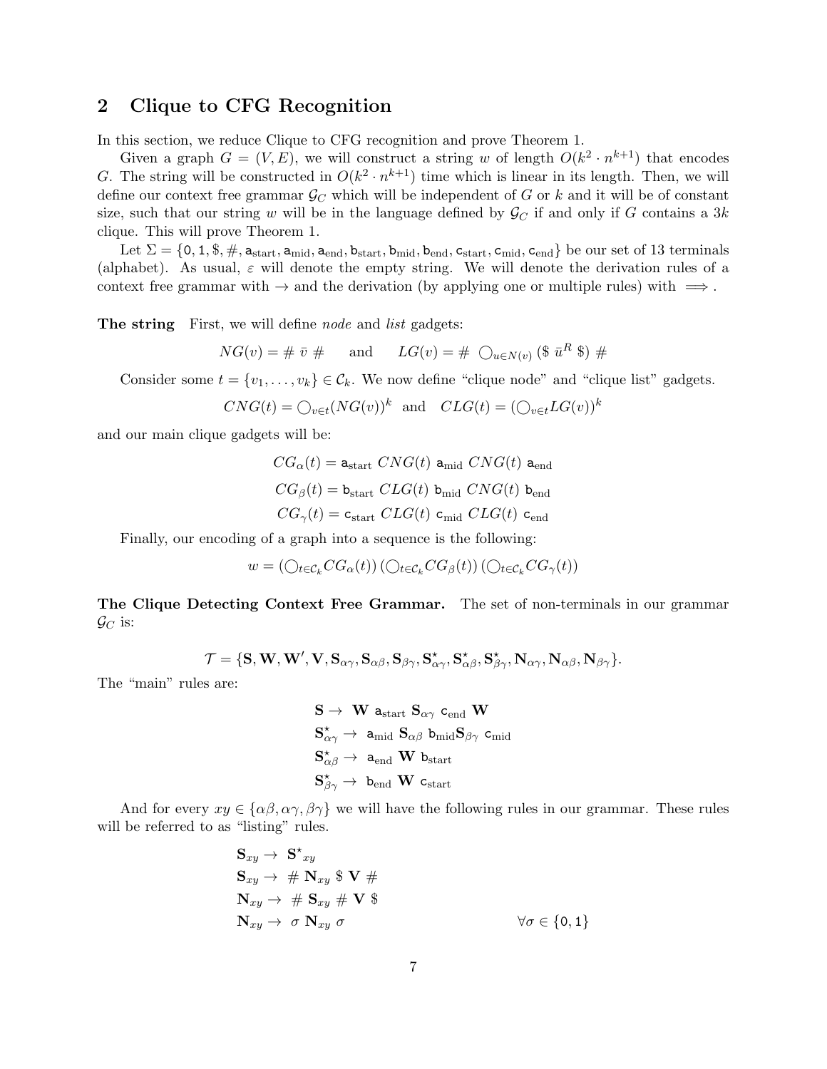## 2 Clique to CFG Recognition

In this section, we reduce Clique to CFG recognition and prove Theorem 1.

Given a graph $G = (V, E)$, we will construct a string $w$ of length $O(k^2 \cdot n^{k+1})$ that encodes $G$. The string will be constructed in $O(k^2 \cdot n^{k+1})$ time which is linear in its length. Then, we will define our context free grammar $\mathcal{G}_C$ which will be independent of $G$ or $k$ and it will be of constant size, such that our string $w$ will be in the language defined by $\mathcal{G}_C$ if and only if $G$ contains a $3k$ clique. This will prove Theorem 1.

Let $\Sigma = \{\mathsf{0}, \mathsf{1}, \$, \#, \mathsf{a}_{\text{start}}, \mathsf{a}_{\text{mid}}, \mathsf{a}_{\text{end}}, \mathsf{b}_{\text{start}}, \mathsf{b}_{\text{mid}}, \mathsf{b}_{\text{end}}, \mathsf{c}_{\text{start}}, \mathsf{c}_{\text{mid}}, \mathsf{c}_{\text{end}}\}$ be our set of 13 terminals (alphabet). As usual, $\varepsilon$ will denote the empty string. We will denote the derivation rules of a context free grammar with $\rightarrow$ and the derivation (by applying one or multiple rules) with $\implies$.

**The string** First, we will define *node* and *list* gadgets:

$$NG(v) = \#\ \bar{v}\ \# \quad \text{ and } \quad LG(v) = \#\ \bigcirc_{u \in N(v)} (\$\ \bar{u}^R\ \$)\ \#$$

Consider some $t = \{v_1, \ldots, v_k\} \in \mathcal{C}_k$. We now define "clique node" and "clique list" gadgets.

$$CNG(t) = \bigcirc_{v \in t} (NG(v))^k \quad \text{and} \quad CLG(t) = (\bigcirc_{v \in t} LG(v))^k$$

and our main clique gadgets will be:

$$CG_\alpha(t) = \mathsf{a}_{\text{start}}\ CNG(t)\ \mathsf{a}_{\text{mid}}\ CNG(t)\ \mathsf{a}_{\text{end}}$$
$$CG_\beta(t) = \mathsf{b}_{\text{start}}\ CLG(t)\ \mathsf{b}_{\text{mid}}\ CNG(t)\ \mathsf{b}_{\text{end}}$$
$$CG_\gamma(t) = \mathsf{c}_{\text{start}}\ CLG(t)\ \mathsf{c}_{\text{mid}}\ CLG(t)\ \mathsf{c}_{\text{end}}$$

Finally, our encoding of a graph into a sequence is the following:

$$w = (\bigcirc_{t \in \mathcal{C}_k} CG_\alpha(t))\,(\bigcirc_{t \in \mathcal{C}_k} CG_\beta(t))\,(\bigcirc_{t \in \mathcal{C}_k} CG_\gamma(t))$$

**The Clique Detecting Context Free Grammar.** The set of non-terminals in our grammar $\mathcal{G}_C$ is:

$$\mathcal{T} = \{\mathbf{S}, \mathbf{W}, \mathbf{W}', \mathbf{V}, \mathbf{S}_{\alpha\gamma}, \mathbf{S}_{\alpha\beta}, \mathbf{S}_{\beta\gamma}, \mathbf{S}^\star_{\alpha\gamma}, \mathbf{S}^\star_{\alpha\beta}, \mathbf{S}^\star_{\beta\gamma}, \mathbf{N}_{\alpha\gamma}, \mathbf{N}_{\alpha\beta}, \mathbf{N}_{\beta\gamma}\}.$$

The "main" rules are:

$$\begin{aligned}
\mathbf{S} &\rightarrow\ \mathbf{W}\ \mathsf{a}_{\text{start}}\ \mathbf{S}_{\alpha\gamma}\ \mathsf{c}_{\text{end}}\ \mathbf{W} \\
\mathbf{S}^\star_{\alpha\gamma} &\rightarrow\ \mathsf{a}_{\text{mid}}\ \mathbf{S}_{\alpha\beta}\ \mathsf{b}_{\text{mid}} \mathbf{S}_{\beta\gamma}\ \mathsf{c}_{\text{mid}} \\
\mathbf{S}^\star_{\alpha\beta} &\rightarrow\ \mathsf{a}_{\text{end}}\ \mathbf{W}\ \mathsf{b}_{\text{start}} \\
\mathbf{S}^\star_{\beta\gamma} &\rightarrow\ \mathsf{b}_{\text{end}}\ \mathbf{W}\ \mathsf{c}_{\text{start}}
\end{aligned}$$

And for every $xy \in \{\alpha\beta, \alpha\gamma, \beta\gamma\}$ we will have the following rules in our grammar. These rules will be referred to as "listing" rules.

$$\begin{aligned}
\mathbf{S}_{xy} &\rightarrow\ \mathbf{S^\star}_{xy} \\
\mathbf{S}_{xy} &\rightarrow\ \#\ \mathbf{N}_{xy}\ \$\ \mathbf{V}\ \# \\
\mathbf{N}_{xy} &\rightarrow\ \#\ \mathbf{S}_{xy}\ \#\ \mathbf{V}\ \$ \\
\mathbf{N}_{xy} &\rightarrow\ \sigma\ \mathbf{N}_{xy}\ \sigma \qquad\qquad \forall \sigma \in \{\mathsf{0}, \mathsf{1}\}
\end{aligned}$$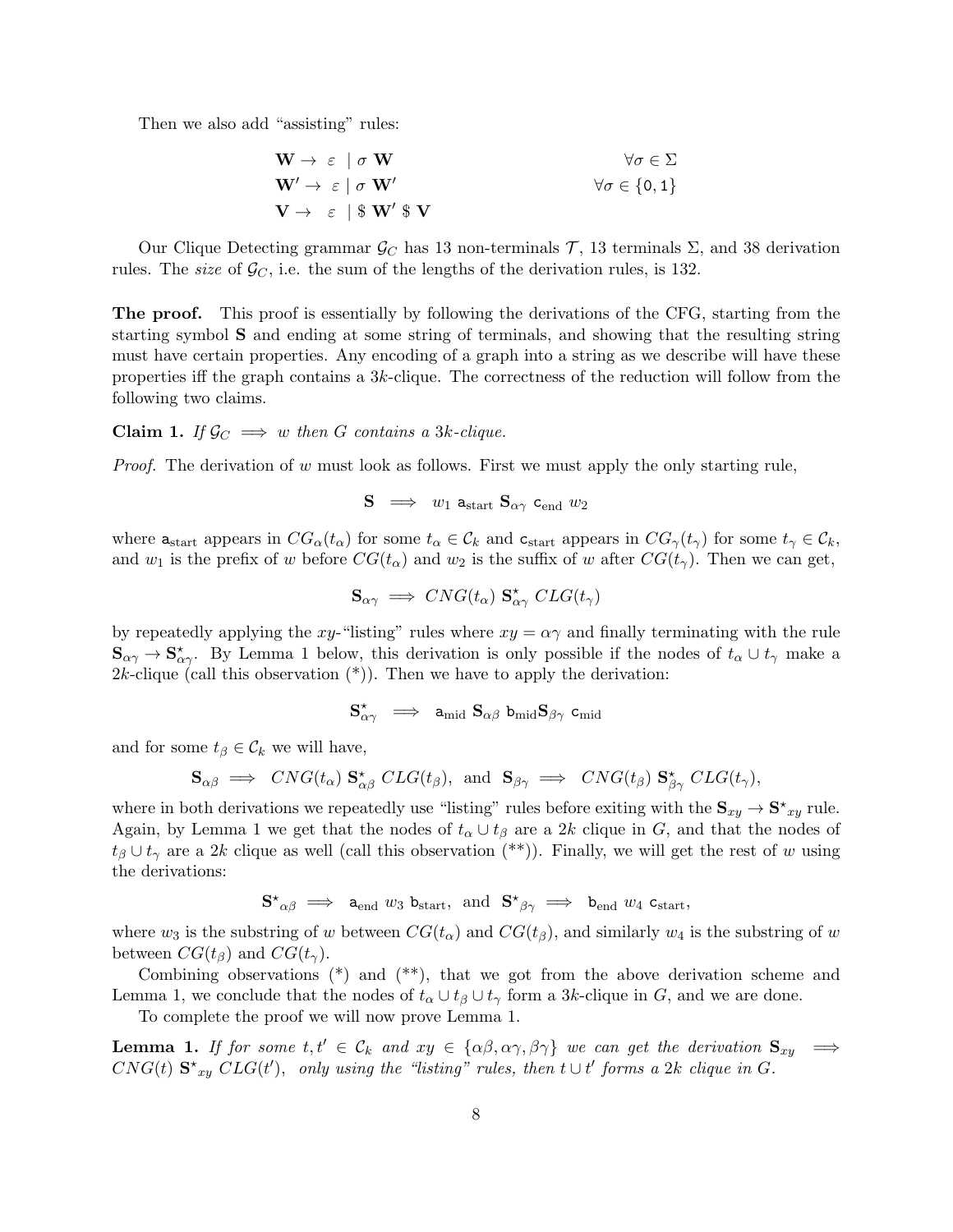Then we also add "assisting" rules:

$$\begin{aligned}
&\mathbf{W} \rightarrow \ \varepsilon \ \mid \sigma \ \mathbf{W} && \forall \sigma \in \Sigma \\
&\mathbf{W}' \rightarrow \ \varepsilon \mid \sigma \ \mathbf{W}' && \forall \sigma \in \{0, 1\} \\
&\mathbf{V} \rightarrow \ \ \varepsilon \ \mid \$ \ \mathbf{W}' \ \$ \ \mathbf{V}
\end{aligned}$$

Our Clique Detecting grammar $\mathcal{G}_C$ has 13 non-terminals $\mathcal{T}$, 13 terminals $\Sigma$, and 38 derivation rules. The *size* of $\mathcal{G}_C$, i.e. the sum of the lengths of the derivation rules, is 132.

**The proof.** This proof is essentially by following the derivations of the CFG, starting from the starting symbol $\mathbf{S}$ and ending at some string of terminals, and showing that the resulting string must have certain properties. Any encoding of a graph into a string as we describe will have these properties iff the graph contains a $3k$-clique. The correctness of the reduction will follow from the following two claims.

**Claim 1.** *If $\mathcal{G}_C \implies w$ then $G$ contains a $3k$-clique.*

*Proof.* The derivation of $w$ must look as follows. First we must apply the only starting rule,

$$\mathbf{S} \implies w_1 \ \mathsf{a}_{\text{start}} \ \mathbf{S}_{\alpha\gamma} \ \mathsf{c}_{\text{end}} \ w_2$$

where $\mathsf{a}_{\text{start}}$ appears in $CG_\alpha(t_\alpha)$ for some $t_\alpha \in \mathcal{C}_k$ and $\mathsf{c}_{\text{start}}$ appears in $CG_\gamma(t_\gamma)$ for some $t_\gamma \in \mathcal{C}_k$, and $w_1$ is the prefix of $w$ before $CG(t_\alpha)$ and $w_2$ is the suffix of $w$ after $CG(t_\gamma)$. Then we can get,

$$\mathbf{S}_{\alpha\gamma} \implies CNG(t_\alpha) \ \mathbf{S}^\star_{\alpha\gamma} \ CLG(t_\gamma)$$

by repeatedly applying the $xy$-"listing" rules where $xy = \alpha\gamma$ and finally terminating with the rule $\mathbf{S}_{\alpha\gamma} \rightarrow \mathbf{S}^\star_{\alpha\gamma}$. By Lemma 1 below, this derivation is only possible if the nodes of $t_\alpha \cup t_\gamma$ make a $2k$-clique (call this observation (*)). Then we have to apply the derivation:

$$\mathbf{S}^\star_{\alpha\gamma} \implies \mathsf{a}_{\text{mid}} \ \mathbf{S}_{\alpha\beta} \ \mathsf{b}_{\text{mid}} \mathbf{S}_{\beta\gamma} \ \mathsf{c}_{\text{mid}}$$

and for some $t_\beta \in \mathcal{C}_k$ we will have,

$$\mathbf{S}_{\alpha\beta} \implies CNG(t_\alpha) \ \mathbf{S}^\star_{\alpha\beta} \ CLG(t_\beta), \ \text{ and } \ \mathbf{S}_{\beta\gamma} \implies CNG(t_\beta) \ \mathbf{S}^\star_{\beta\gamma} \ CLG(t_\gamma),$$

where in both derivations we repeatedly use "listing" rules before exiting with the $\mathbf{S}_{xy} \rightarrow \mathbf{S}^\star{}_{xy}$ rule. Again, by Lemma 1 we get that the nodes of $t_\alpha \cup t_\beta$ are a $2k$ clique in $G$, and that the nodes of $t_\beta \cup t_\gamma$ are a $2k$ clique as well (call this observation (**)). Finally, we will get the rest of $w$ using the derivations:

$$\mathbf{S}^\star{}_{\alpha\beta} \implies \mathsf{a}_{\text{end}} \ w_3 \ \mathsf{b}_{\text{start}}, \ \text{ and } \ \mathbf{S}^\star{}_{\beta\gamma} \implies \mathsf{b}_{\text{end}} \ w_4 \ \mathsf{c}_{\text{start}},$$

where $w_3$ is the substring of $w$ between $CG(t_\alpha)$ and $CG(t_\beta)$, and similarly $w_4$ is the substring of $w$ between $CG(t_\beta)$ and $CG(t_\gamma)$.

Combining observations (*) and (**), that we got from the above derivation scheme and Lemma 1, we conclude that the nodes of $t_\alpha \cup t_\beta \cup t_\gamma$ form a $3k$-clique in $G$, and we are done.

To complete the proof we will now prove Lemma 1.

**Lemma 1.** *If for some $t, t' \in \mathcal{C}_k$ and $xy \in \{\alpha\beta, \alpha\gamma, \beta\gamma\}$ we can get the derivation $\mathbf{S}_{xy} \implies CNG(t) \ \mathbf{S}^\star{}_{xy} \ CLG(t')$, only using the "listing" rules, then $t \cup t'$ forms a $2k$ clique in $G$.*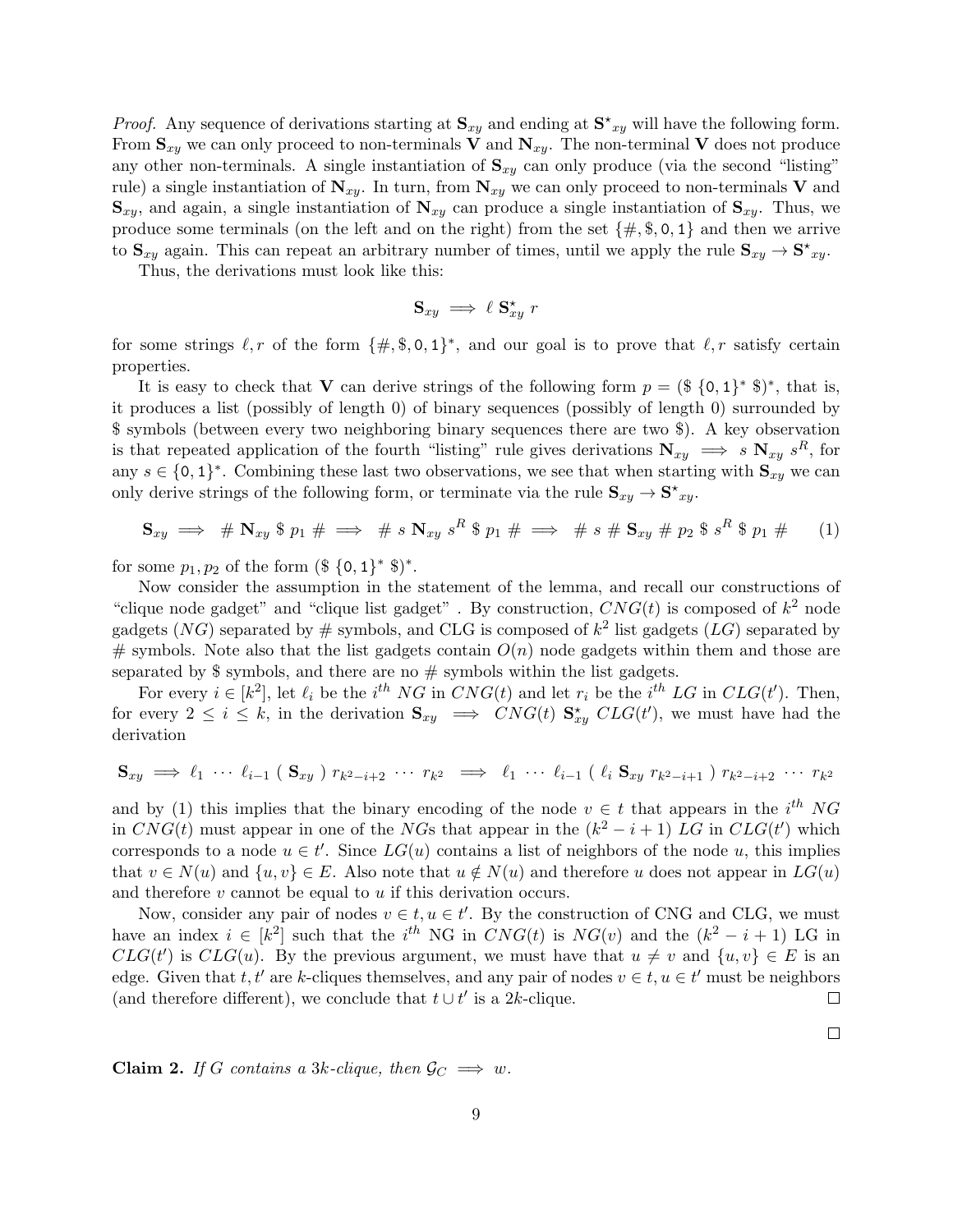*Proof.* Any sequence of derivations starting at $\mathbf{S}_{xy}$ and ending at $\mathbf{S^\star}_{xy}$ will have the following form. From $\mathbf{S}_{xy}$ we can only proceed to non-terminals $\mathbf{V}$ and $\mathbf{N}_{xy}$. The non-terminal $\mathbf{V}$ does not produce any other non-terminals. A single instantiation of $\mathbf{S}_{xy}$ can only produce (via the second "listing" rule) a single instantiation of $\mathbf{N}_{xy}$. In turn, from $\mathbf{N}_{xy}$ we can only proceed to non-terminals $\mathbf{V}$ and $\mathbf{S}_{xy}$, and again, a single instantiation of $\mathbf{N}_{xy}$ can produce a single instantiation of $\mathbf{S}_{xy}$. Thus, we produce some terminals (on the left and on the right) from the set $\{\#, \$, \mathtt{0}, \mathtt{1}\}$ and then we arrive to $\mathbf{S}_{xy}$ again. This can repeat an arbitrary number of times, until we apply the rule $\mathbf{S}_{xy} \rightarrow \mathbf{S^\star}_{xy}$.

Thus, the derivations must look like this:

$$\mathbf{S}_{xy} \implies \ell \ \mathbf{S}^\star_{xy} \ r$$

for some strings $\ell, r$ of the form $\{\#, \$, \mathtt{0}, \mathtt{1}\}^*$, and our goal is to prove that $\ell, r$ satisfy certain properties.

It is easy to check that $\mathbf{V}$ can derive strings of the following form $p = (\$ \ \{\mathtt{0}, \mathtt{1}\}^* \ \$)^*$, that is, it produces a list (possibly of length 0) of binary sequences (possibly of length 0) surrounded by \$ symbols (between every two neighboring binary sequences there are two \$). A key observation is that repeated application of the fourth "listing" rule gives derivations $\mathbf{N}_{xy} \implies s \ \mathbf{N}_{xy} \ s^R$, for any $s \in \{\mathtt{0}, \mathtt{1}\}^*$. Combining these last two observations, we see that when starting with $\mathbf{S}_{xy}$ we can only derive strings of the following form, or terminate via the rule $\mathbf{S}_{xy} \rightarrow \mathbf{S^\star}_{xy}$.

$$\mathbf{S}_{xy} \implies \# \ \mathbf{N}_{xy} \ \$ \ p_1 \ \# \implies \# \ s \ \mathbf{N}_{xy} \ s^R \ \$ \ p_1 \ \# \implies \# \ s \ \# \ \mathbf{S}_{xy} \ \# \ p_2 \ \$ \ s^R \ \$ \ p_1 \ \# \qquad (1)$$

for some $p_1, p_2$ of the form $(\$ \ \{\mathtt{0}, \mathtt{1}\}^* \ \$)^*$.

Now consider the assumption in the statement of the lemma, and recall our constructions of "clique node gadget" and "clique list gadget" . By construction, $CNG(t)$ is composed of $k^2$ node gadgets ($NG$) separated by # symbols, and CLG is composed of $k^2$ list gadgets ($LG$) separated by # symbols. Note also that the list gadgets contain $O(n)$ node gadgets within them and those are separated by \$ symbols, and there are no # symbols within the list gadgets.

For every $i \in [k^2]$, let $\ell_i$ be the $i^{th}$ $NG$ in $CNG(t)$ and let $r_i$ be the $i^{th}$ $LG$ in $CLG(t')$. Then, for every $2 \leq i \leq k$, in the derivation $\mathbf{S}_{xy} \implies CNG(t) \ \mathbf{S}^\star_{xy} \ CLG(t')$, we must have had the derivation

$$\mathbf{S}_{xy} \implies \ell_1 \ \cdots \ \ell_{i-1} \ ( \ \mathbf{S}_{xy} \ ) \ r_{k^2-i+2} \ \cdots \ r_{k^2} \implies \ell_1 \ \cdots \ \ell_{i-1} \ ( \ \ell_i \ \mathbf{S}_{xy} \ r_{k^2-i+1} \ ) \ r_{k^2-i+2} \ \cdots \ r_{k^2}$$

and by (1) this implies that the binary encoding of the node $v \in t$ that appears in the $i^{th}$ $NG$ in $CNG(t)$ must appear in one of the $NG$s that appear in the $(k^2 - i + 1)$ $LG$ in $CLG(t')$ which corresponds to a node $u \in t'$. Since $LG(u)$ contains a list of neighbors of the node $u$, this implies that $v \in N(u)$ and $\{u, v\} \in E$. Also note that $u \notin N(u)$ and therefore $u$ does not appear in $LG(u)$ and therefore $v$ cannot be equal to $u$ if this derivation occurs.

Now, consider any pair of nodes $v \in t, u \in t'$. By the construction of CNG and CLG, we must have an index $i \in [k^2]$ such that the $i^{th}$ NG in $CNG(t)$ is $NG(v)$ and the $(k^2 - i + 1)$ LG in $CLG(t')$ is $CLG(u)$. By the previous argument, we must have that $u \neq v$ and $\{u, v\} \in E$ is an edge. Given that $t, t'$ are $k$-cliques themselves, and any pair of nodes $v \in t, u \in t'$ must be neighbors (and therefore different), we conclude that $t \cup t'$ is a $2k$-clique. ☐

☐

**Claim 2.** *If $G$ contains a $3k$-clique, then $\mathcal{G}_C \implies w$.*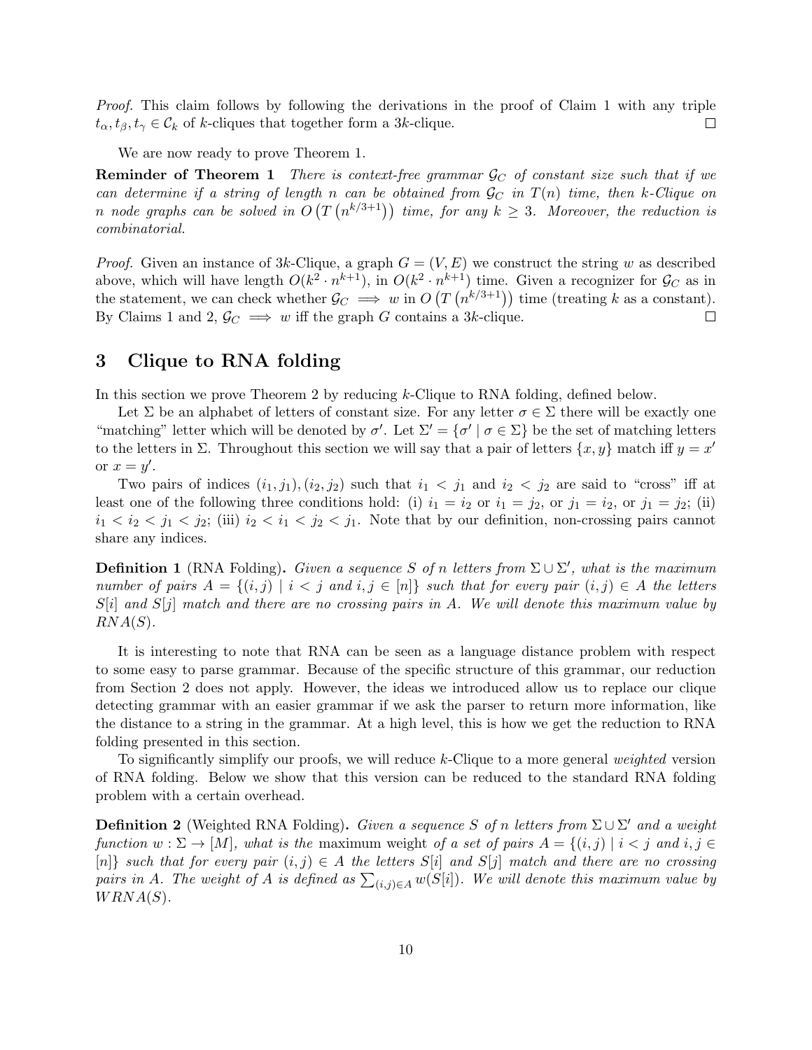*Proof.* This claim follows by following the derivations in the proof of Claim 1 with any triple $t_\alpha, t_\beta, t_\gamma \in \mathcal{C}_k$ of $k$-cliques that together form a $3k$-clique. $\square$

We are now ready to prove Theorem 1.

**Reminder of Theorem 1** *There is context-free grammar $\mathcal{G}_C$ of constant size such that if we can determine if a string of length $n$ can be obtained from $\mathcal{G}_C$ in $T(n)$ time, then $k$-Clique on $n$ node graphs can be solved in $O\left(T\left(n^{k/3+1}\right)\right)$ time, for any $k \geq 3$. Moreover, the reduction is combinatorial.*

*Proof.* Given an instance of $3k$-Clique, a graph $G = (V, E)$ we construct the string $w$ as described above, which will have length $O(k^2 \cdot n^{k+1})$, in $O(k^2 \cdot n^{k+1})$ time. Given a recognizer for $\mathcal{G}_C$ as in the statement, we can check whether $\mathcal{G}_C \implies w$ in $O\left(T\left(n^{k/3+1}\right)\right)$ time (treating $k$ as a constant). By Claims 1 and 2, $\mathcal{G}_C \implies w$ iff the graph $G$ contains a $3k$-clique. $\square$

## 3 Clique to RNA folding

In this section we prove Theorem 2 by reducing $k$-Clique to RNA folding, defined below.

Let $\Sigma$ be an alphabet of letters of constant size. For any letter $\sigma \in \Sigma$ there will be exactly one "matching" letter which will be denoted by $\sigma'$. Let $\Sigma' = \{\sigma' \mid \sigma \in \Sigma\}$ be the set of matching letters to the letters in $\Sigma$. Throughout this section we will say that a pair of letters $\{x, y\}$ match iff $y = x'$ or $x = y'$.

Two pairs of indices $(i_1, j_1), (i_2, j_2)$ such that $i_1 < j_1$ and $i_2 < j_2$ are said to "cross" iff at least one of the following three conditions hold: (i) $i_1 = i_2$ or $i_1 = j_2$, or $j_1 = i_2$, or $j_1 = j_2$; (ii) $i_1 < i_2 < j_1 < j_2$; (iii) $i_2 < i_1 < j_2 < j_1$. Note that by our definition, non-crossing pairs cannot share any indices.

**Definition 1** (RNA Folding)**.** *Given a sequence $S$ of $n$ letters from $\Sigma \cup \Sigma'$, what is the maximum number of pairs $A = \{(i, j) \mid i < j \text{ and } i, j \in [n]\}$ such that for every pair $(i, j) \in A$ the letters $S[i]$ and $S[j]$ match and there are no crossing pairs in $A$. We will denote this maximum value by $RNA(S)$.*

It is interesting to note that RNA can be seen as a language distance problem with respect to some easy to parse grammar. Because of the specific structure of this grammar, our reduction from Section 2 does not apply. However, the ideas we introduced allow us to replace our clique detecting grammar with an easier grammar if we ask the parser to return more information, like the distance to a string in the grammar. At a high level, this is how we get the reduction to RNA folding presented in this section.

To significantly simplify our proofs, we will reduce $k$-Clique to a more general *weighted* version of RNA folding. Below we show that this version can be reduced to the standard RNA folding problem with a certain overhead.

**Definition 2** (Weighted RNA Folding)**.** *Given a sequence $S$ of $n$ letters from $\Sigma \cup \Sigma'$ and a weight function $w : \Sigma \to [M]$, what is the* maximum weight *of a set of pairs $A = \{(i, j) \mid i < j \text{ and } i, j \in [n]\}$ such that for every pair $(i, j) \in A$ the letters $S[i]$ and $S[j]$ match and there are no crossing pairs in $A$. The weight of $A$ is defined as $\sum_{(i,j) \in A} w(S[i])$. We will denote this maximum value by $WRNA(S)$.*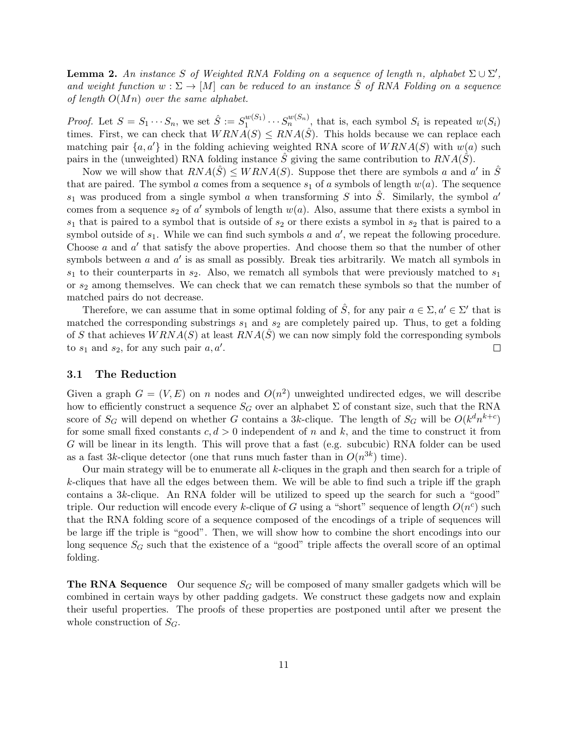**Lemma 2.** *An instance $S$ of Weighted RNA Folding on a sequence of length $n$, alphabet $\Sigma \cup \Sigma'$, and weight function $w : \Sigma \to [M]$ can be reduced to an instance $\hat{S}$ of RNA Folding on a sequence of length $O(Mn)$ over the same alphabet.*

*Proof.* Let $S = S_1 \cdots S_n$, we set $\hat{S} := S_1^{w(S_1)} \cdots S_n^{w(S_n)}$, that is, each symbol $S_i$ is repeated $w(S_i)$ times. First, we can check that $WRNA(S) \leq RNA(\hat{S})$. This holds because we can replace each matching pair $\{a, a'\}$ in the folding achieving weighted RNA score of $WRNA(S)$ with $w(a)$ such pairs in the (unweighted) RNA folding instance $\hat{S}$ giving the same contribution to $RNA(\hat{S})$.

Now we will show that $RNA(\hat{S}) \leq WRNA(S)$. Suppose thet there are symbols $a$ and $a'$ in $\hat{S}$ that are paired. The symbol $a$ comes from a sequence $s_1$ of $a$ symbols of length $w(a)$. The sequence $s_1$ was produced from a single symbol $a$ when transforming $S$ into $\hat{S}$. Similarly, the symbol $a'$ comes from a sequence $s_2$ of $a'$ symbols of length $w(a)$. Also, assume that there exists a symbol in $s_1$ that is paired to a symbol that is outside of $s_2$ or there exists a symbol in $s_2$ that is paired to a symbol outside of $s_1$. While we can find such symbols $a$ and $a'$, we repeat the following procedure. Choose $a$ and $a'$ that satisfy the above properties. And choose them so that the number of other symbols between $a$ and $a'$ is as small as possibly. Break ties arbitrarily. We match all symbols in $s_1$ to their counterparts in $s_2$. Also, we rematch all symbols that were previously matched to $s_1$ or $s_2$ among themselves. We can check that we can rematch these symbols so that the number of matched pairs do not decrease.

Therefore, we can assume that in some optimal folding of $\hat{S}$, for any pair $a \in \Sigma, a' \in \Sigma'$ that is matched the corresponding substrings $s_1$ and $s_2$ are completely paired up. Thus, to get a folding of $S$ that achieves $WRNA(S)$ at least $RNA(\hat{S})$ we can now simply fold the corresponding symbols to $s_1$ and $s_2$, for any such pair $a, a'$. $\square$

### 3.1 The Reduction

Given a graph $G = (V, E)$ on $n$ nodes and $O(n^2)$ unweighted undirected edges, we will describe how to efficiently construct a sequence $S_G$ over an alphabet $\Sigma$ of constant size, such that the RNA score of $S_G$ will depend on whether $G$ contains a $3k$-clique. The length of $S_G$ will be $O(k^d n^{k+c})$ for some small fixed constants $c, d > 0$ independent of $n$ and $k$, and the time to construct it from $G$ will be linear in its length. This will prove that a fast (e.g. subcubic) RNA folder can be used as a fast $3k$-clique detector (one that runs much faster than in $O(n^{3k})$ time).

Our main strategy will be to enumerate all $k$-cliques in the graph and then search for a triple of $k$-cliques that have all the edges between them. We will be able to find such a triple iff the graph contains a $3k$-clique. An RNA folder will be utilized to speed up the search for such a "good" triple. Our reduction will encode every $k$-clique of $G$ using a "short" sequence of length $O(n^c)$ such that the RNA folding score of a sequence composed of the encodings of a triple of sequences will be large iff the triple is "good". Then, we will show how to combine the short encodings into our long sequence $S_G$ such that the existence of a "good" triple affects the overall score of an optimal folding.

**The RNA Sequence** Our sequence $S_G$ will be composed of many smaller gadgets which will be combined in certain ways by other padding gadgets. We construct these gadgets now and explain their useful properties. The proofs of these properties are postponed until after we present the whole construction of $S_G$.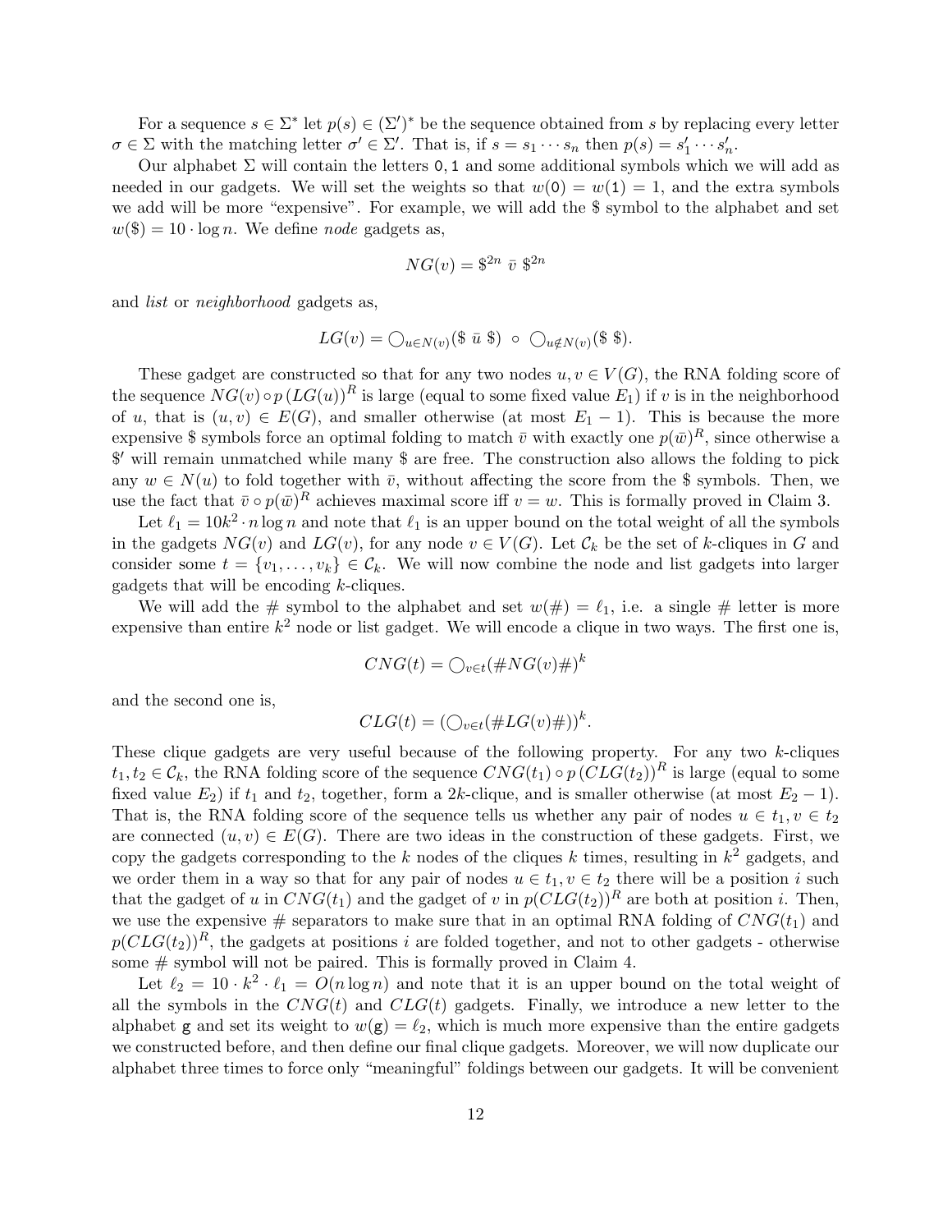For a sequence $s \in \Sigma^*$ let $p(s) \in (\Sigma')^*$ be the sequence obtained from $s$ by replacing every letter $\sigma \in \Sigma$ with the matching letter $\sigma' \in \Sigma'$. That is, if $s = s_1 \cdots s_n$ then $p(s) = s'_1 \cdots s'_n$.

Our alphabet $\Sigma$ will contain the letters 0, 1 and some additional symbols which we will add as needed in our gadgets. We will set the weights so that $w(\mathtt{0}) = w(\mathtt{1}) = 1$, and the extra symbols we add will be more "expensive". For example, we will add the \$ symbol to the alphabet and set $w(\$) = 10 \cdot \log n$. We define *node* gadgets as,

$$NG(v) = \$^{2n} \ \bar{v} \ \$^{2n}$$

and *list* or *neighborhood* gadgets as,

$$LG(v) = \bigcirc_{u \in N(v)} (\$ \ \bar{u} \ \$) \ \circ \ \bigcirc_{u \notin N(v)} (\$ \ \$).$$

These gadget are constructed so that for any two nodes $u, v \in V(G)$, the RNA folding score of the sequence $NG(v) \circ p\left(LG(u)\right)^R$ is large (equal to some fixed value $E_1$) if $v$ is in the neighborhood of $u$, that is $(u, v) \in E(G)$, and smaller otherwise (at most $E_1 - 1$). This is because the more expensive \$ symbols force an optimal folding to match $\bar{v}$ with exactly one $p(\bar{w})^R$, since otherwise a \$' will remain unmatched while many \$ are free. The construction also allows the folding to pick any $w \in N(u)$ to fold together with $\bar{v}$, without affecting the score from the \$ symbols. Then, we use the fact that $\bar{v} \circ p(\bar{w})^R$ achieves maximal score iff $v = w$. This is formally proved in Claim 3.

Let $\ell_1 = 10k^2 \cdot n \log n$ and note that $\ell_1$ is an upper bound on the total weight of all the symbols in the gadgets $NG(v)$ and $LG(v)$, for any node $v \in V(G)$. Let $\mathcal{C}_k$ be the set of $k$-cliques in $G$ and consider some $t = \{v_1, \ldots, v_k\} \in \mathcal{C}_k$. We will now combine the node and list gadgets into larger gadgets that will be encoding $k$-cliques.

We will add the # symbol to the alphabet and set $w(\#) = \ell_1$, i.e. a single # letter is more expensive than entire $k^2$ node or list gadget. We will encode a clique in two ways. The first one is,

$$CNG(t) = \bigcirc_{v \in t} (\# NG(v) \#)^k$$

and the second one is,

$$CLG(t) = (\bigcirc_{v \in t} (\# LG(v) \#))^k.$$

These clique gadgets are very useful because of the following property. For any two $k$-cliques $t_1, t_2 \in \mathcal{C}_k$, the RNA folding score of the sequence $CNG(t_1) \circ p\left(CLG(t_2)\right)^R$ is large (equal to some fixed value $E_2$) if $t_1$ and $t_2$, together, form a $2k$-clique, and is smaller otherwise (at most $E_2 - 1$). That is, the RNA folding score of the sequence tells us whether any pair of nodes $u \in t_1, v \in t_2$ are connected $(u, v) \in E(G)$. There are two ideas in the construction of these gadgets. First, we copy the gadgets corresponding to the $k$ nodes of the cliques $k$ times, resulting in $k^2$ gadgets, and we order them in a way so that for any pair of nodes $u \in t_1, v \in t_2$ there will be a position $i$ such that the gadget of $u$ in $CNG(t_1)$ and the gadget of $v$ in $p(CLG(t_2))^R$ are both at position $i$. Then, we use the expensive # separators to make sure that in an optimal RNA folding of $CNG(t_1)$ and $p(CLG(t_2))^R$, the gadgets at positions $i$ are folded together, and not to other gadgets - otherwise some # symbol will not be paired. This is formally proved in Claim 4.

Let $\ell_2 = 10 \cdot k^2 \cdot \ell_1 = O(n \log n)$ and note that it is an upper bound on the total weight of all the symbols in the $CNG(t)$ and $CLG(t)$ gadgets. Finally, we introduce a new letter to the alphabet g and set its weight to $w(\mathtt{g}) = \ell_2$, which is much more expensive than the entire gadgets we constructed before, and then define our final clique gadgets. Moreover, we will now duplicate our alphabet three times to force only "meaningful" foldings between our gadgets. It will be convenient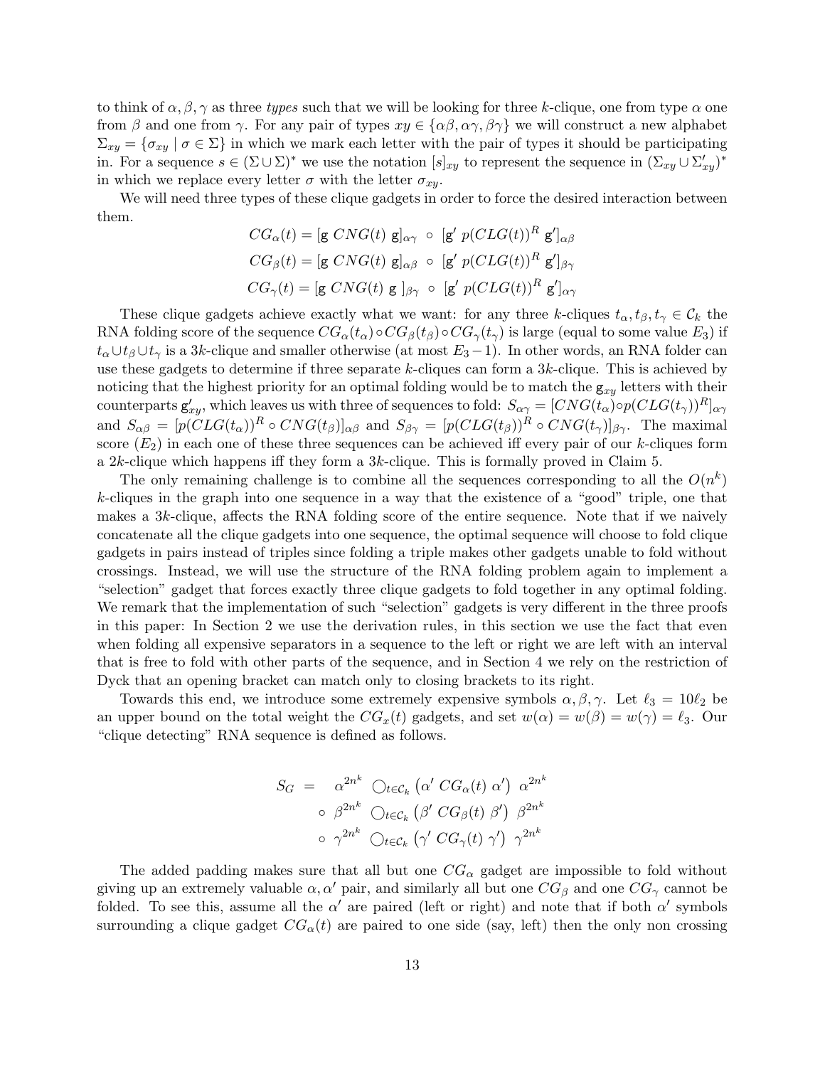to think of $\alpha, \beta, \gamma$ as three *types* such that we will be looking for three $k$-clique, one from type $\alpha$ one from $\beta$ and one from $\gamma$. For any pair of types $xy \in \{\alpha\beta, \alpha\gamma, \beta\gamma\}$ we will construct a new alphabet $\Sigma_{xy} = \{\sigma_{xy} \mid \sigma \in \Sigma\}$ in which we mark each letter with the pair of types it should be participating in. For a sequence $s \in (\Sigma \cup \Sigma)^*$ we use the notation $[s]_{xy}$ to represent the sequence in $(\Sigma_{xy} \cup \Sigma'_{xy})^*$ in which we replace every letter $\sigma$ with the letter $\sigma_{xy}$.

We will need three types of these clique gadgets in order to force the desired interaction between them.

$$CG_\alpha(t) = [\mathsf{g}\ CNG(t)\ \mathsf{g}]_{\alpha\gamma}\ \circ\ [\mathsf{g}'\ p(CLG(t))^R\ \mathsf{g}']_{\alpha\beta}$$

$$CG_\beta(t) = [\mathsf{g}\ CNG(t)\ \mathsf{g}]_{\alpha\beta}\ \circ\ [\mathsf{g}'\ p(CLG(t))^R\ \mathsf{g}']_{\beta\gamma}$$

$$CG_\gamma(t) = [\mathsf{g}\ CNG(t)\ \mathsf{g}\ ]_{\beta\gamma}\ \circ\ [\mathsf{g}'\ p(CLG(t))^R\ \mathsf{g}']_{\alpha\gamma}$$

These clique gadgets achieve exactly what we want: for any three $k$-cliques $t_\alpha, t_\beta, t_\gamma \in \mathcal{C}_k$ the RNA folding score of the sequence $CG_\alpha(t_\alpha) \circ CG_\beta(t_\beta) \circ CG_\gamma(t_\gamma)$ is large (equal to some value $E_3$) if $t_\alpha \cup t_\beta \cup t_\gamma$ is a $3k$-clique and smaller otherwise (at most $E_3 - 1$). In other words, an RNA folder can use these gadgets to determine if three separate $k$-cliques can form a $3k$-clique. This is achieved by noticing that the highest priority for an optimal folding would be to match the $\mathsf{g}_{xy}$ letters with their counterparts $\mathsf{g}'_{xy}$, which leaves us with three of sequences to fold: $S_{\alpha\gamma} = [CNG(t_\alpha) \circ p(CLG(t_\gamma))^R]_{\alpha\gamma}$ and $S_{\alpha\beta} = [p(CLG(t_\alpha))^R \circ CNG(t_\beta)]_{\alpha\beta}$ and $S_{\beta\gamma} = [p(CLG(t_\beta))^R \circ CNG(t_\gamma)]_{\beta\gamma}$. The maximal score ($E_2$) in each one of these three sequences can be achieved iff every pair of our $k$-cliques form a $2k$-clique which happens iff they form a $3k$-clique. This is formally proved in Claim 5.

The only remaining challenge is to combine all the sequences corresponding to all the $O(n^k)$ $k$-cliques in the graph into one sequence in a way that the existence of a "good" triple, one that makes a $3k$-clique, affects the RNA folding score of the entire sequence. Note that if we naively concatenate all the clique gadgets into one sequence, the optimal sequence will choose to fold clique gadgets in pairs instead of triples since folding a triple makes other gadgets unable to fold without crossings. Instead, we will use the structure of the RNA folding problem again to implement a "selection" gadget that forces exactly three clique gadgets to fold together in any optimal folding. We remark that the implementation of such "selection" gadgets is very different in the three proofs in this paper: In Section 2 we use the derivation rules, in this section we use the fact that even when folding all expensive separators in a sequence to the left or right we are left with an interval that is free to fold with other parts of the sequence, and in Section 4 we rely on the restriction of Dyck that an opening bracket can match only to closing brackets to its right.

Towards this end, we introduce some extremely expensive symbols $\alpha, \beta, \gamma$. Let $\ell_3 = 10\ell_2$ be an upper bound on the total weight the $CG_x(t)$ gadgets, and set $w(\alpha) = w(\beta) = w(\gamma) = \ell_3$. Our "clique detecting" RNA sequence is defined as follows.

$$\begin{aligned} S_G \ = \ & \alpha^{2n^k}\ \bigcirc_{t \in \mathcal{C}_k} \left(\alpha'\ CG_\alpha(t)\ \alpha'\right)\ \alpha^{2n^k} \\ \circ\ & \beta^{2n^k}\ \bigcirc_{t \in \mathcal{C}_k} \left(\beta'\ CG_\beta(t)\ \beta'\right)\ \beta^{2n^k} \\ \circ\ & \gamma^{2n^k}\ \bigcirc_{t \in \mathcal{C}_k} \left(\gamma'\ CG_\gamma(t)\ \gamma'\right)\ \gamma^{2n^k} \end{aligned}$$

The added padding makes sure that all but one $CG_\alpha$ gadget are impossible to fold without giving up an extremely valuable $\alpha, \alpha'$ pair, and similarly all but one $CG_\beta$ and one $CG_\gamma$ cannot be folded. To see this, assume all the $\alpha'$ are paired (left or right) and note that if both $\alpha'$ symbols surrounding a clique gadget $CG_\alpha(t)$ are paired to one side (say, left) then the only non crossing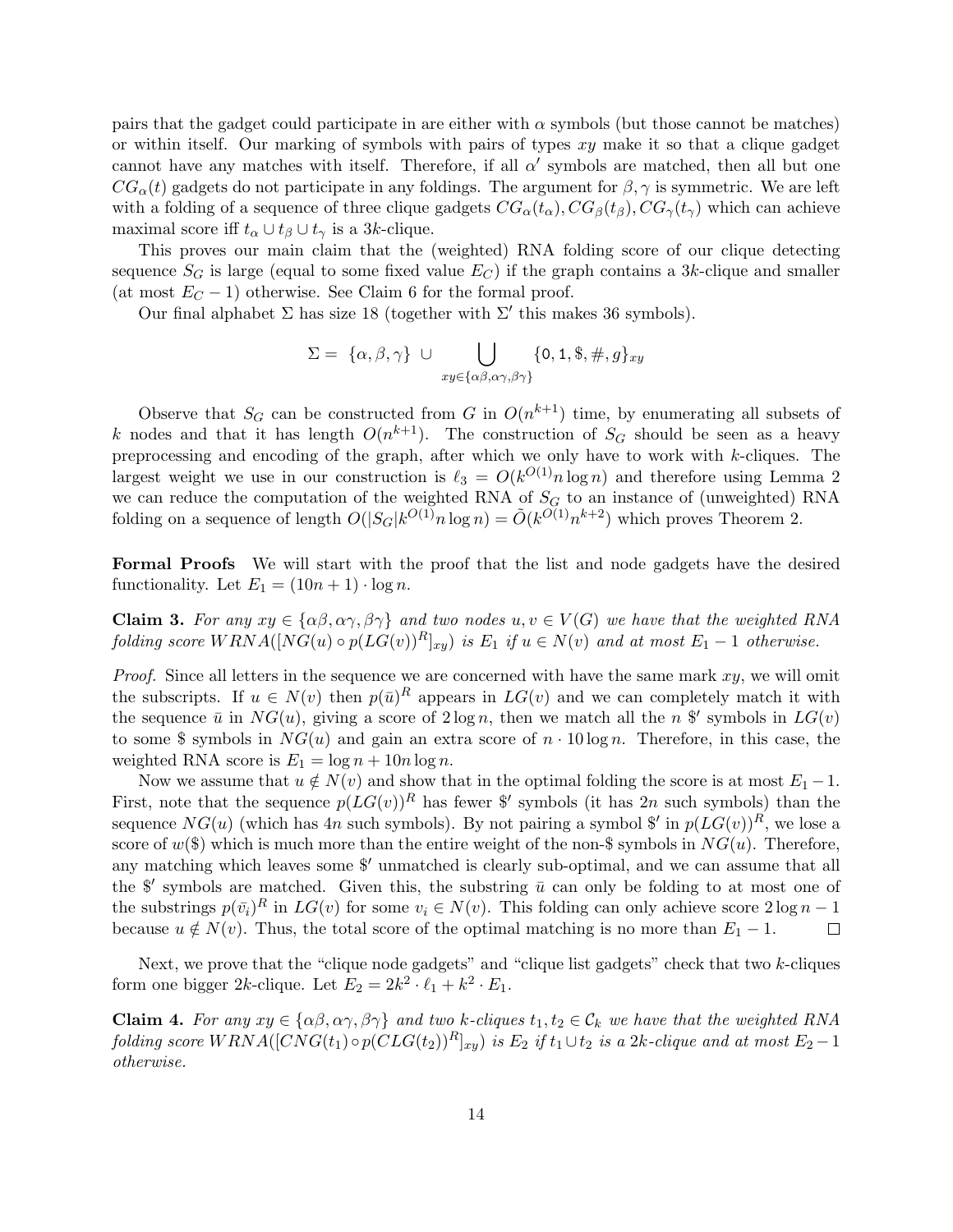pairs that the gadget could participate in are either with $\alpha$ symbols (but those cannot be matches) or within itself. Our marking of symbols with pairs of types $xy$ make it so that a clique gadget cannot have any matches with itself. Therefore, if all $\alpha'$ symbols are matched, then all but one $CG_\alpha(t)$ gadgets do not participate in any foldings. The argument for $\beta, \gamma$ is symmetric. We are left with a folding of a sequence of three clique gadgets $CG_\alpha(t_\alpha), CG_\beta(t_\beta), CG_\gamma(t_\gamma)$ which can achieve maximal score iff $t_\alpha \cup t_\beta \cup t_\gamma$ is a $3k$-clique.

This proves our main claim that the (weighted) RNA folding score of our clique detecting sequence $S_G$ is large (equal to some fixed value $E_C$) if the graph contains a $3k$-clique and smaller (at most $E_C - 1$) otherwise. See Claim 6 for the formal proof.

Our final alphabet $\Sigma$ has size 18 (together with $\Sigma'$ this makes 36 symbols).

$$\Sigma = \{\alpha, \beta, \gamma\} \cup \bigcup_{xy \in \{\alpha\beta, \alpha\gamma, \beta\gamma\}} \{0, 1, \$, \#, g\}_{xy}$$

Observe that $S_G$ can be constructed from $G$ in $O(n^{k+1})$ time, by enumerating all subsets of $k$ nodes and that it has length $O(n^{k+1})$. The construction of $S_G$ should be seen as a heavy preprocessing and encoding of the graph, after which we only have to work with $k$-cliques. The largest weight we use in our construction is $\ell_3 = O(k^{O(1)} n \log n)$ and therefore using Lemma 2 we can reduce the computation of the weighted RNA of $S_G$ to an instance of (unweighted) RNA folding on a sequence of length $O(|S_G| k^{O(1)} n \log n) = \tilde{O}(k^{O(1)} n^{k+2})$ which proves Theorem 2.

**Formal Proofs** We will start with the proof that the list and node gadgets have the desired functionality. Let $E_1 = (10n + 1) \cdot \log n$.

**Claim 3.** *For any $xy \in \{\alpha\beta, \alpha\gamma, \beta\gamma\}$ and two nodes $u, v \in V(G)$ we have that the weighted RNA folding score $WRNA([NG(u) \circ p(LG(v))^R]_{xy})$ is $E_1$ if $u \in N(v)$ and at most $E_1 - 1$ otherwise.*

*Proof.* Since all letters in the sequence we are concerned with have the same mark $xy$, we will omit the subscripts. If $u \in N(v)$ then $p(\bar{u})^R$ appears in $LG(v)$ and we can completely match it with the sequence $\bar{u}$ in $NG(u)$, giving a score of $2 \log n$, then we match all the $n$ $\$'$ symbols in $LG(v)$ to some $\$$ symbols in $NG(u)$ and gain an extra score of $n \cdot 10 \log n$. Therefore, in this case, the weighted RNA score is $E_1 = \log n + 10n \log n$.

Now we assume that $u \notin N(v)$ and show that in the optimal folding the score is at most $E_1 - 1$. First, note that the sequence $p(LG(v))^R$ has fewer $\$'$ symbols (it has $2n$ such symbols) than the sequence $NG(u)$ (which has $4n$ such symbols). By not pairing a symbol $\$'$ in $p(LG(v))^R$, we lose a score of $w(\$)$ which is much more than the entire weight of the non-$\$$ symbols in $NG(u)$. Therefore, any matching which leaves some $\$'$ unmatched is clearly sub-optimal, and we can assume that all the $\$'$ symbols are matched. Given this, the substring $\bar{u}$ can only be folding to at most one of the substrings $p(\bar{v_i})^R$ in $LG(v)$ for some $v_i \in N(v)$. This folding can only achieve score $2 \log n - 1$ because $u \notin N(v)$. Thus, the total score of the optimal matching is no more than $E_1 - 1$. $\square$

Next, we prove that the "clique node gadgets" and "clique list gadgets" check that two $k$-cliques form one bigger $2k$-clique. Let $E_2 = 2k^2 \cdot \ell_1 + k^2 \cdot E_1$.

**Claim 4.** *For any $xy \in \{\alpha\beta, \alpha\gamma, \beta\gamma\}$ and two $k$-cliques $t_1, t_2 \in \mathcal{C}_k$ we have that the weighted RNA folding score $WRNA([CNG(t_1) \circ p(CLG(t_2))^R]_{xy})$ is $E_2$ if $t_1 \cup t_2$ is a $2k$-clique and at most $E_2 - 1$ otherwise.*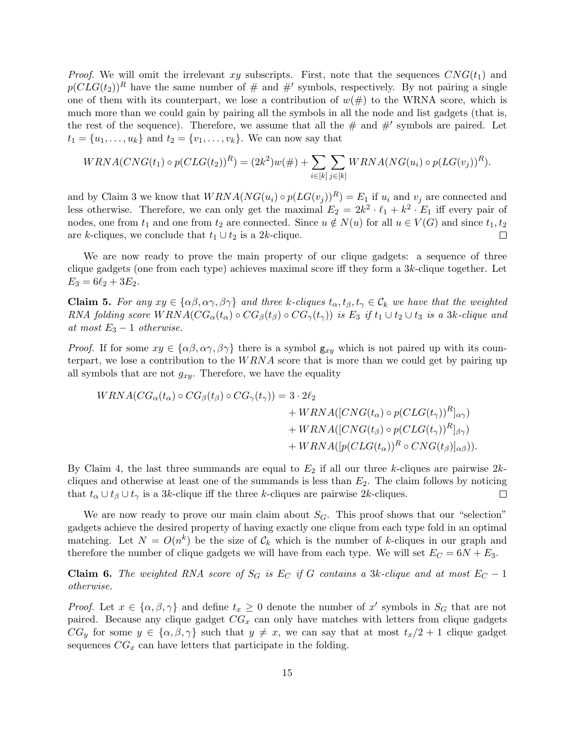*Proof.* We will omit the irrelevant $xy$ subscripts. First, note that the sequences $CNG(t_1)$ and $p(CLG(t_2))^R$ have the same number of $\#$ and $\#'$ symbols, respectively. By not pairing a single one of them with its counterpart, we lose a contribution of $w(\#)$ to the WRNA score, which is much more than we could gain by pairing all the symbols in all the node and list gadgets (that is, the rest of the sequence). Therefore, we assume that all the $\#$ and $\#'$ symbols are paired. Let $t_1 = \{u_1, \ldots, u_k\}$ and $t_2 = \{v_1, \ldots, v_k\}$. We can now say that

$$WRNA(CNG(t_1) \circ p(CLG(t_2))^R) = (2k^2)w(\#) + \sum_{i \in [k]} \sum_{j \in [k]} WRNA(NG(u_i) \circ p(LG(v_j))^R).$$

and by Claim 3 we know that $WRNA(NG(u_i) \circ p(LG(v_j))^R) = E_1$ if $u_i$ and $v_j$ are connected and less otherwise. Therefore, we can only get the maximal $E_2 = 2k^2 \cdot \ell_1 + k^2 \cdot E_1$ iff every pair of nodes, one from $t_1$ and one from $t_2$ are connected. Since $u \notin N(u)$ for all $u \in V(G)$ and since $t_1, t_2$ are $k$-cliques, we conclude that $t_1 \cup t_2$ is a $2k$-clique. $\square$

We are now ready to prove the main property of our clique gadgets: a sequence of three clique gadgets (one from each type) achieves maximal score iff they form a $3k$-clique together. Let $E_3 = 6\ell_2 + 3E_2$.

**Claim 5.** *For any $xy \in \{\alpha\beta, \alpha\gamma, \beta\gamma\}$ and three $k$-cliques $t_\alpha, t_\beta, t_\gamma \in \mathcal{C}_k$ we have that the weighted RNA folding score $WRNA(CG_\alpha(t_\alpha) \circ CG_\beta(t_\beta) \circ CG_\gamma(t_\gamma))$ is $E_3$ if $t_1 \cup t_2 \cup t_3$ is a $3k$-clique and at most $E_3 - 1$ otherwise.*

*Proof.* If for some $xy \in \{\alpha\beta, \alpha\gamma, \beta\gamma\}$ there is a symbol $\mathsf{g}_{xy}$ which is not paired up with its counterpart, we lose a contribution to the $WRNA$ score that is more than we could get by pairing up all symbols that are not $g_{xy}$. Therefore, we have the equality

$$\begin{aligned} WRNA(CG_\alpha(t_\alpha) \circ CG_\beta(t_\beta) \circ CG_\gamma(t_\gamma)) = {} & 3 \cdot 2\ell_2 \\ & + WRNA([CNG(t_\alpha) \circ p(CLG(t_\gamma))^R]_{\alpha\gamma}) \\ & + WRNA([CNG(t_\beta) \circ p(CLG(t_\gamma))^R]_{\beta\gamma}) \\ & + WRNA([p(CLG(t_\alpha))^R \circ CNG(t_\beta)]_{\alpha\beta})). \end{aligned}$$

By Claim 4, the last three summands are equal to $E_2$ if all our three $k$-cliques are pairwise $2k$-cliques and otherwise at least one of the summands is less than $E_2$. The claim follows by noticing that $t_\alpha \cup t_\beta \cup t_\gamma$ is a $3k$-clique iff the three $k$-cliques are pairwise $2k$-cliques. $\square$

We are now ready to prove our main claim about $S_G$. This proof shows that our "selection" gadgets achieve the desired property of having exactly one clique from each type fold in an optimal matching. Let $N = O(n^k)$ be the size of $\mathcal{C}_k$ which is the number of $k$-cliques in our graph and therefore the number of clique gadgets we will have from each type. We will set $E_C = 6N + E_3$.

**Claim 6.** *The weighted RNA score of $S_G$ is $E_C$ if $G$ contains a $3k$-clique and at most $E_C - 1$ otherwise.*

*Proof.* Let $x \in \{\alpha, \beta, \gamma\}$ and define $t_x \geq 0$ denote the number of $x'$ symbols in $S_G$ that are not paired. Because any clique gadget $CG_x$ can only have matches with letters from clique gadgets $CG_y$ for some $y \in \{\alpha, \beta, \gamma\}$ such that $y \neq x$, we can say that at most $t_x/2 + 1$ clique gadget sequences $CG_x$ can have letters that participate in the folding.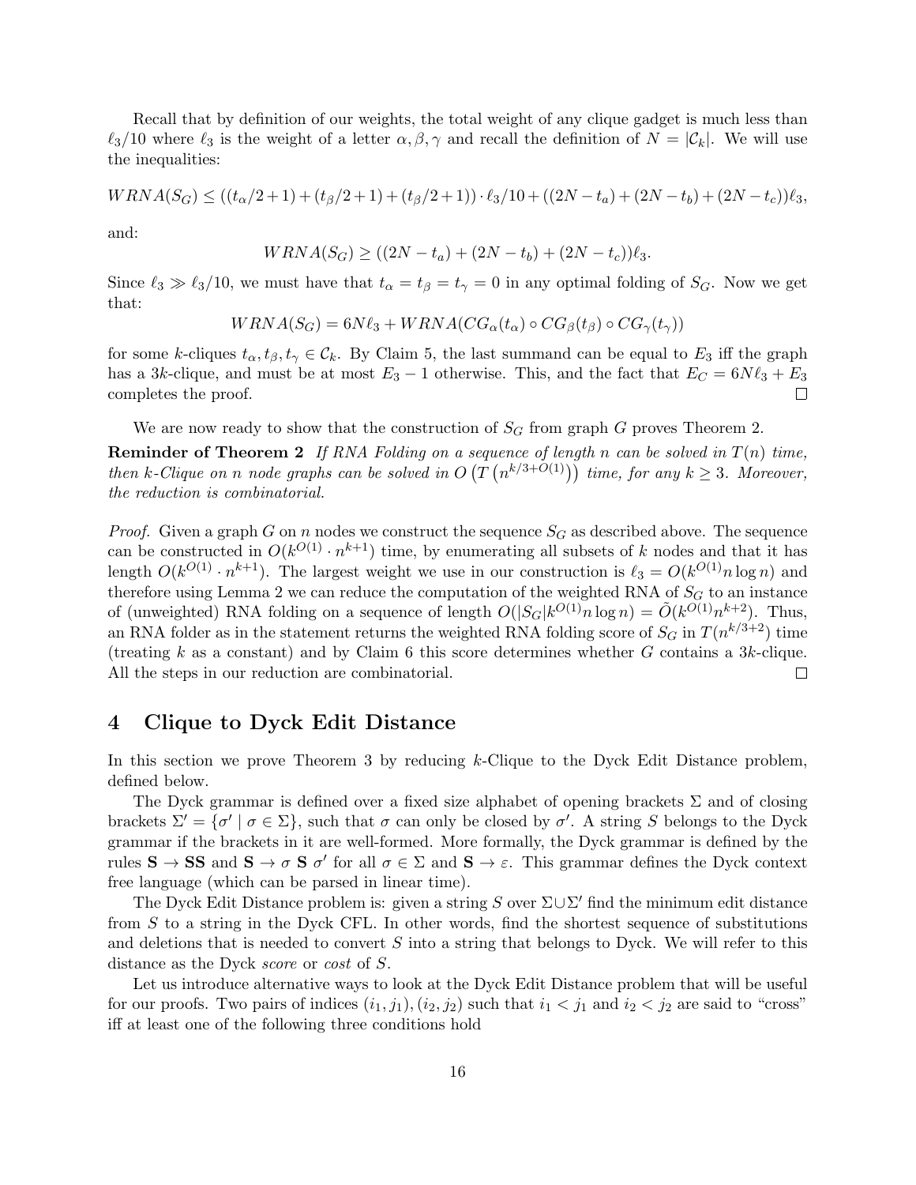Recall that by definition of our weights, the total weight of any clique gadget is much less than $\ell_3/10$ where $\ell_3$ is the weight of a letter $\alpha, \beta, \gamma$ and recall the definition of $N = |\mathcal{C}_k|$. We will use the inequalities:

$$WRNA(S_G) \leq ((t_\alpha/2+1)+(t_\beta/2+1)+(t_\beta/2+1))\cdot \ell_3/10 + ((2N-t_a)+(2N-t_b)+(2N-t_c))\ell_3,$$

and:

$$WRNA(S_G) \geq ((2N-t_a)+(2N-t_b)+(2N-t_c))\ell_3.$$

Since $\ell_3 \gg \ell_3/10$, we must have that $t_\alpha = t_\beta = t_\gamma = 0$ in any optimal folding of $S_G$. Now we get that:

$$WRNA(S_G) = 6N\ell_3 + WRNA(CG_\alpha(t_\alpha) \circ CG_\beta(t_\beta) \circ CG_\gamma(t_\gamma))$$

for some $k$-cliques $t_\alpha, t_\beta, t_\gamma \in \mathcal{C}_k$. By Claim 5, the last summand can be equal to $E_3$ iff the graph has a $3k$-clique, and must be at most $E_3 - 1$ otherwise. This, and the fact that $E_C = 6N\ell_3 + E_3$ completes the proof. □

We are now ready to show that the construction of $S_G$ from graph $G$ proves Theorem 2.

**Reminder of Theorem 2** *If RNA Folding on a sequence of length $n$ can be solved in $T(n)$ time, then $k$-Clique on $n$ node graphs can be solved in $O\left(T\left(n^{k/3+O(1)}\right)\right)$ time, for any $k \geq 3$. Moreover, the reduction is combinatorial.*

*Proof.* Given a graph $G$ on $n$ nodes we construct the sequence $S_G$ as described above. The sequence can be constructed in $O(k^{O(1)} \cdot n^{k+1})$ time, by enumerating all subsets of $k$ nodes and that it has length $O(k^{O(1)} \cdot n^{k+1})$. The largest weight we use in our construction is $\ell_3 = O(k^{O(1)} n \log n)$ and therefore using Lemma 2 we can reduce the computation of the weighted RNA of $S_G$ to an instance of (unweighted) RNA folding on a sequence of length $O(|S_G| k^{O(1)} n \log n) = \tilde{O}(k^{O(1)} n^{k+2})$. Thus, an RNA folder as in the statement returns the weighted RNA folding score of $S_G$ in $T(n^{k/3+2})$ time (treating $k$ as a constant) and by Claim 6 this score determines whether $G$ contains a $3k$-clique. All the steps in our reduction are combinatorial. □

## 4 Clique to Dyck Edit Distance

In this section we prove Theorem 3 by reducing $k$-Clique to the Dyck Edit Distance problem, defined below.

The Dyck grammar is defined over a fixed size alphabet of opening brackets $\Sigma$ and of closing brackets $\Sigma' = \{\sigma' \mid \sigma \in \Sigma\}$, such that $\sigma$ can only be closed by $\sigma'$. A string $S$ belongs to the Dyck grammar if the brackets in it are well-formed. More formally, the Dyck grammar is defined by the rules $\mathbf{S} \to \mathbf{SS}$ and $\mathbf{S} \to \sigma\ \mathbf{S}\ \sigma'$ for all $\sigma \in \Sigma$ and $\mathbf{S} \to \varepsilon$. This grammar defines the Dyck context free language (which can be parsed in linear time).

The Dyck Edit Distance problem is: given a string $S$ over $\Sigma \cup \Sigma'$ find the minimum edit distance from $S$ to a string in the Dyck CFL. In other words, find the shortest sequence of substitutions and deletions that is needed to convert $S$ into a string that belongs to Dyck. We will refer to this distance as the Dyck *score* or *cost* of $S$.

Let us introduce alternative ways to look at the Dyck Edit Distance problem that will be useful for our proofs. Two pairs of indices $(i_1, j_1), (i_2, j_2)$ such that $i_1 < j_1$ and $i_2 < j_2$ are said to "cross" iff at least one of the following three conditions hold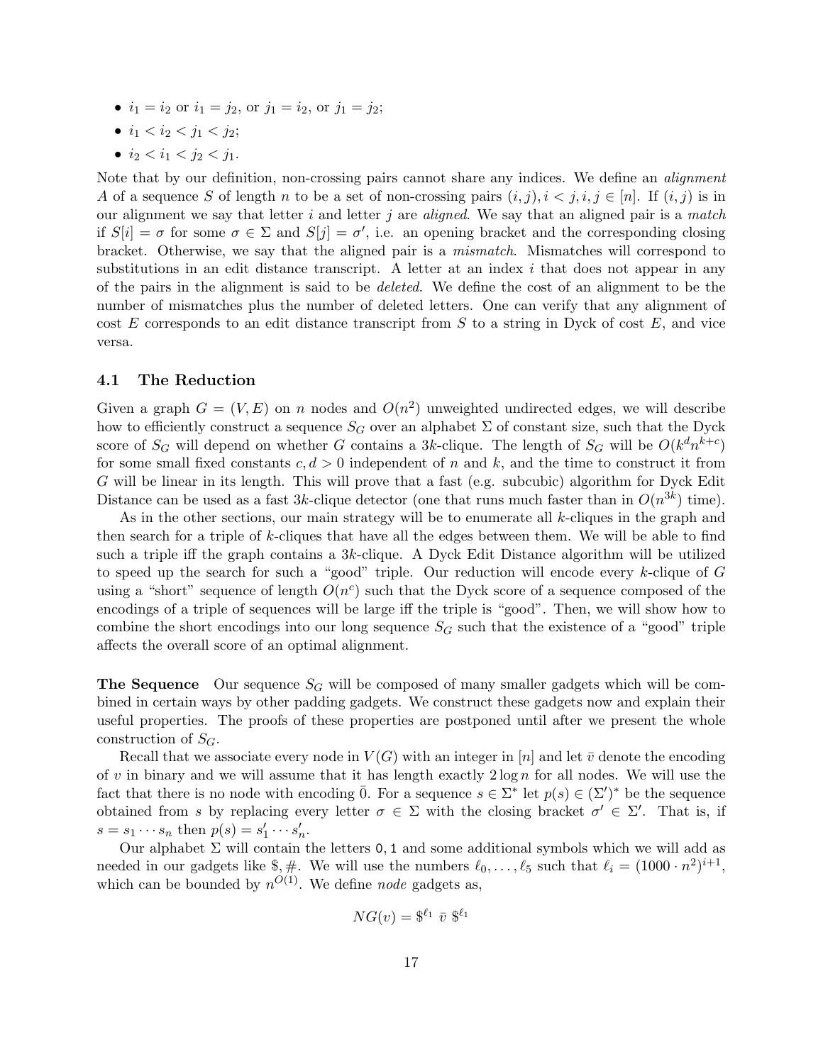- $i_1 = i_2$ or $i_1 = j_2$, or $j_1 = i_2$, or $j_1 = j_2$;
- $i_1 < i_2 < j_1 < j_2$;
- $i_2 < i_1 < j_2 < j_1$.

Note that by our definition, non-crossing pairs cannot share any indices. We define an *alignment* $A$ of a sequence $S$ of length $n$ to be a set of non-crossing pairs $(i, j), i < j, i, j \in [n]$. If $(i, j)$ is in our alignment we say that letter $i$ and letter $j$ are *aligned*. We say that an aligned pair is a *match* if $S[i] = \sigma$ for some $\sigma \in \Sigma$ and $S[j] = \sigma'$, i.e. an opening bracket and the corresponding closing bracket. Otherwise, we say that the aligned pair is a *mismatch*. Mismatches will correspond to substitutions in an edit distance transcript. A letter at an index $i$ that does not appear in any of the pairs in the alignment is said to be *deleted*. We define the cost of an alignment to be the number of mismatches plus the number of deleted letters. One can verify that any alignment of cost $E$ corresponds to an edit distance transcript from $S$ to a string in Dyck of cost $E$, and vice versa.

### 4.1 The Reduction

Given a graph $G = (V, E)$ on $n$ nodes and $O(n^2)$ unweighted undirected edges, we will describe how to efficiently construct a sequence $S_G$ over an alphabet $\Sigma$ of constant size, such that the Dyck score of $S_G$ will depend on whether $G$ contains a $3k$-clique. The length of $S_G$ will be $O(k^d n^{k+c})$ for some small fixed constants $c, d > 0$ independent of $n$ and $k$, and the time to construct it from $G$ will be linear in its length. This will prove that a fast (e.g. subcubic) algorithm for Dyck Edit Distance can be used as a fast $3k$-clique detector (one that runs much faster than in $O(n^{3k})$ time).

As in the other sections, our main strategy will be to enumerate all $k$-cliques in the graph and then search for a triple of $k$-cliques that have all the edges between them. We will be able to find such a triple iff the graph contains a $3k$-clique. A Dyck Edit Distance algorithm will be utilized to speed up the search for such a "good" triple. Our reduction will encode every $k$-clique of $G$ using a "short" sequence of length $O(n^c)$ such that the Dyck score of a sequence composed of the encodings of a triple of sequences will be large iff the triple is "good". Then, we will show how to combine the short encodings into our long sequence $S_G$ such that the existence of a "good" triple affects the overall score of an optimal alignment.

**The Sequence** Our sequence $S_G$ will be composed of many smaller gadgets which will be combined in certain ways by other padding gadgets. We construct these gadgets now and explain their useful properties. The proofs of these properties are postponed until after we present the whole construction of $S_G$.

Recall that we associate every node in $V(G)$ with an integer in $[n]$ and let $\bar{v}$ denote the encoding of $v$ in binary and we will assume that it has length exactly $2 \log n$ for all nodes. We will use the fact that there is no node with encoding $\bar{0}$. For a sequence $s \in \Sigma^*$ let $p(s) \in (\Sigma')^*$ be the sequence obtained from $s$ by replacing every letter $\sigma \in \Sigma$ with the closing bracket $\sigma' \in \Sigma'$. That is, if $s = s_1 \cdots s_n$ then $p(s) = s'_1 \cdots s'_n$.

Our alphabet $\Sigma$ will contain the letters 0, 1 and some additional symbols which we will add as needed in our gadgets like \$, #. We will use the numbers $\ell_0, \ldots, \ell_5$ such that $\ell_i = (1000 \cdot n^2)^{i+1}$, which can be bounded by $n^{O(1)}$. We define *node* gadgets as,

$$NG(v) = \$^{\ell_1} \ \bar{v} \ \$^{\ell_1}$$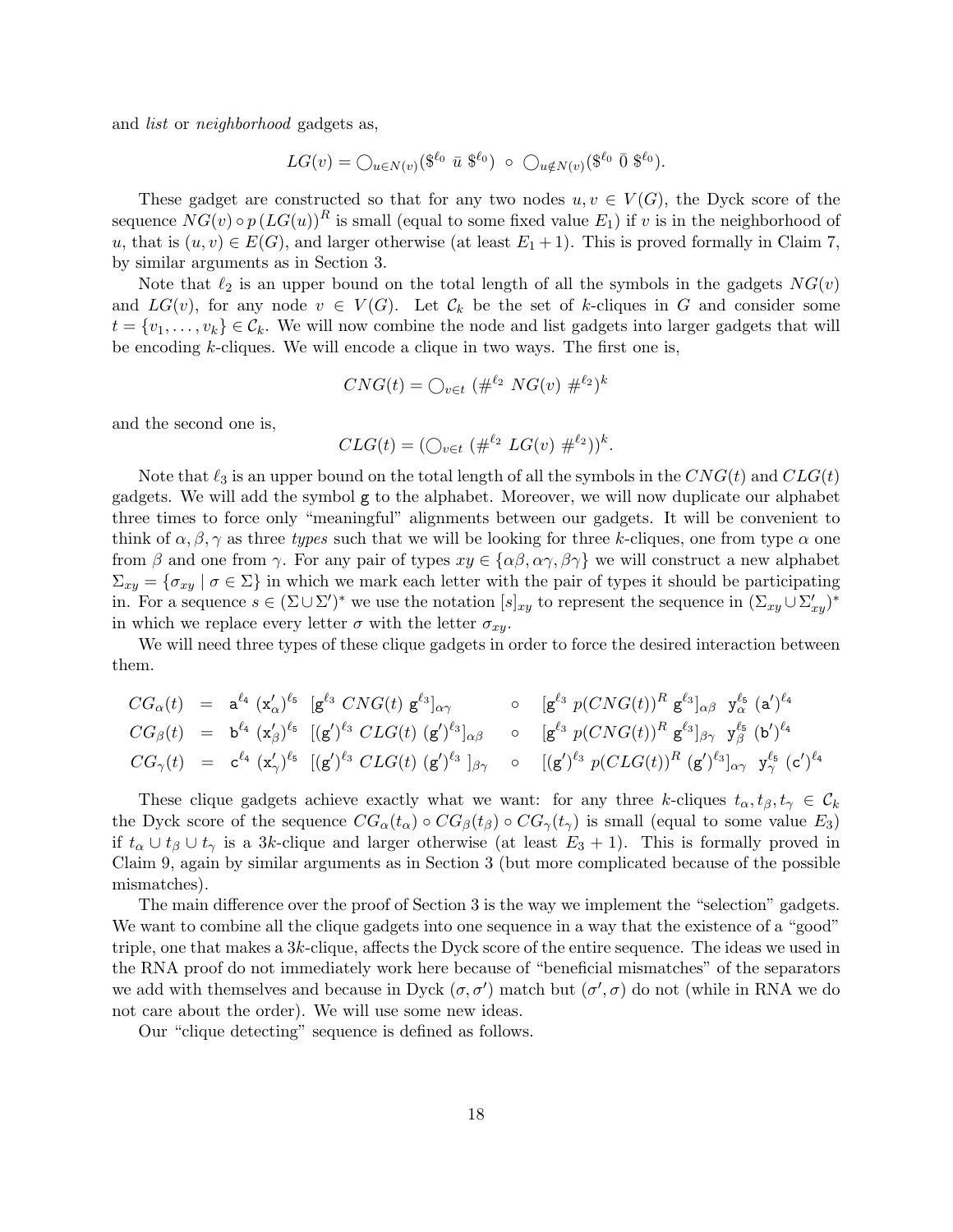and *list* or *neighborhood* gadgets as,

$$LG(v) = \bigcirc_{u \in N(v)} (\$^{\ell_0} \ \bar{u} \ \$^{\ell_0}) \ \circ \ \bigcirc_{u \notin N(v)} (\$^{\ell_0} \ \bar{0} \ \$^{\ell_0}).$$

These gadget are constructed so that for any two nodes $u, v \in V(G)$, the Dyck score of the sequence $NG(v) \circ p\,(LG(u))^R$ is small (equal to some fixed value $E_1$) if $v$ is in the neighborhood of $u$, that is $(u,v) \in E(G)$, and larger otherwise (at least $E_1 + 1$). This is proved formally in Claim 7, by similar arguments as in Section 3.

Note that $\ell_2$ is an upper bound on the total length of all the symbols in the gadgets $NG(v)$ and $LG(v)$, for any node $v \in V(G)$. Let $\mathcal{C}_k$ be the set of $k$-cliques in $G$ and consider some $t = \{v_1, \ldots, v_k\} \in \mathcal{C}_k$. We will now combine the node and list gadgets into larger gadgets that will be encoding $k$-cliques. We will encode a clique in two ways. The first one is,

$$CNG(t) = \bigcirc_{v \in t} \ (\#^{\ell_2} \ NG(v) \ \#^{\ell_2})^k$$

and the second one is,

$$CLG(t) = (\bigcirc_{v \in t} \ (\#^{\ell_2} \ LG(v) \ \#^{\ell_2}))^k.$$

Note that $\ell_3$ is an upper bound on the total length of all the symbols in the $CNG(t)$ and $CLG(t)$ gadgets. We will add the symbol $\mathtt{g}$ to the alphabet. Moreover, we will now duplicate our alphabet three times to force only "meaningful" alignments between our gadgets. It will be convenient to think of $\alpha, \beta, \gamma$ as three *types* such that we will be looking for three $k$-cliques, one from type $\alpha$ one from $\beta$ and one from $\gamma$. For any pair of types $xy \in \{\alpha\beta, \alpha\gamma, \beta\gamma\}$ we will construct a new alphabet $\Sigma_{xy} = \{\sigma_{xy} \mid \sigma \in \Sigma\}$ in which we mark each letter with the pair of types it should be participating in. For a sequence $s \in (\Sigma \cup \Sigma')^*$ we use the notation $[s]_{xy}$ to represent the sequence in $(\Sigma_{xy} \cup \Sigma'_{xy})^*$ in which we replace every letter $\sigma$ with the letter $\sigma_{xy}$.

We will need three types of these clique gadgets in order to force the desired interaction between them.

$$\begin{array}{lllll}
CG_\alpha(t) & = & \mathtt{a}^{\ell_4} \ (\mathtt{x}'_\alpha)^{\ell_5} \ \ [\mathtt{g}^{\ell_3} \ CNG(t) \ \mathtt{g}^{\ell_3}]_{\alpha\gamma} & \circ & [\mathtt{g}^{\ell_3} \ p(CNG(t))^R \ \mathtt{g}^{\ell_3}]_{\alpha\beta} \ \ \mathtt{y}_\alpha^{\ell_5} \ (\mathtt{a}')^{\ell_4} \\
CG_\beta(t) & = & \mathtt{b}^{\ell_4} \ (\mathtt{x}'_\beta)^{\ell_5} \ \ [(\mathtt{g}')^{\ell_3} \ CLG(t) \ (\mathtt{g}')^{\ell_3}]_{\alpha\beta} & \circ & [\mathtt{g}^{\ell_3} \ p(CNG(t))^R \ \mathtt{g}^{\ell_3}]_{\beta\gamma} \ \ \mathtt{y}_\beta^{\ell_5} \ (\mathtt{b}')^{\ell_4} \\
CG_\gamma(t) & = & \mathtt{c}^{\ell_4} \ (\mathtt{x}'_\gamma)^{\ell_5} \ \ [(\mathtt{g}')^{\ell_3} \ CLG(t) \ (\mathtt{g}')^{\ell_3} \ ]_{\beta\gamma} & \circ & [(\mathtt{g}')^{\ell_3} \ p(CLG(t))^R \ (\mathtt{g}')^{\ell_3}]_{\alpha\gamma} \ \ \mathtt{y}_\gamma^{\ell_5} \ (\mathtt{c}')^{\ell_4}
\end{array}$$

These clique gadgets achieve exactly what we want: for any three $k$-cliques $t_\alpha, t_\beta, t_\gamma \in \mathcal{C}_k$ the Dyck score of the sequence $CG_\alpha(t_\alpha) \circ CG_\beta(t_\beta) \circ CG_\gamma(t_\gamma)$ is small (equal to some value $E_3$) if $t_\alpha \cup t_\beta \cup t_\gamma$ is a $3k$-clique and larger otherwise (at least $E_3 + 1$). This is formally proved in Claim 9, again by similar arguments as in Section 3 (but more complicated because of the possible mismatches).

The main difference over the proof of Section 3 is the way we implement the "selection" gadgets. We want to combine all the clique gadgets into one sequence in a way that the existence of a "good" triple, one that makes a $3k$-clique, affects the Dyck score of the entire sequence. The ideas we used in the RNA proof do not immediately work here because of "beneficial mismatches" of the separators we add with themselves and because in Dyck $(\sigma, \sigma')$ match but $(\sigma', \sigma)$ do not (while in RNA we do not care about the order). We will use some new ideas.

Our "clique detecting" sequence is defined as follows.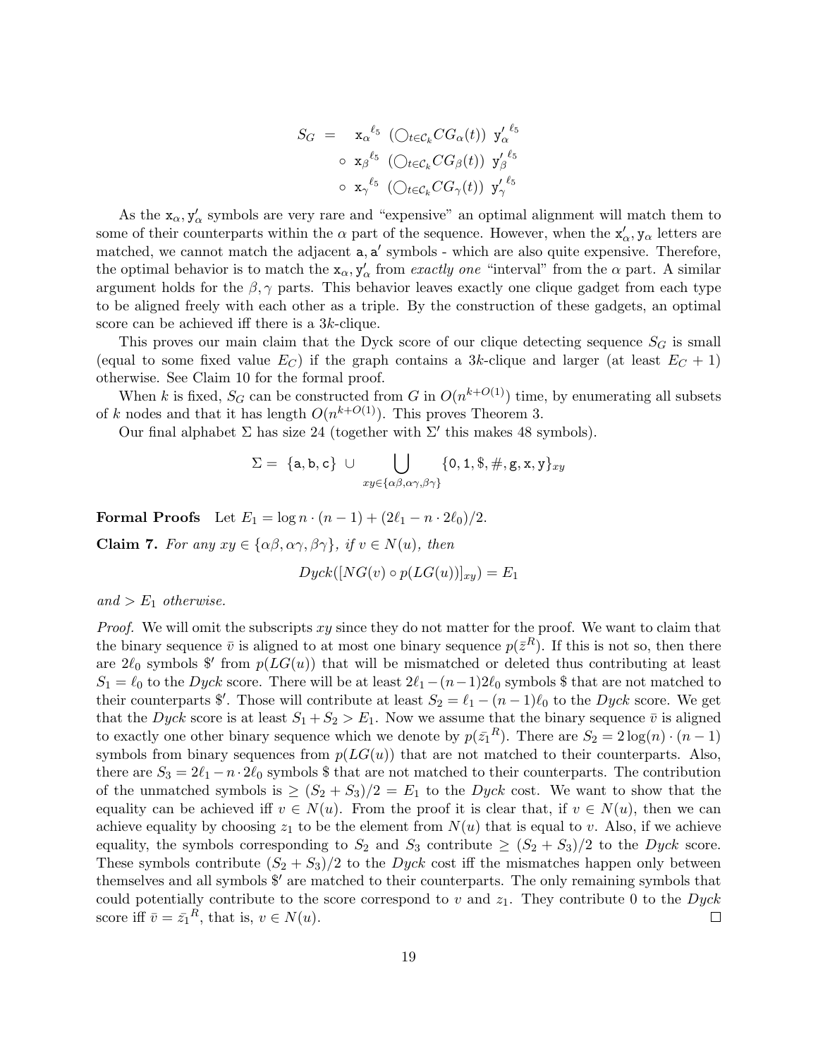$$
\begin{aligned}
S_G \;=\; & \;\; \mathtt{x}_\alpha{}^{\ell_5} \;\; (\bigcirc_{t \in \mathcal{C}_k} CG_\alpha(t)) \;\; \mathtt{y}'_\alpha{}^{\ell_5} \\
& \circ \; \mathtt{x}_\beta{}^{\ell_5} \;\; (\bigcirc_{t \in \mathcal{C}_k} CG_\beta(t)) \;\; \mathtt{y}'_\beta{}^{\ell_5} \\
& \circ \; \mathtt{x}_\gamma{}^{\ell_5} \;\; (\bigcirc_{t \in \mathcal{C}_k} CG_\gamma(t)) \;\; \mathtt{y}'_\gamma{}^{\ell_5}
\end{aligned}
$$

As the $\mathtt{x}_\alpha, \mathtt{y}'_\alpha$ symbols are very rare and "expensive" an optimal alignment will match them to some of their counterparts within the $\alpha$ part of the sequence. However, when the $\mathtt{x}'_\alpha, \mathtt{y}_\alpha$ letters are matched, we cannot match the adjacent $\mathtt{a}, \mathtt{a}'$ symbols - which are also quite expensive. Therefore, the optimal behavior is to match the $\mathtt{x}_\alpha, \mathtt{y}'_\alpha$ from *exactly one* "interval" from the $\alpha$ part. A similar argument holds for the $\beta, \gamma$ parts. This behavior leaves exactly one clique gadget from each type to be aligned freely with each other as a triple. By the construction of these gadgets, an optimal score can be achieved iff there is a $3k$-clique.

This proves our main claim that the Dyck score of our clique detecting sequence $S_G$ is small (equal to some fixed value $E_C$) if the graph contains a $3k$-clique and larger (at least $E_C + 1$) otherwise. See Claim 10 for the formal proof.

When $k$ is fixed, $S_G$ can be constructed from $G$ in $O(n^{k+O(1)})$ time, by enumerating all subsets of $k$ nodes and that it has length $O(n^{k+O(1)})$. This proves Theorem 3.

Our final alphabet $\Sigma$ has size 24 (together with $\Sigma'$ this makes 48 symbols).

$$
\Sigma = \; \{\mathtt{a}, \mathtt{b}, \mathtt{c}\} \; \cup \bigcup_{xy \in \{\alpha\beta, \alpha\gamma, \beta\gamma\}} \{\mathtt{0}, \mathtt{1}, \$, \#, \mathtt{g}, \mathtt{x}, \mathtt{y}\}_{xy}
$$

**Formal Proofs** Let $E_1 = \log n \cdot (n-1) + (2\ell_1 - n \cdot 2\ell_0)/2$.

**Claim 7.** *For any $xy \in \{\alpha\beta, \alpha\gamma, \beta\gamma\}$, if $v \in N(u)$, then*

$$
Dyck([NG(v) \circ p(LG(u))]_{xy}) = E_1
$$

*and $> E_1$ otherwise.*

*Proof.* We will omit the subscripts $xy$ since they do not matter for the proof. We want to claim that the binary sequence $\bar{v}$ is aligned to at most one binary sequence $p(\bar{z}^R)$. If this is not so, then there are $2\ell_0$ symbols $\$'$ from $p(LG(u))$ that will be mismatched or deleted thus contributing at least $S_1 = \ell_0$ to the $Dyck$ score. There will be at least $2\ell_1 - (n-1)2\ell_0$ symbols $\$$ that are not matched to their counterparts $\$'$. Those will contribute at least $S_2 = \ell_1 - (n-1)\ell_0$ to the $Dyck$ score. We get that the $Dyck$ score is at least $S_1 + S_2 > E_1$. Now we assume that the binary sequence $\bar{v}$ is aligned to exactly one other binary sequence which we denote by $p(\bar{z_1}^R)$. There are $S_2 = 2\log(n) \cdot (n-1)$ symbols from binary sequences from $p(LG(u))$ that are not matched to their counterparts. Also, there are $S_3 = 2\ell_1 - n \cdot 2\ell_0$ symbols $\$$ that are not matched to their counterparts. The contribution of the unmatched symbols is $\geq (S_2 + S_3)/2 = E_1$ to the $Dyck$ cost. We want to show that the equality can be achieved iff $v \in N(u)$. From the proof it is clear that, if $v \in N(u)$, then we can achieve equality by choosing $z_1$ to be the element from $N(u)$ that is equal to $v$. Also, if we achieve equality, the symbols corresponding to $S_2$ and $S_3$ contribute $\geq (S_2 + S_3)/2$ to the $Dyck$ score. These symbols contribute $(S_2 + S_3)/2$ to the $Dyck$ cost iff the mismatches happen only between themselves and all symbols $\$'$ are matched to their counterparts. The only remaining symbols that could potentially contribute to the score correspond to $v$ and $z_1$. They contribute 0 to the $Dyck$ score iff $\bar{v} = \bar{z_1}^R$, that is, $v \in N(u)$. $\square$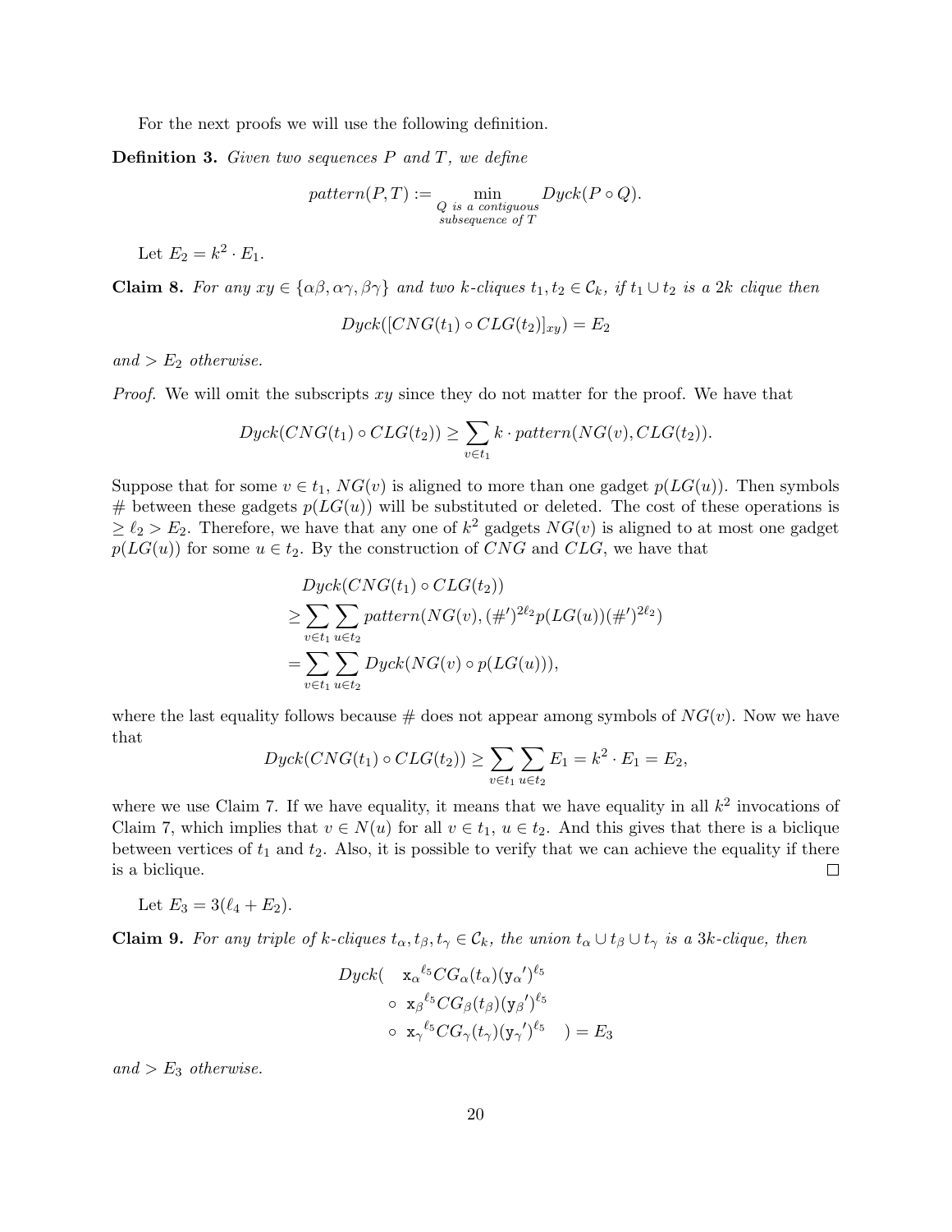For the next proofs we will use the following definition.

**Definition 3.** *Given two sequences $P$ and $T$, we define*

$$pattern(P,T) := \min_{\substack{Q \text{ is a contiguous} \\ \text{subsequence of } T}} Dyck(P \circ Q).$$

Let $E_2 = k^2 \cdot E_1$.

**Claim 8.** *For any $xy \in \{\alpha\beta, \alpha\gamma, \beta\gamma\}$ and two $k$-cliques $t_1, t_2 \in \mathcal{C}_k$, if $t_1 \cup t_2$ is a $2k$ clique then*

$$Dyck([CNG(t_1) \circ CLG(t_2)]_{xy}) = E_2$$

*and $> E_2$ otherwise.*

*Proof.* We will omit the subscripts $xy$ since they do not matter for the proof. We have that

$$Dyck(CNG(t_1) \circ CLG(t_2)) \geq \sum_{v \in t_1} k \cdot pattern(NG(v), CLG(t_2)).$$

Suppose that for some $v \in t_1$, $NG(v)$ is aligned to more than one gadget $p(LG(u))$. Then symbols # between these gadgets $p(LG(u))$ will be substituted or deleted. The cost of these operations is $\geq \ell_2 > E_2$. Therefore, we have that any one of $k^2$ gadgets $NG(v)$ is aligned to at most one gadget $p(LG(u))$ for some $u \in t_2$. By the construction of $CNG$ and $CLG$, we have that

$$\begin{aligned}
&Dyck(CNG(t_1) \circ CLG(t_2)) \\
\geq &\sum_{v \in t_1} \sum_{u \in t_2} pattern(NG(v), (\#')^{2\ell_2} p(LG(u)) (\#')^{2\ell_2}) \\
= &\sum_{v \in t_1} \sum_{u \in t_2} Dyck(NG(v) \circ p(LG(u))),
\end{aligned}$$

where the last equality follows because # does not appear among symbols of $NG(v)$. Now we have that

$$Dyck(CNG(t_1) \circ CLG(t_2)) \geq \sum_{v \in t_1} \sum_{u \in t_2} E_1 = k^2 \cdot E_1 = E_2,$$

where we use Claim 7. If we have equality, it means that we have equality in all $k^2$ invocations of Claim 7, which implies that $v \in N(u)$ for all $v \in t_1$, $u \in t_2$. And this gives that there is a biclique between vertices of $t_1$ and $t_2$. Also, it is possible to verify that we can achieve the equality if there is a biclique. ∎

Let $E_3 = 3(\ell_4 + E_2)$.

**Claim 9.** *For any triple of $k$-cliques $t_\alpha, t_\beta, t_\gamma \in \mathcal{C}_k$, the union $t_\alpha \cup t_\beta \cup t_\gamma$ is a $3k$-clique, then*

$$\begin{aligned}
Dyck( \quad &\mathtt{x}_\alpha{}^{\ell_5} CG_\alpha(t_\alpha) (\mathtt{y}_\alpha{}')^{\ell_5} \\
\circ \quad &\mathtt{x}_\beta{}^{\ell_5} CG_\beta(t_\beta) (\mathtt{y}_\beta{}')^{\ell_5} \\
\circ \quad &\mathtt{x}_\gamma{}^{\ell_5} CG_\gamma(t_\gamma) (\mathtt{y}_\gamma{}')^{\ell_5} \quad ) = E_3
\end{aligned}$$

*and $> E_3$ otherwise.*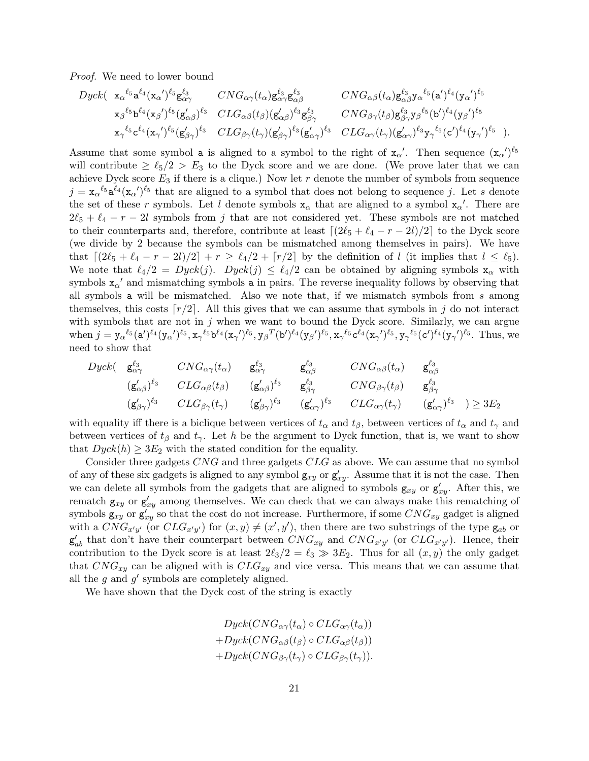*Proof.* We need to lower bound

$$
\begin{array}{llll}
Dyck( & \mathtt{x}_\alpha{}^{\ell_5}\mathtt{a}^{\ell_4}(\mathtt{x}_\alpha{}')^{\ell_5}\mathtt{g}_{\alpha\gamma}^{\ell_3} & CNG_{\alpha\gamma}(t_\alpha)\mathtt{g}_{\alpha\gamma}^{\ell_3}\mathtt{g}_{\alpha\beta}^{\ell_3} & CNG_{\alpha\beta}(t_\alpha)\mathtt{g}_{\alpha\beta}^{\ell_3}\mathtt{y}_\alpha{}^{\ell_5}(\mathtt{a}')^{\ell_4}(\mathtt{y}_\alpha{}')^{\ell_5} \\
& \mathtt{x}_\beta{}^{\ell_5}\mathtt{b}^{\ell_4}(\mathtt{x}_\beta{}')^{\ell_5}(\mathtt{g}_{\alpha\beta}')^{\ell_3} & CLG_{\alpha\beta}(t_\beta)(\mathtt{g}_{\alpha\beta}')^{\ell_3}\mathtt{g}_{\beta\gamma}^{\ell_3} & CNG_{\beta\gamma}(t_\beta)\mathtt{g}_{\beta\gamma}^{\ell_3}\mathtt{y}_\beta{}^{\ell_5}(\mathtt{b}')^{\ell_4}(\mathtt{y}_\beta{}')^{\ell_5} \\
& \mathtt{x}_\gamma{}^{\ell_5}\mathtt{c}^{\ell_4}(\mathtt{x}_\gamma{}')^{\ell_5}(\mathtt{g}_{\beta\gamma}')^{\ell_3} & CLG_{\beta\gamma}(t_\gamma)(\mathtt{g}_{\beta\gamma}')^{\ell_3}(\mathtt{g}_{\alpha\gamma}')^{\ell_3} & CLG_{\alpha\gamma}(t_\gamma)(\mathtt{g}_{\alpha\gamma}')^{\ell_3}\mathtt{y}_\gamma{}^{\ell_5}(\mathtt{c}')^{\ell_4}(\mathtt{y}_\gamma{}')^{\ell_5} \quad ).
\end{array}
$$

Assume that some symbol $\mathtt{a}$ is aligned to a symbol to the right of $\mathtt{x}_\alpha{}'$. Then sequence $(\mathtt{x}_\alpha{}')^{\ell_5}$ will contribute $\geq \ell_5/2 > E_3$ to the Dyck score and we are done. (We prove later that we can achieve Dyck score $E_3$ if there is a clique.) Now let $r$ denote the number of symbols from sequence $j = \mathtt{x}_\alpha{}^{\ell_5}\mathtt{a}^{\ell_4}(\mathtt{x}_\alpha{}')^{\ell_5}$ that are aligned to a symbol that does not belong to sequence $j$. Let $s$ denote the set of these $r$ symbols. Let $l$ denote symbols $\mathtt{x}_\alpha$ that are aligned to a symbol $\mathtt{x}_\alpha{}'$. There are $2\ell_5 + \ell_4 - r - 2l$ symbols from $j$ that are not considered yet. These symbols are not matched to their counterparts and, therefore, contribute at least $\lceil (2\ell_5 + \ell_4 - r - 2l)/2 \rceil$ to the Dyck score (we divide by 2 because the symbols can be mismatched among themselves in pairs). We have that $\lceil (2\ell_5 + \ell_4 - r - 2l)/2 \rceil + r \geq \ell_4/2 + \lceil r/2 \rceil$ by the definition of $l$ (it implies that $l \leq \ell_5$). We note that $\ell_4/2 = Dyck(j)$. $Dyck(j) \leq \ell_4/2$ can be obtained by aligning symbols $\mathtt{x}_\alpha$ with symbols $\mathtt{x}_\alpha{}'$ and mismatching symbols $\mathtt{a}$ in pairs. The reverse inequality follows by observing that all symbols $\mathtt{a}$ will be mismatched. Also we note that, if we mismatch symbols from $s$ among themselves, this costs $\lceil r/2 \rceil$. All this gives that we can assume that symbols in $j$ do not interact with symbols that are not in $j$ when we want to bound the Dyck score. Similarly, we can argue when $j = \mathtt{y}_\alpha{}^{\ell_5}(\mathtt{a}')^{\ell_4}(\mathtt{y}_\alpha{}')^{\ell_5}, \mathtt{x}_\gamma{}^{\ell_5}\mathtt{b}^{\ell_4}(\mathtt{x}_\gamma{}')^{\ell_5}, \mathtt{y}_\beta{}^T(\mathtt{b}')^{\ell_4}(\mathtt{y}_\beta{}')^{\ell_5}, \mathtt{x}_\gamma{}^{\ell_5}\mathtt{c}^{\ell_4}(\mathtt{x}_\gamma{}')^{\ell_5}, \mathtt{y}_\gamma{}^{\ell_5}(\mathtt{c}')^{\ell_4}(\mathtt{y}_\gamma{}')^{\ell_5}$. Thus, we need to show that

$$
\begin{array}{lllllll}
Dyck( & \mathtt{g}_{\alpha\gamma}^{\ell_3} & CNG_{\alpha\gamma}(t_\alpha) & \mathtt{g}_{\alpha\gamma}^{\ell_3} & \mathtt{g}_{\alpha\beta}^{\ell_3} & CNG_{\alpha\beta}(t_\alpha) & \mathtt{g}_{\alpha\beta}^{\ell_3} \\
& (\mathtt{g}_{\alpha\beta}')^{\ell_3} & CLG_{\alpha\beta}(t_\beta) & (\mathtt{g}_{\alpha\beta}')^{\ell_3} & \mathtt{g}_{\beta\gamma}^{\ell_3} & CNG_{\beta\gamma}(t_\beta) & \mathtt{g}_{\beta\gamma}^{\ell_3} \\
& (\mathtt{g}_{\beta\gamma}')^{\ell_3} & CLG_{\beta\gamma}(t_\gamma) & (\mathtt{g}_{\beta\gamma}')^{\ell_3} & (\mathtt{g}_{\alpha\gamma}')^{\ell_3} & CLG_{\alpha\gamma}(t_\gamma) & (\mathtt{g}_{\alpha\gamma}')^{\ell_3} \quad ) \geq 3E_2
\end{array}
$$

with equality iff there is a biclique between vertices of $t_\alpha$ and $t_\beta$, between vertices of $t_\alpha$ and $t_\gamma$ and between vertices of $t_\beta$ and $t_\gamma$. Let $h$ be the argument to Dyck function, that is, we want to show that $Dyck(h) \geq 3E_2$ with the stated condition for the equality.

Consider three gadgets $CNG$ and three gadgets $CLG$ as above. We can assume that no symbol of any of these six gadgets is aligned to any symbol $\mathtt{g}_{xy}$ or $\mathtt{g}_{xy}'$. Assume that it is not the case. Then we can delete all symbols from the gadgets that are aligned to symbols $\mathtt{g}_{xy}$ or $\mathtt{g}_{xy}'$. After this, we rematch $\mathtt{g}_{xy}$ or $\mathtt{g}_{xy}'$ among themselves. We can check that we can always make this rematching of symbols $\mathtt{g}_{xy}$ or $\mathtt{g}_{xy}'$ so that the cost do not increase. Furthermore, if some $CNG_{xy}$ gadget is aligned with a $CNG_{x'y'}$ (or $CLG_{x'y'}$) for $(x, y) \neq (x', y')$, then there are two substrings of the type $\mathtt{g}_{ab}$ or $\mathtt{g}_{ab}'$ that don't have their counterpart between $CNG_{xy}$ and $CNG_{x'y'}$ (or $CLG_{x'y'}$). Hence, their contribution to the Dyck score is at least $2\ell_3/2 = \ell_3 \gg 3E_2$. Thus for all $(x, y)$ the only gadget that $CNG_{xy}$ can be aligned with is $CLG_{xy}$ and vice versa. This means that we can assume that all the $g$ and $g'$ symbols are completely aligned.

We have shown that the Dyck cost of the string is exactly

$$
\begin{aligned}
& Dyck(CNG_{\alpha\gamma}(t_\alpha) \circ CLG_{\alpha\gamma}(t_\alpha)) \\
+ & Dyck(CNG_{\alpha\beta}(t_\beta) \circ CLG_{\alpha\beta}(t_\beta)) \\
+ & Dyck(CNG_{\beta\gamma}(t_\gamma) \circ CLG_{\beta\gamma}(t_\gamma)).
\end{aligned}
$$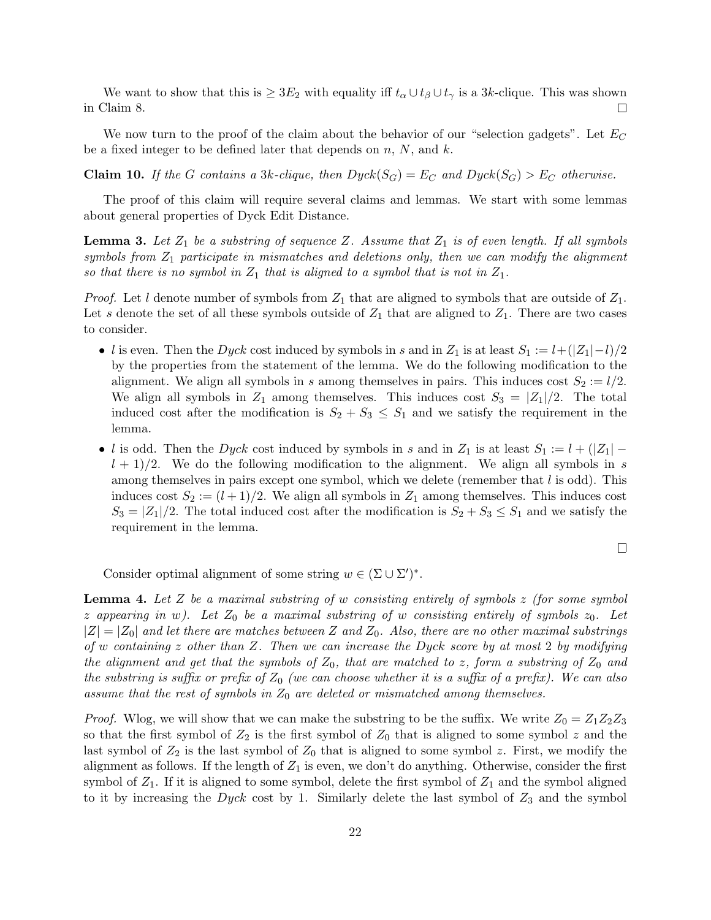We want to show that this is $\geq 3E_2$ with equality iff $t_\alpha \cup t_\beta \cup t_\gamma$ is a $3k$-clique. This was shown in Claim 8. □

We now turn to the proof of the claim about the behavior of our "selection gadgets". Let $E_C$ be a fixed integer to be defined later that depends on $n$, $N$, and $k$.

**Claim 10.** *If the $G$ contains a $3k$-clique, then $Dyck(S_G) = E_C$ and $Dyck(S_G) > E_C$ otherwise.*

The proof of this claim will require several claims and lemmas. We start with some lemmas about general properties of Dyck Edit Distance.

**Lemma 3.** *Let $Z_1$ be a substring of sequence $Z$. Assume that $Z_1$ is of even length. If all symbols symbols from $Z_1$ participate in mismatches and deletions only, then we can modify the alignment so that there is no symbol in $Z_1$ that is aligned to a symbol that is not in $Z_1$.*

*Proof.* Let $l$ denote number of symbols from $Z_1$ that are aligned to symbols that are outside of $Z_1$. Let $s$ denote the set of all these symbols outside of $Z_1$ that are aligned to $Z_1$. There are two cases to consider.

- $l$ is even. Then the $Dyck$ cost induced by symbols in $s$ and in $Z_1$ is at least $S_1 := l + (|Z_1| - l)/2$ by the properties from the statement of the lemma. We do the following modification to the alignment. We align all symbols in $s$ among themselves in pairs. This induces cost $S_2 := l/2$. We align all symbols in $Z_1$ among themselves. This induces cost $S_3 = |Z_1|/2$. The total induced cost after the modification is $S_2 + S_3 \leq S_1$ and we satisfy the requirement in the lemma.
- $l$ is odd. Then the $Dyck$ cost induced by symbols in $s$ and in $Z_1$ is at least $S_1 := l + (|Z_1| - l + 1)/2$. We do the following modification to the alignment. We align all symbols in $s$ among themselves in pairs except one symbol, which we delete (remember that $l$ is odd). This induces cost $S_2 := (l + 1)/2$. We align all symbols in $Z_1$ among themselves. This induces cost $S_3 = |Z_1|/2$. The total induced cost after the modification is $S_2 + S_3 \leq S_1$ and we satisfy the requirement in the lemma.

□

Consider optimal alignment of some string $w \in (\Sigma \cup \Sigma')^*$.

**Lemma 4.** *Let $Z$ be a maximal substring of $w$ consisting entirely of symbols $z$ (for some symbol $z$ appearing in $w$). Let $Z_0$ be a maximal substring of $w$ consisting entirely of symbols $z_0$. Let $|Z| = |Z_0|$ and let there are matches between $Z$ and $Z_0$. Also, there are no other maximal substrings of $w$ containing $z$ other than $Z$. Then we can increase the Dyck score by at most 2 by modifying the alignment and get that the symbols of $Z_0$, that are matched to $z$, form a substring of $Z_0$ and the substring is suffix or prefix of $Z_0$ (we can choose whether it is a suffix of a prefix). We can also assume that the rest of symbols in $Z_0$ are deleted or mismatched among themselves.*

*Proof.* Wlog, we will show that we can make the substring to be the suffix. We write $Z_0 = Z_1Z_2Z_3$ so that the first symbol of $Z_2$ is the first symbol of $Z_0$ that is aligned to some symbol $z$ and the last symbol of $Z_2$ is the last symbol of $Z_0$ that is aligned to some symbol $z$. First, we modify the alignment as follows. If the length of $Z_1$ is even, we don't do anything. Otherwise, consider the first symbol of $Z_1$. If it is aligned to some symbol, delete the first symbol of $Z_1$ and the symbol aligned to it by increasing the $Dyck$ cost by 1. Similarly delete the last symbol of $Z_3$ and the symbol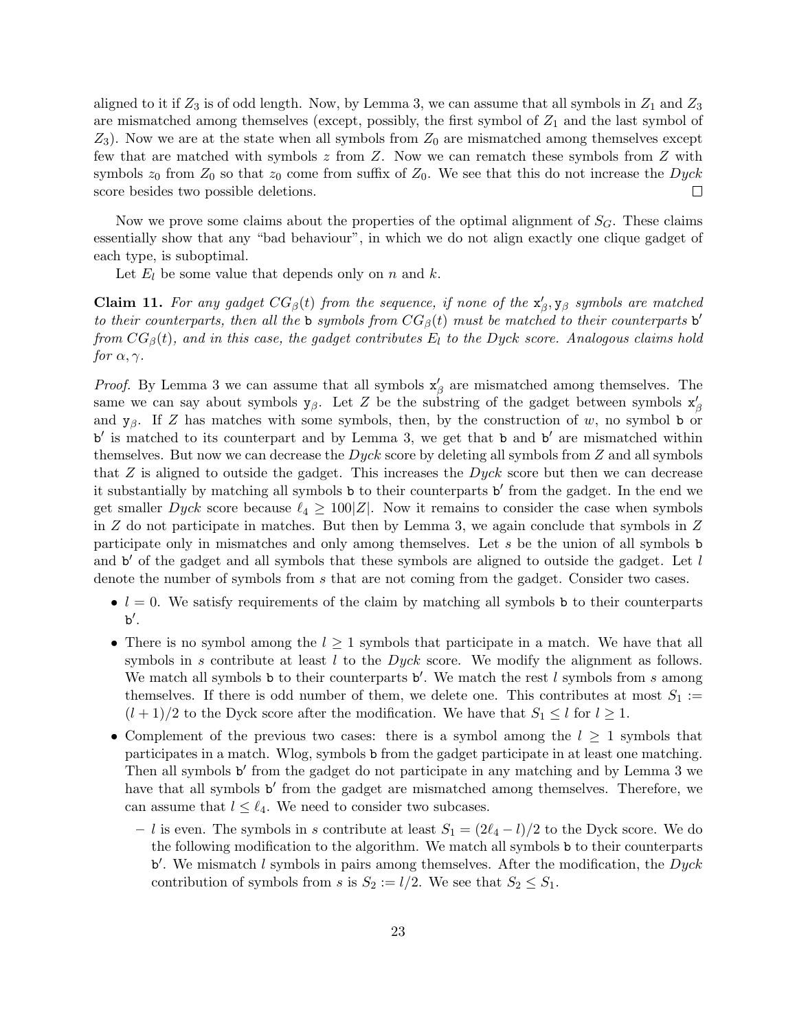aligned to it if $Z_3$ is of odd length. Now, by Lemma 3, we can assume that all symbols in $Z_1$ and $Z_3$ are mismatched among themselves (except, possibly, the first symbol of $Z_1$ and the last symbol of $Z_3$). Now we are at the state when all symbols from $Z_0$ are mismatched among themselves except few that are matched with symbols $z$ from $Z$. Now we can rematch these symbols from $Z$ with symbols $z_0$ from $Z_0$ so that $z_0$ come from suffix of $Z_0$. We see that this do not increase the *Dyck* score besides two possible deletions. ◻

Now we prove some claims about the properties of the optimal alignment of $S_G$. These claims essentially show that any "bad behaviour", in which we do not align exactly one clique gadget of each type, is suboptimal.

Let $E_l$ be some value that depends only on $n$ and $k$.

**Claim 11.** *For any gadget $CG_\beta(t)$ from the sequence, if none of the $\mathtt{x}'_\beta, \mathtt{y}_\beta$ symbols are matched to their counterparts, then all the $\mathtt{b}$ symbols from $CG_\beta(t)$ must be matched to their counterparts $\mathtt{b}'$ from $CG_\beta(t)$, and in this case, the gadget contributes $E_l$ to the Dyck score. Analogous claims hold for $\alpha, \gamma$.*

*Proof.* By Lemma 3 we can assume that all symbols $\mathtt{x}'_\beta$ are mismatched among themselves. The same we can say about symbols $\mathtt{y}_\beta$. Let $Z$ be the substring of the gadget between symbols $\mathtt{x}'_\beta$ and $\mathtt{y}_\beta$. If $Z$ has matches with some symbols, then, by the construction of $w$, no symbol $\mathtt{b}$ or $\mathtt{b}'$ is matched to its counterpart and by Lemma 3, we get that $\mathtt{b}$ and $\mathtt{b}'$ are mismatched within themselves. But now we can decrease the *Dyck* score by deleting all symbols from $Z$ and all symbols that $Z$ is aligned to outside the gadget. This increases the *Dyck* score but then we can decrease it substantially by matching all symbols $\mathtt{b}$ to their counterparts $\mathtt{b}'$ from the gadget. In the end we get smaller *Dyck* score because $\ell_4 \geq 100|Z|$. Now it remains to consider the case when symbols in $Z$ do not participate in matches. But then by Lemma 3, we again conclude that symbols in $Z$ participate only in mismatches and only among themselves. Let $s$ be the union of all symbols $\mathtt{b}$ and $\mathtt{b}'$ of the gadget and all symbols that these symbols are aligned to outside the gadget. Let $l$ denote the number of symbols from $s$ that are not coming from the gadget. Consider two cases.

- $l = 0$. We satisfy requirements of the claim by matching all symbols $\mathtt{b}$ to their counterparts $\mathtt{b}'$.
- There is no symbol among the $l \geq 1$ symbols that participate in a match. We have that all symbols in $s$ contribute at least $l$ to the *Dyck* score. We modify the alignment as follows. We match all symbols $\mathtt{b}$ to their counterparts $\mathtt{b}'$. We match the rest $l$ symbols from $s$ among themselves. If there is odd number of them, we delete one. This contributes at most $S_1 := (l+1)/2$ to the Dyck score after the modification. We have that $S_1 \leq l$ for $l \geq 1$.
- Complement of the previous two cases: there is a symbol among the $l \geq 1$ symbols that participates in a match. Wlog, symbols $\mathtt{b}$ from the gadget participate in at least one matching. Then all symbols $\mathtt{b}'$ from the gadget do not participate in any matching and by Lemma 3 we have that all symbols $\mathtt{b}'$ from the gadget are mismatched among themselves. Therefore, we can assume that $l \leq \ell_4$. We need to consider two subcases.
  - $l$ is even. The symbols in $s$ contribute at least $S_1 = (2\ell_4 - l)/2$ to the Dyck score. We do the following modification to the algorithm. We match all symbols $\mathtt{b}$ to their counterparts $\mathtt{b}'$. We mismatch $l$ symbols in pairs among themselves. After the modification, the *Dyck* contribution of symbols from $s$ is $S_2 := l/2$. We see that $S_2 \leq S_1$.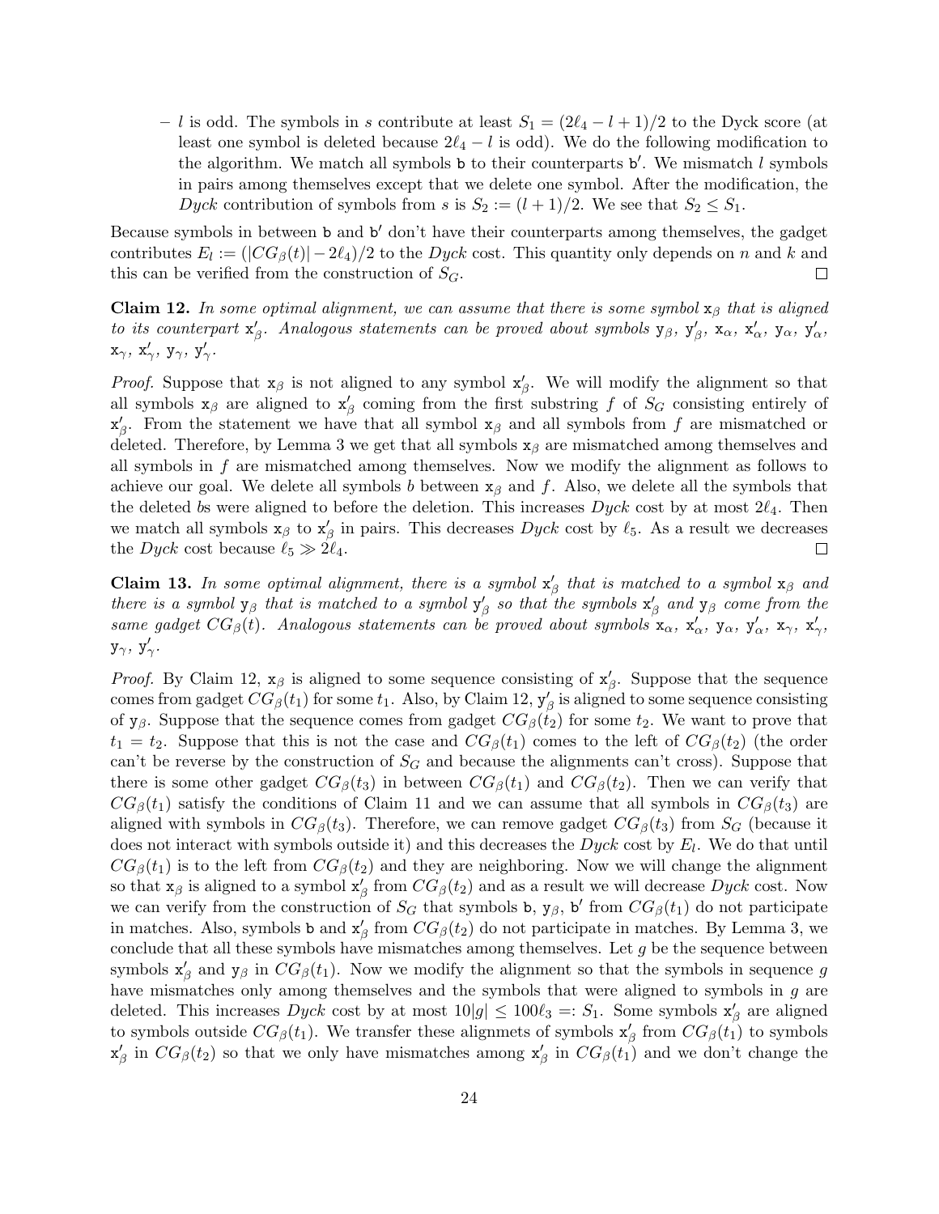– $l$ is odd. The symbols in $s$ contribute at least $S_1 = (2\ell_4 - l + 1)/2$ to the Dyck score (at least one symbol is deleted because $2\ell_4 - l$ is odd). We do the following modification to the algorithm. We match all symbols $\mathtt{b}$ to their counterparts $\mathtt{b}'$. We mismatch $l$ symbols in pairs among themselves except that we delete one symbol. After the modification, the *Dyck* contribution of symbols from $s$ is $S_2 := (l+1)/2$. We see that $S_2 \leq S_1$.

Because symbols in between $\mathtt{b}$ and $\mathtt{b}'$ don't have their counterparts among themselves, the gadget contributes $E_l := (|CG_\beta(t)| - 2\ell_4)/2$ to the *Dyck* cost. This quantity only depends on $n$ and $k$ and this can be verified from the construction of $S_G$. □

**Claim 12.** *In some optimal alignment, we can assume that there is some symbol $\mathtt{x}_\beta$ that is aligned to its counterpart $\mathtt{x}'_\beta$. Analogous statements can be proved about symbols $\mathtt{y}_\beta$, $\mathtt{y}'_\beta$, $\mathtt{x}_\alpha$, $\mathtt{x}'_\alpha$, $\mathtt{y}_\alpha$, $\mathtt{y}'_\alpha$, $\mathtt{x}_\gamma$, $\mathtt{x}'_\gamma$, $\mathtt{y}_\gamma$, $\mathtt{y}'_\gamma$.*

*Proof.* Suppose that $\mathtt{x}_\beta$ is not aligned to any symbol $\mathtt{x}'_\beta$. We will modify the alignment so that all symbols $\mathtt{x}_\beta$ are aligned to $\mathtt{x}'_\beta$ coming from the first substring $f$ of $S_G$ consisting entirely of $\mathtt{x}'_\beta$. From the statement we have that all symbol $\mathtt{x}_\beta$ and all symbols from $f$ are mismatched or deleted. Therefore, by Lemma 3 we get that all symbols $\mathtt{x}_\beta$ are mismatched among themselves and all symbols in $f$ are mismatched among themselves. Now we modify the alignment as follows to achieve our goal. We delete all symbols $b$ between $\mathtt{x}_\beta$ and $f$. Also, we delete all the symbols that the deleted $b$s were aligned to before the deletion. This increases *Dyck* cost by at most $2\ell_4$. Then we match all symbols $\mathtt{x}_\beta$ to $\mathtt{x}'_\beta$ in pairs. This decreases *Dyck* cost by $\ell_5$. As a result we decreases the *Dyck* cost because $\ell_5 \gg 2\ell_4$. □

**Claim 13.** *In some optimal alignment, there is a symbol $\mathtt{x}'_\beta$ that is matched to a symbol $\mathtt{x}_\beta$ and there is a symbol $\mathtt{y}_\beta$ that is matched to a symbol $\mathtt{y}'_\beta$ so that the symbols $\mathtt{x}'_\beta$ and $\mathtt{y}_\beta$ come from the same gadget $CG_\beta(t)$. Analogous statements can be proved about symbols $\mathtt{x}_\alpha$, $\mathtt{x}'_\alpha$, $\mathtt{y}_\alpha$, $\mathtt{y}'_\alpha$, $\mathtt{x}_\gamma$, $\mathtt{x}'_\gamma$, $\mathtt{y}_\gamma$, $\mathtt{y}'_\gamma$.*

*Proof.* By Claim 12, $\mathtt{x}_\beta$ is aligned to some sequence consisting of $\mathtt{x}'_\beta$. Suppose that the sequence comes from gadget $CG_\beta(t_1)$ for some $t_1$. Also, by Claim 12, $\mathtt{y}'_\beta$ is aligned to some sequence consisting of $\mathtt{y}_\beta$. Suppose that the sequence comes from gadget $CG_\beta(t_2)$ for some $t_2$. We want to prove that $t_1 = t_2$. Suppose that this is not the case and $CG_\beta(t_1)$ comes to the left of $CG_\beta(t_2)$ (the order can't be reverse by the construction of $S_G$ and because the alignments can't cross). Suppose that there is some other gadget $CG_\beta(t_3)$ in between $CG_\beta(t_1)$ and $CG_\beta(t_2)$. Then we can verify that $CG_\beta(t_1)$ satisfy the conditions of Claim 11 and we can assume that all symbols in $CG_\beta(t_3)$ are aligned with symbols in $CG_\beta(t_3)$. Therefore, we can remove gadget $CG_\beta(t_3)$ from $S_G$ (because it does not interact with symbols outside it) and this decreases the *Dyck* cost by $E_l$. We do that until $CG_\beta(t_1)$ is to the left from $CG_\beta(t_2)$ and they are neighboring. Now we will change the alignment so that $\mathtt{x}_\beta$ is aligned to a symbol $\mathtt{x}'_\beta$ from $CG_\beta(t_2)$ and as a result we will decrease *Dyck* cost. Now we can verify from the construction of $S_G$ that symbols $\mathtt{b}$, $\mathtt{y}_\beta$, $\mathtt{b}'$ from $CG_\beta(t_1)$ do not participate in matches. Also, symbols $\mathtt{b}$ and $\mathtt{x}'_\beta$ from $CG_\beta(t_2)$ do not participate in matches. By Lemma 3, we conclude that all these symbols have mismatches among themselves. Let $g$ be the sequence between symbols $\mathtt{x}'_\beta$ and $\mathtt{y}_\beta$ in $CG_\beta(t_1)$. Now we modify the alignment so that the symbols in sequence $g$ have mismatches only among themselves and the symbols that were aligned to symbols in $g$ are deleted. This increases *Dyck* cost by at most $10|g| \leq 100\ell_3 =: S_1$. Some symbols $\mathtt{x}'_\beta$ are aligned to symbols outside $CG_\beta(t_1)$. We transfer these alignmets of symbols $\mathtt{x}'_\beta$ from $CG_\beta(t_1)$ to symbols $\mathtt{x}'_\beta$ in $CG_\beta(t_2)$ so that we only have mismatches among $\mathtt{x}'_\beta$ in $CG_\beta(t_1)$ and we don't change the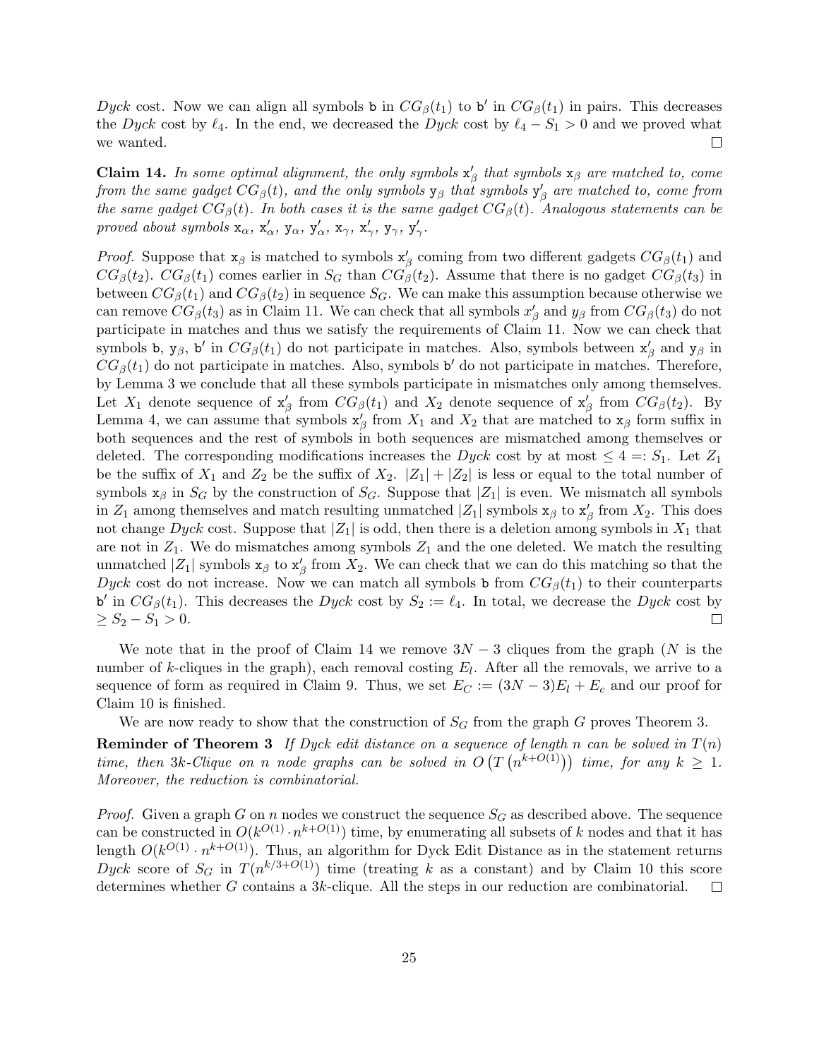*Dyck* cost. Now we can align all symbols $\mathtt{b}$ in $CG_\beta(t_1)$ to $\mathtt{b}'$ in $CG_\beta(t_1)$ in pairs. This decreases the *Dyck* cost by $\ell_4$. In the end, we decreased the *Dyck* cost by $\ell_4 - S_1 > 0$ and we proved what we wanted. ◻

**Claim 14.** *In some optimal alignment, the only symbols $\mathtt{x}'_\beta$ that symbols $\mathtt{x}_\beta$ are matched to, come from the same gadget $CG_\beta(t)$, and the only symbols $\mathtt{y}_\beta$ that symbols $\mathtt{y}'_\beta$ are matched to, come from the same gadget $CG_\beta(t)$. In both cases it is the same gadget $CG_\beta(t)$. Analogous statements can be proved about symbols $\mathtt{x}_\alpha$, $\mathtt{x}'_\alpha$, $\mathtt{y}_\alpha$, $\mathtt{y}'_\alpha$, $\mathtt{x}_\gamma$, $\mathtt{x}'_\gamma$, $\mathtt{y}_\gamma$, $\mathtt{y}'_\gamma$.*

*Proof.* Suppose that $\mathtt{x}_\beta$ is matched to symbols $\mathtt{x}'_\beta$ coming from two different gadgets $CG_\beta(t_1)$ and $CG_\beta(t_2)$. $CG_\beta(t_1)$ comes earlier in $S_G$ than $CG_\beta(t_2)$. Assume that there is no gadget $CG_\beta(t_3)$ in between $CG_\beta(t_1)$ and $CG_\beta(t_2)$ in sequence $S_G$. We can make this assumption because otherwise we can remove $CG_\beta(t_3)$ as in Claim 11. We can check that all symbols $x'_\beta$ and $y_\beta$ from $CG_\beta(t_3)$ do not participate in matches and thus we satisfy the requirements of Claim 11. Now we can check that symbols $\mathtt{b}$, $\mathtt{y}_\beta$, $\mathtt{b}'$ in $CG_\beta(t_1)$ do not participate in matches. Also, symbols between $\mathtt{x}'_\beta$ and $\mathtt{y}_\beta$ in $CG_\beta(t_1)$ do not participate in matches. Also, symbols $\mathtt{b}'$ do not participate in matches. Therefore, by Lemma 3 we conclude that all these symbols participate in mismatches only among themselves. Let $X_1$ denote sequence of $\mathtt{x}'_\beta$ from $CG_\beta(t_1)$ and $X_2$ denote sequence of $\mathtt{x}'_\beta$ from $CG_\beta(t_2)$. By Lemma 4, we can assume that symbols $\mathtt{x}'_\beta$ from $X_1$ and $X_2$ that are matched to $\mathtt{x}_\beta$ form suffix in both sequences and the rest of symbols in both sequences are mismatched among themselves or deleted. The corresponding modifications increases the *Dyck* cost by at most $\leq 4 =: S_1$. Let $Z_1$ be the suffix of $X_1$ and $Z_2$ be the suffix of $X_2$. $|Z_1| + |Z_2|$ is less or equal to the total number of symbols $\mathtt{x}_\beta$ in $S_G$ by the construction of $S_G$. Suppose that $|Z_1|$ is even. We mismatch all symbols in $Z_1$ among themselves and match resulting unmatched $|Z_1|$ symbols $\mathtt{x}_\beta$ to $\mathtt{x}'_\beta$ from $X_2$. This does not change *Dyck* cost. Suppose that $|Z_1|$ is odd, then there is a deletion among symbols in $X_1$ that are not in $Z_1$. We do mismatches among symbols $Z_1$ and the one deleted. We match the resulting unmatched $|Z_1|$ symbols $\mathtt{x}_\beta$ to $\mathtt{x}'_\beta$ from $X_2$. We can check that we can do this matching so that the *Dyck* cost do not increase. Now we can match all symbols $\mathtt{b}$ from $CG_\beta(t_1)$ to their counterparts $\mathtt{b}'$ in $CG_\beta(t_1)$. This decreases the *Dyck* cost by $S_2 := \ell_4$. In total, we decrease the *Dyck* cost by $\geq S_2 - S_1 > 0$. ◻

We note that in the proof of Claim 14 we remove $3N - 3$ cliques from the graph ($N$ is the number of $k$-cliques in the graph), each removal costing $E_l$. After all the removals, we arrive to a sequence of form as required in Claim 9. Thus, we set $E_C := (3N-3)E_l + E_c$ and our proof for Claim 10 is finished.

We are now ready to show that the construction of $S_G$ from the graph $G$ proves Theorem 3.

**Reminder of Theorem 3** *If Dyck edit distance on a sequence of length $n$ can be solved in $T(n)$ time, then $3k$-Clique on $n$ node graphs can be solved in $O\left(T\left(n^{k+O(1)}\right)\right)$ time, for any $k \geq 1$. Moreover, the reduction is combinatorial.*

*Proof.* Given a graph $G$ on $n$ nodes we construct the sequence $S_G$ as described above. The sequence can be constructed in $O(k^{O(1)} \cdot n^{k+O(1)})$ time, by enumerating all subsets of $k$ nodes and that it has length $O(k^{O(1)} \cdot n^{k+O(1)})$. Thus, an algorithm for Dyck Edit Distance as in the statement returns *Dyck* score of $S_G$ in $T(n^{k/3+O(1)})$ time (treating $k$ as a constant) and by Claim 10 this score determines whether $G$ contains a $3k$-clique. All the steps in our reduction are combinatorial. ◻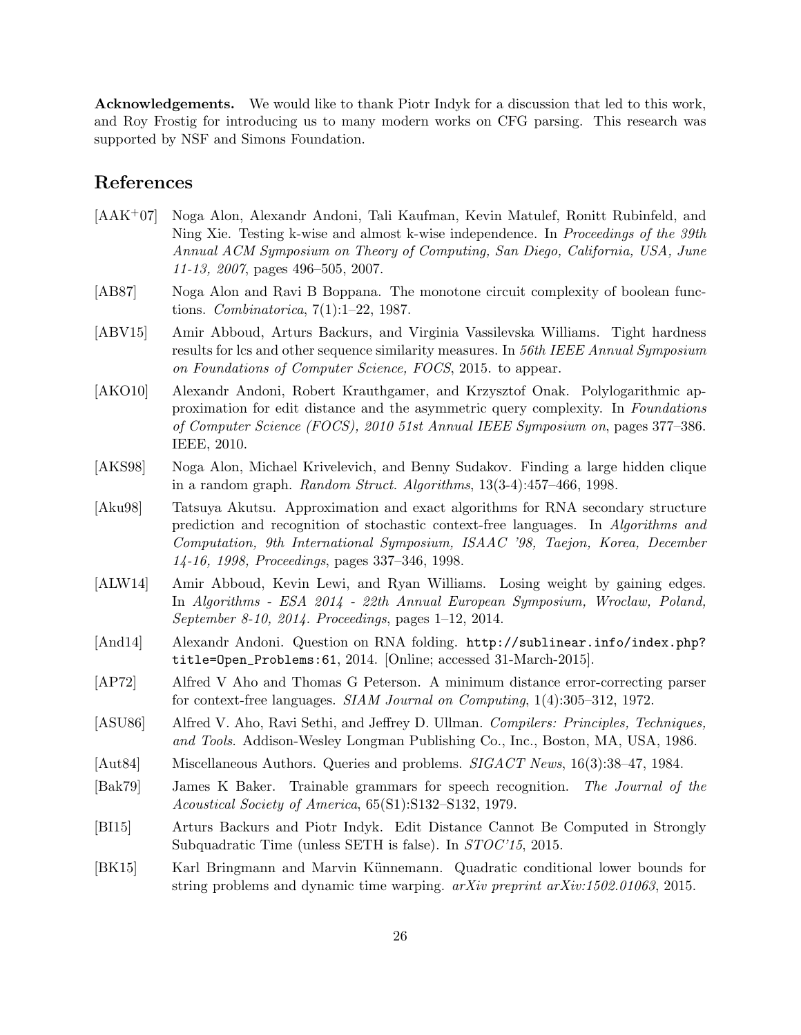**Acknowledgements.** We would like to thank Piotr Indyk for a discussion that led to this work, and Roy Frostig for introducing us to many modern works on CFG parsing. This research was supported by NSF and Simons Foundation.

## References

[AAK+07] Noga Alon, Alexandr Andoni, Tali Kaufman, Kevin Matulef, Ronitt Rubinfeld, and Ning Xie. Testing k-wise and almost k-wise independence. In *Proceedings of the 39th Annual ACM Symposium on Theory of Computing, San Diego, California, USA, June 11-13, 2007*, pages 496–505, 2007.

[AB87] Noga Alon and Ravi B Boppana. The monotone circuit complexity of boolean functions. *Combinatorica*, 7(1):1–22, 1987.

[ABV15] Amir Abboud, Arturs Backurs, and Virginia Vassilevska Williams. Tight hardness results for lcs and other sequence similarity measures. In *56th IEEE Annual Symposium on Foundations of Computer Science, FOCS*, 2015. to appear.

[AKO10] Alexandr Andoni, Robert Krauthgamer, and Krzysztof Onak. Polylogarithmic approximation for edit distance and the asymmetric query complexity. In *Foundations of Computer Science (FOCS), 2010 51st Annual IEEE Symposium on*, pages 377–386. IEEE, 2010.

[AKS98] Noga Alon, Michael Krivelevich, and Benny Sudakov. Finding a large hidden clique in a random graph. *Random Struct. Algorithms*, 13(3-4):457–466, 1998.

[Aku98] Tatsuya Akutsu. Approximation and exact algorithms for RNA secondary structure prediction and recognition of stochastic context-free languages. In *Algorithms and Computation, 9th International Symposium, ISAAC '98, Taejon, Korea, December 14-16, 1998, Proceedings*, pages 337–346, 1998.

[ALW14] Amir Abboud, Kevin Lewi, and Ryan Williams. Losing weight by gaining edges. In *Algorithms - ESA 2014 - 22th Annual European Symposium, Wroclaw, Poland, September 8-10, 2014. Proceedings*, pages 1–12, 2014.

[And14] Alexandr Andoni. Question on RNA folding. `http://sublinear.info/index.php?title=Open_Problems:61`, 2014. [Online; accessed 31-March-2015].

[AP72] Alfred V Aho and Thomas G Peterson. A minimum distance error-correcting parser for context-free languages. *SIAM Journal on Computing*, 1(4):305–312, 1972.

[ASU86] Alfred V. Aho, Ravi Sethi, and Jeffrey D. Ullman. *Compilers: Principles, Techniques, and Tools*. Addison-Wesley Longman Publishing Co., Inc., Boston, MA, USA, 1986.

[Aut84] Miscellaneous Authors. Queries and problems. *SIGACT News*, 16(3):38–47, 1984.

[Bak79] James K Baker. Trainable grammars for speech recognition. *The Journal of the Acoustical Society of America*, 65(S1):S132–S132, 1979.

[BI15] Arturs Backurs and Piotr Indyk. Edit Distance Cannot Be Computed in Strongly Subquadratic Time (unless SETH is false). In *STOC'15*, 2015.

[BK15] Karl Bringmann and Marvin Künnemann. Quadratic conditional lower bounds for string problems and dynamic time warping. *arXiv preprint arXiv:1502.01063*, 2015.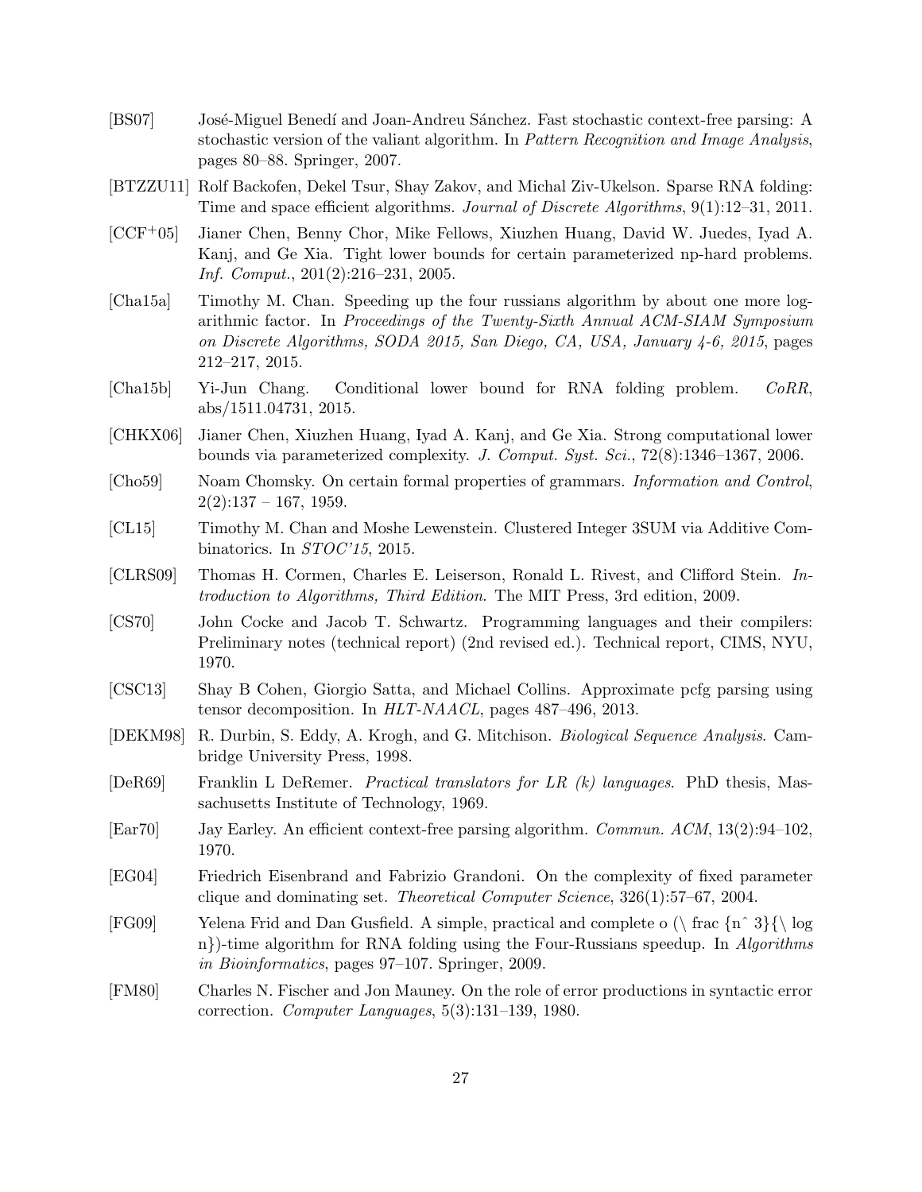[BS07] José-Miguel Benedí and Joan-Andreu Sánchez. Fast stochastic context-free parsing: A stochastic version of the valiant algorithm. In *Pattern Recognition and Image Analysis*, pages 80–88. Springer, 2007.

[BTZZU11] Rolf Backofen, Dekel Tsur, Shay Zakov, and Michal Ziv-Ukelson. Sparse RNA folding: Time and space efficient algorithms. *Journal of Discrete Algorithms*, 9(1):12–31, 2011.

[CCF$^+$05] Jianer Chen, Benny Chor, Mike Fellows, Xiuzhen Huang, David W. Juedes, Iyad A. Kanj, and Ge Xia. Tight lower bounds for certain parameterized np-hard problems. *Inf. Comput.*, 201(2):216–231, 2005.

[Cha15a] Timothy M. Chan. Speeding up the four russians algorithm by about one more logarithmic factor. In *Proceedings of the Twenty-Sixth Annual ACM-SIAM Symposium on Discrete Algorithms, SODA 2015, San Diego, CA, USA, January 4-6, 2015*, pages 212–217, 2015.

[Cha15b] Yi-Jun Chang. Conditional lower bound for RNA folding problem. *CoRR*, abs/1511.04731, 2015.

[CHKX06] Jianer Chen, Xiuzhen Huang, Iyad A. Kanj, and Ge Xia. Strong computational lower bounds via parameterized complexity. *J. Comput. Syst. Sci.*, 72(8):1346–1367, 2006.

[Cho59] Noam Chomsky. On certain formal properties of grammars. *Information and Control*, 2(2):137 – 167, 1959.

[CL15] Timothy M. Chan and Moshe Lewenstein. Clustered Integer 3SUM via Additive Combinatorics. In *STOC'15*, 2015.

[CLRS09] Thomas H. Cormen, Charles E. Leiserson, Ronald L. Rivest, and Clifford Stein. *Introduction to Algorithms, Third Edition*. The MIT Press, 3rd edition, 2009.

[CS70] John Cocke and Jacob T. Schwartz. Programming languages and their compilers: Preliminary notes (technical report) (2nd revised ed.). Technical report, CIMS, NYU, 1970.

[CSC13] Shay B Cohen, Giorgio Satta, and Michael Collins. Approximate pcfg parsing using tensor decomposition. In *HLT-NAACL*, pages 487–496, 2013.

[DEKM98] R. Durbin, S. Eddy, A. Krogh, and G. Mitchison. *Biological Sequence Analysis*. Cambridge University Press, 1998.

[DeR69] Franklin L DeRemer. *Practical translators for LR (k) languages*. PhD thesis, Massachusetts Institute of Technology, 1969.

[Ear70] Jay Earley. An efficient context-free parsing algorithm. *Commun. ACM*, 13(2):94–102, 1970.

[EG04] Friedrich Eisenbrand and Fabrizio Grandoni. On the complexity of fixed parameter clique and dominating set. *Theoretical Computer Science*, 326(1):57–67, 2004.

[FG09] Yelena Frid and Dan Gusfield. A simple, practical and complete o (\ frac {nˆ 3}{\ log n})-time algorithm for RNA folding using the Four-Russians speedup. In *Algorithms in Bioinformatics*, pages 97–107. Springer, 2009.

[FM80] Charles N. Fischer and Jon Mauney. On the role of error productions in syntactic error correction. *Computer Languages*, 5(3):131–139, 1980.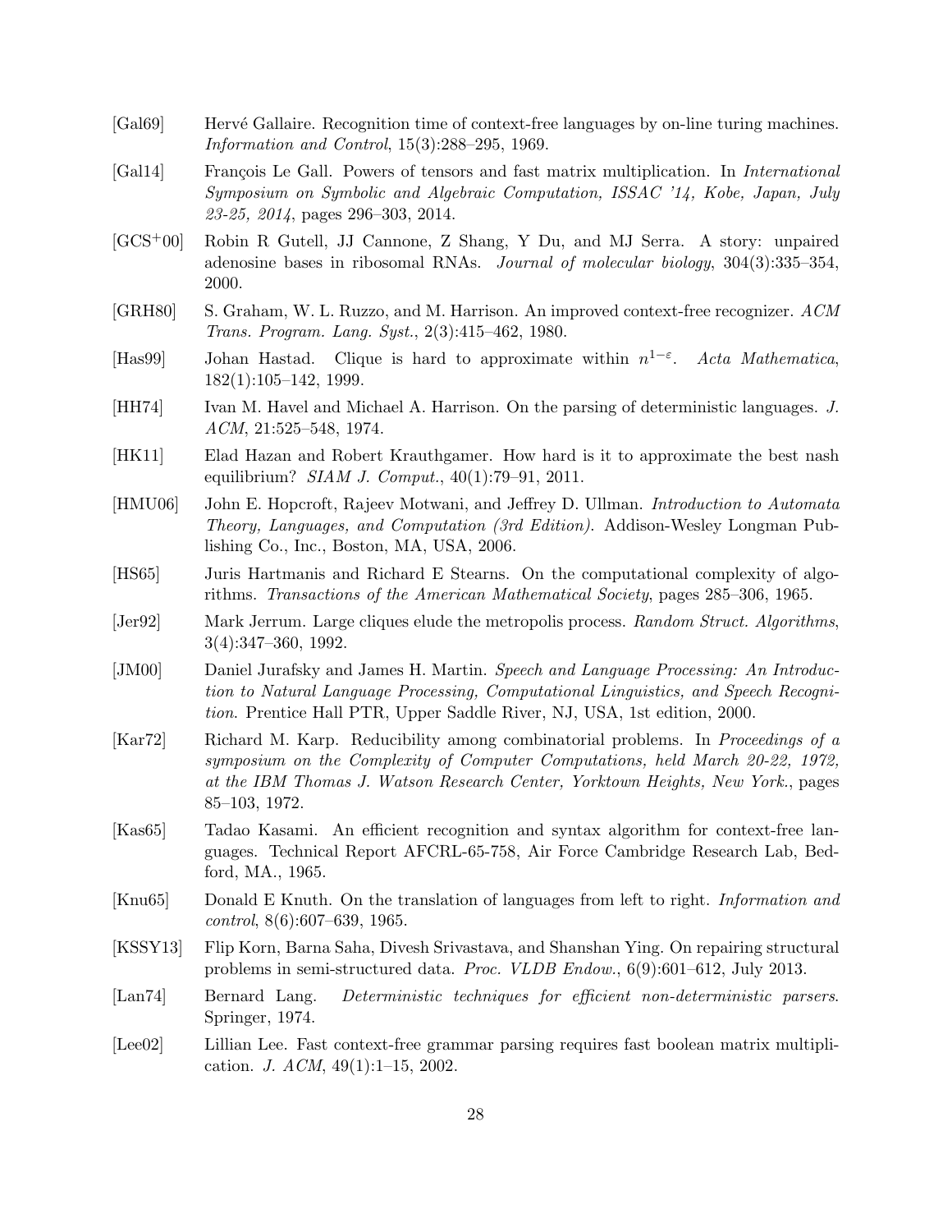[Gal69] Hervé Gallaire. Recognition time of context-free languages by on-line turing machines. *Information and Control*, 15(3):288–295, 1969.

[Gal14] François Le Gall. Powers of tensors and fast matrix multiplication. In *International Symposium on Symbolic and Algebraic Computation, ISSAC '14, Kobe, Japan, July 23-25, 2014*, pages 296–303, 2014.

[GCS+00] Robin R Gutell, JJ Cannone, Z Shang, Y Du, and MJ Serra. A story: unpaired adenosine bases in ribosomal RNAs. *Journal of molecular biology*, 304(3):335–354, 2000.

[GRH80] S. Graham, W. L. Ruzzo, and M. Harrison. An improved context-free recognizer. *ACM Trans. Program. Lang. Syst.*, 2(3):415–462, 1980.

[Has99] Johan Hastad. Clique is hard to approximate within $n^{1-\varepsilon}$. *Acta Mathematica*, 182(1):105–142, 1999.

[HH74] Ivan M. Havel and Michael A. Harrison. On the parsing of deterministic languages. *J. ACM*, 21:525–548, 1974.

[HK11] Elad Hazan and Robert Krauthgamer. How hard is it to approximate the best nash equilibrium? *SIAM J. Comput.*, 40(1):79–91, 2011.

[HMU06] John E. Hopcroft, Rajeev Motwani, and Jeffrey D. Ullman. *Introduction to Automata Theory, Languages, and Computation (3rd Edition)*. Addison-Wesley Longman Publishing Co., Inc., Boston, MA, USA, 2006.

[HS65] Juris Hartmanis and Richard E Stearns. On the computational complexity of algorithms. *Transactions of the American Mathematical Society*, pages 285–306, 1965.

[Jer92] Mark Jerrum. Large cliques elude the metropolis process. *Random Struct. Algorithms*, 3(4):347–360, 1992.

[JM00] Daniel Jurafsky and James H. Martin. *Speech and Language Processing: An Introduction to Natural Language Processing, Computational Linguistics, and Speech Recognition*. Prentice Hall PTR, Upper Saddle River, NJ, USA, 1st edition, 2000.

[Kar72] Richard M. Karp. Reducibility among combinatorial problems. In *Proceedings of a symposium on the Complexity of Computer Computations, held March 20-22, 1972, at the IBM Thomas J. Watson Research Center, Yorktown Heights, New York.*, pages 85–103, 1972.

[Kas65] Tadao Kasami. An efficient recognition and syntax algorithm for context-free languages. Technical Report AFCRL-65-758, Air Force Cambridge Research Lab, Bedford, MA., 1965.

[Knu65] Donald E Knuth. On the translation of languages from left to right. *Information and control*, 8(6):607–639, 1965.

[KSSY13] Flip Korn, Barna Saha, Divesh Srivastava, and Shanshan Ying. On repairing structural problems in semi-structured data. *Proc. VLDB Endow.*, 6(9):601–612, July 2013.

[Lan74] Bernard Lang. *Deterministic techniques for efficient non-deterministic parsers*. Springer, 1974.

[Lee02] Lillian Lee. Fast context-free grammar parsing requires fast boolean matrix multiplication. *J. ACM*, 49(1):1–15, 2002.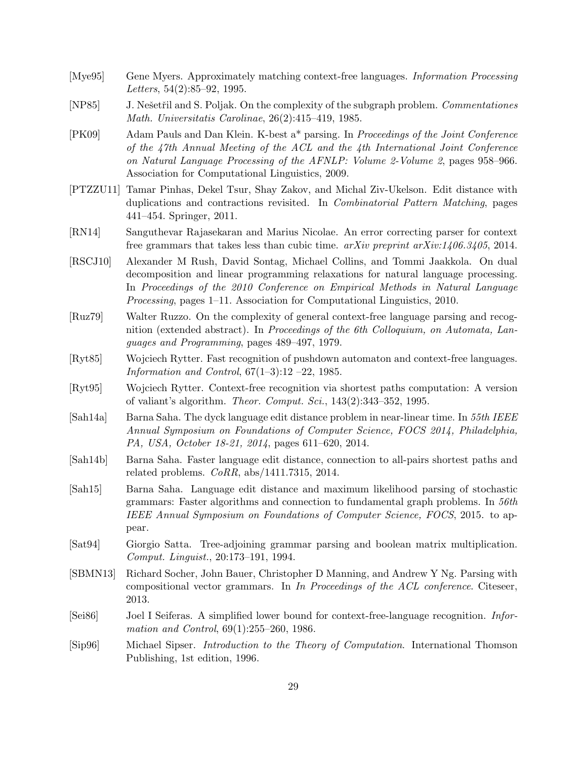[Mye95] Gene Myers. Approximately matching context-free languages. *Information Processing Letters*, 54(2):85–92, 1995.

[NP85] J. Nešetřil and S. Poljak. On the complexity of the subgraph problem. *Commentationes Math. Universitatis Carolinae*, 26(2):415–419, 1985.

[PK09] Adam Pauls and Dan Klein. K-best a* parsing. In *Proceedings of the Joint Conference of the 47th Annual Meeting of the ACL and the 4th International Joint Conference on Natural Language Processing of the AFNLP: Volume 2-Volume 2*, pages 958–966. Association for Computational Linguistics, 2009.

[PTZZU11] Tamar Pinhas, Dekel Tsur, Shay Zakov, and Michal Ziv-Ukelson. Edit distance with duplications and contractions revisited. In *Combinatorial Pattern Matching*, pages 441–454. Springer, 2011.

[RN14] Sanguthevar Rajasekaran and Marius Nicolae. An error correcting parser for context free grammars that takes less than cubic time. *arXiv preprint arXiv:1406.3405*, 2014.

[RSCJ10] Alexander M Rush, David Sontag, Michael Collins, and Tommi Jaakkola. On dual decomposition and linear programming relaxations for natural language processing. In *Proceedings of the 2010 Conference on Empirical Methods in Natural Language Processing*, pages 1–11. Association for Computational Linguistics, 2010.

[Ruz79] Walter Ruzzo. On the complexity of general context-free language parsing and recognition (extended abstract). In *Proceedings of the 6th Colloquium, on Automata, Languages and Programming*, pages 489–497, 1979.

[Ryt85] Wojciech Rytter. Fast recognition of pushdown automaton and context-free languages. *Information and Control*, 67(1–3):12 –22, 1985.

[Ryt95] Wojciech Rytter. Context-free recognition via shortest paths computation: A version of valiant's algorithm. *Theor. Comput. Sci.*, 143(2):343–352, 1995.

[Sah14a] Barna Saha. The dyck language edit distance problem in near-linear time. In *55th IEEE Annual Symposium on Foundations of Computer Science, FOCS 2014, Philadelphia, PA, USA, October 18-21, 2014*, pages 611–620, 2014.

[Sah14b] Barna Saha. Faster language edit distance, connection to all-pairs shortest paths and related problems. *CoRR*, abs/1411.7315, 2014.

[Sah15] Barna Saha. Language edit distance and maximum likelihood parsing of stochastic grammars: Faster algorithms and connection to fundamental graph problems. In *56th IEEE Annual Symposium on Foundations of Computer Science, FOCS*, 2015. to appear.

[Sat94] Giorgio Satta. Tree-adjoining grammar parsing and boolean matrix multiplication. *Comput. Linguist.*, 20:173–191, 1994.

[SBMN13] Richard Socher, John Bauer, Christopher D Manning, and Andrew Y Ng. Parsing with compositional vector grammars. In *In Proceedings of the ACL conference*. Citeseer, 2013.

[Sei86] Joel I Seiferas. A simplified lower bound for context-free-language recognition. *Information and Control*, 69(1):255–260, 1986.

[Sip96] Michael Sipser. *Introduction to the Theory of Computation*. International Thomson Publishing, 1st edition, 1996.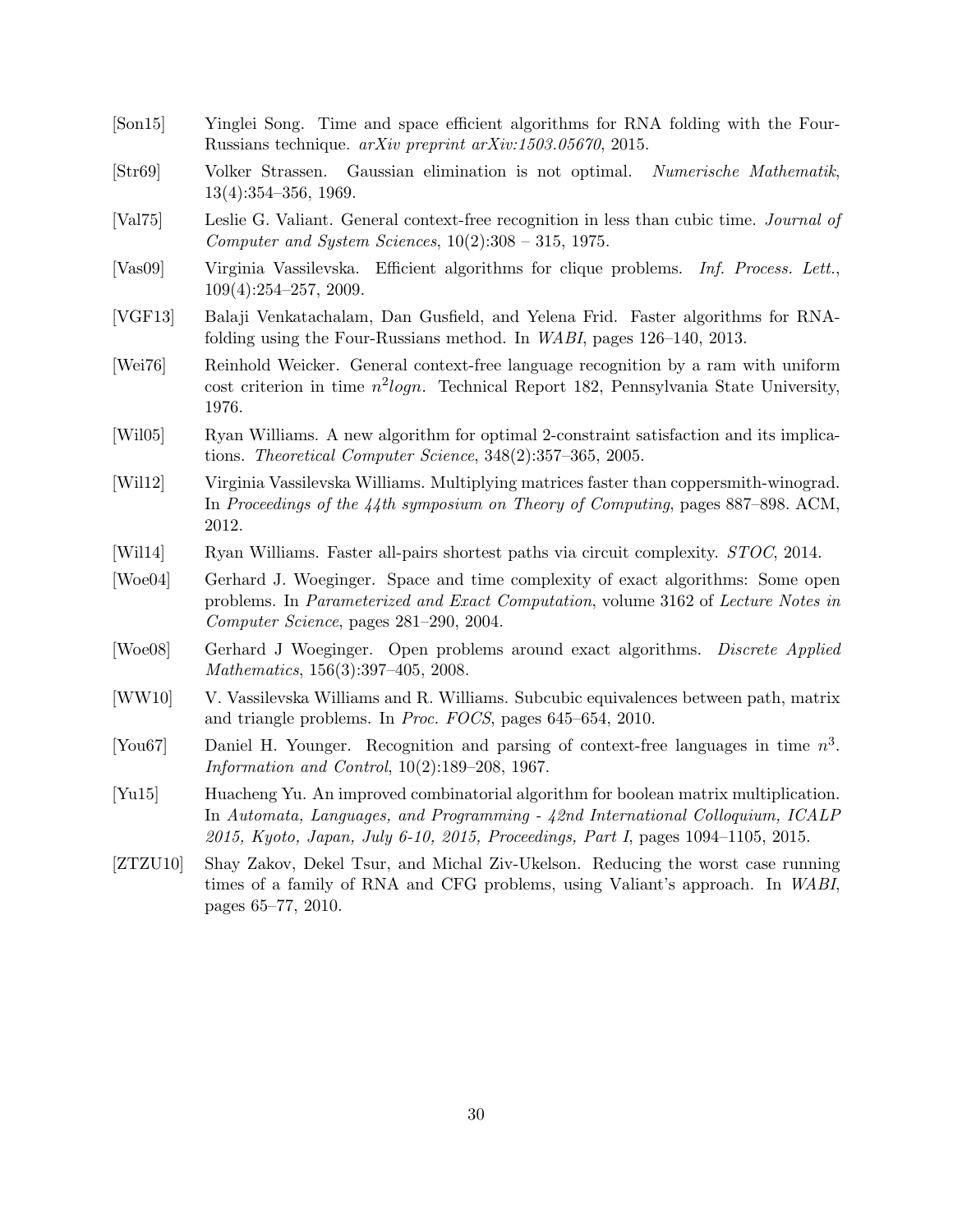[Son15] Yinglei Song. Time and space efficient algorithms for RNA folding with the Four-Russians technique. *arXiv preprint arXiv:1503.05670*, 2015.

[Str69] Volker Strassen. Gaussian elimination is not optimal. *Numerische Mathematik*, 13(4):354–356, 1969.

[Val75] Leslie G. Valiant. General context-free recognition in less than cubic time. *Journal of Computer and System Sciences*, 10(2):308 – 315, 1975.

[Vas09] Virginia Vassilevska. Efficient algorithms for clique problems. *Inf. Process. Lett.*, 109(4):254–257, 2009.

[VGF13] Balaji Venkatachalam, Dan Gusfield, and Yelena Frid. Faster algorithms for RNA-folding using the Four-Russians method. In *WABI*, pages 126–140, 2013.

[Wei76] Reinhold Weicker. General context-free language recognition by a ram with uniform cost criterion in time $n^2 logn$. Technical Report 182, Pennsylvania State University, 1976.

[Wil05] Ryan Williams. A new algorithm for optimal 2-constraint satisfaction and its implications. *Theoretical Computer Science*, 348(2):357–365, 2005.

[Wil12] Virginia Vassilevska Williams. Multiplying matrices faster than coppersmith-winograd. In *Proceedings of the 44th symposium on Theory of Computing*, pages 887–898. ACM, 2012.

[Wil14] Ryan Williams. Faster all-pairs shortest paths via circuit complexity. *STOC*, 2014.

[Woe04] Gerhard J. Woeginger. Space and time complexity of exact algorithms: Some open problems. In *Parameterized and Exact Computation*, volume 3162 of *Lecture Notes in Computer Science*, pages 281–290, 2004.

[Woe08] Gerhard J Woeginger. Open problems around exact algorithms. *Discrete Applied Mathematics*, 156(3):397–405, 2008.

[WW10] V. Vassilevska Williams and R. Williams. Subcubic equivalences between path, matrix and triangle problems. In *Proc. FOCS*, pages 645–654, 2010.

[You67] Daniel H. Younger. Recognition and parsing of context-free languages in time $n^3$. *Information and Control*, 10(2):189–208, 1967.

[Yu15] Huacheng Yu. An improved combinatorial algorithm for boolean matrix multiplication. In *Automata, Languages, and Programming - 42nd International Colloquium, ICALP 2015, Kyoto, Japan, July 6-10, 2015, Proceedings, Part I*, pages 1094–1105, 2015.

[ZTZU10] Shay Zakov, Dekel Tsur, and Michal Ziv-Ukelson. Reducing the worst case running times of a family of RNA and CFG problems, using Valiant's approach. In *WABI*, pages 65–77, 2010.